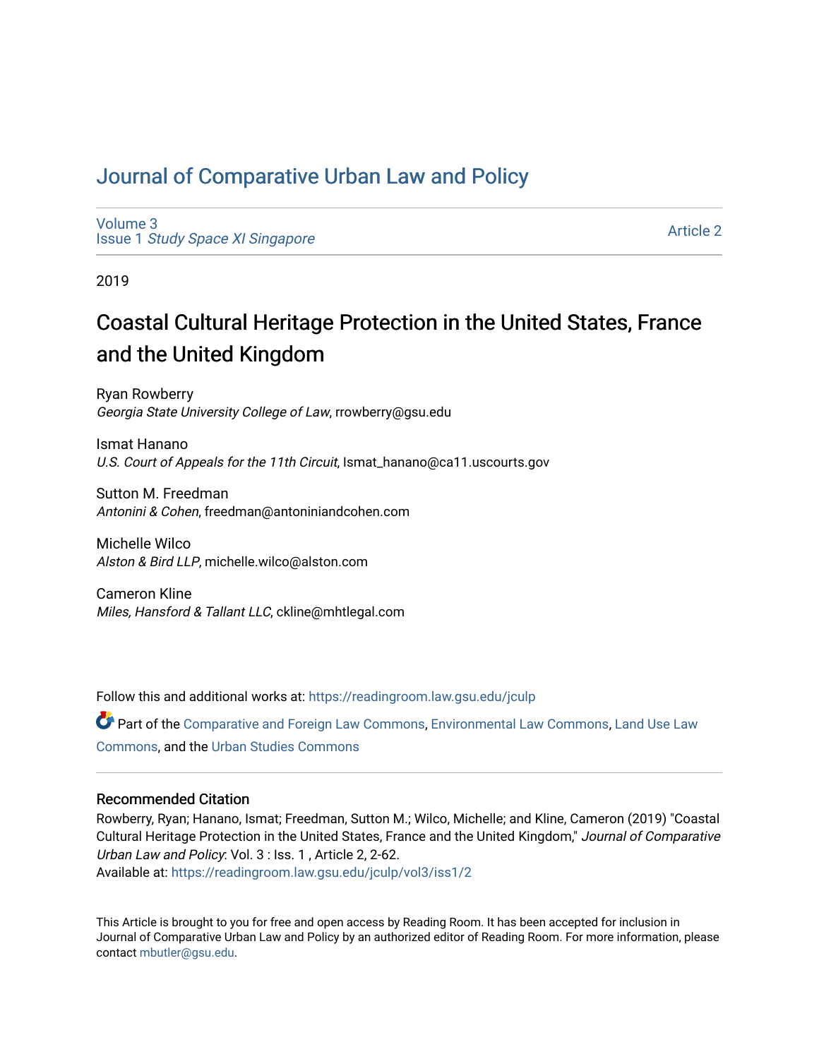# Journal of Comparative Urban Law and Policy

Volume 3
Issue 1 *Study Space XI Singapore*

Article 2

2019

## Coastal Cultural Heritage Protection in the United States, France and the United Kingdom

Ryan Rowberry
*Georgia State University College of Law*, rrowberry@gsu.edu

Ismat Hanano
*U.S. Court of Appeals for the 11th Circuit*, Ismat_hanano@ca11.uscourts.gov

Sutton M. Freedman
*Antonini & Cohen*, freedman@antoniniandcohen.com

Michelle Wilco
*Alston & Bird LLP*, michelle.wilco@alston.com

Cameron Kline
*Miles, Hansford & Tallant LLC*, ckline@mhtlegal.com

Follow this and additional works at: https://readingroom.law.gsu.edu/jculp

Part of the Comparative and Foreign Law Commons, Environmental Law Commons, Land Use Law Commons, and the Urban Studies Commons

### Recommended Citation

Rowberry, Ryan; Hanano, Ismat; Freedman, Sutton M.; Wilco, Michelle; and Kline, Cameron (2019) "Coastal Cultural Heritage Protection in the United States, France and the United Kingdom," *Journal of Comparative Urban Law and Policy*: Vol. 3 : Iss. 1 , Article 2, 2-62.
Available at: https://readingroom.law.gsu.edu/jculp/vol3/iss1/2

This Article is brought to you for free and open access by Reading Room. It has been accepted for inclusion in Journal of Comparative Urban Law and Policy by an authorized editor of Reading Room. For more information, please contact mbutler@gsu.edu.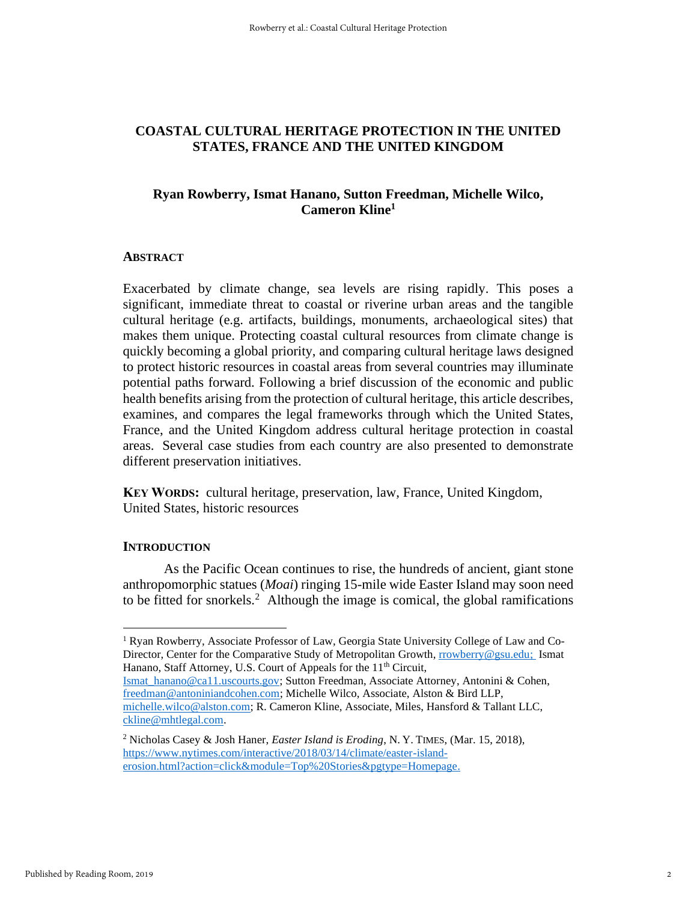# COASTAL CULTURAL HERITAGE PROTECTION IN THE UNITED STATES, FRANCE AND THE UNITED KINGDOM

## Ryan Rowberry, Ismat Hanano, Sutton Freedman, Michelle Wilco, Cameron Kline[1]

### ABSTRACT

Exacerbated by climate change, sea levels are rising rapidly. This poses a significant, immediate threat to coastal or riverine urban areas and the tangible cultural heritage (e.g. artifacts, buildings, monuments, archaeological sites) that makes them unique. Protecting coastal cultural resources from climate change is quickly becoming a global priority, and comparing cultural heritage laws designed to protect historic resources in coastal areas from several countries may illuminate potential paths forward. Following a brief discussion of the economic and public health benefits arising from the protection of cultural heritage, this article describes, examines, and compares the legal frameworks through which the United States, France, and the United Kingdom address cultural heritage protection in coastal areas. Several case studies from each country are also presented to demonstrate different preservation initiatives.

**KEY WORDS:** cultural heritage, preservation, law, France, United Kingdom, United States, historic resources

### INTRODUCTION

As the Pacific Ocean continues to rise, the hundreds of ancient, giant stone anthropomorphic statues (*Moai*) ringing 15-mile wide Easter Island may soon need to be fitted for snorkels.[2] Although the image is comical, the global ramifications

---

[1] Ryan Rowberry, Associate Professor of Law, Georgia State University College of Law and Co-Director, Center for the Comparative Study of Metropolitan Growth, rrowberry@gsu.edu; Ismat Hanano, Staff Attorney, U.S. Court of Appeals for the 11th Circuit, Ismat_hanano@ca11.uscourts.gov; Sutton Freedman, Associate Attorney, Antonini & Cohen, freedman@antoniniandcohen.com; Michelle Wilco, Associate, Alston & Bird LLP, michelle.wilco@alston.com; R. Cameron Kline, Associate, Miles, Hansford & Tallant LLC, ckline@mhtlegal.com.

[2] Nicholas Casey & Josh Haner, *Easter Island is Eroding*, N. Y. TIMES, (Mar. 15, 2018), https://www.nytimes.com/interactive/2018/03/14/climate/easter-island-erosion.html?action=click&module=Top%20Stories&pgtype=Homepage.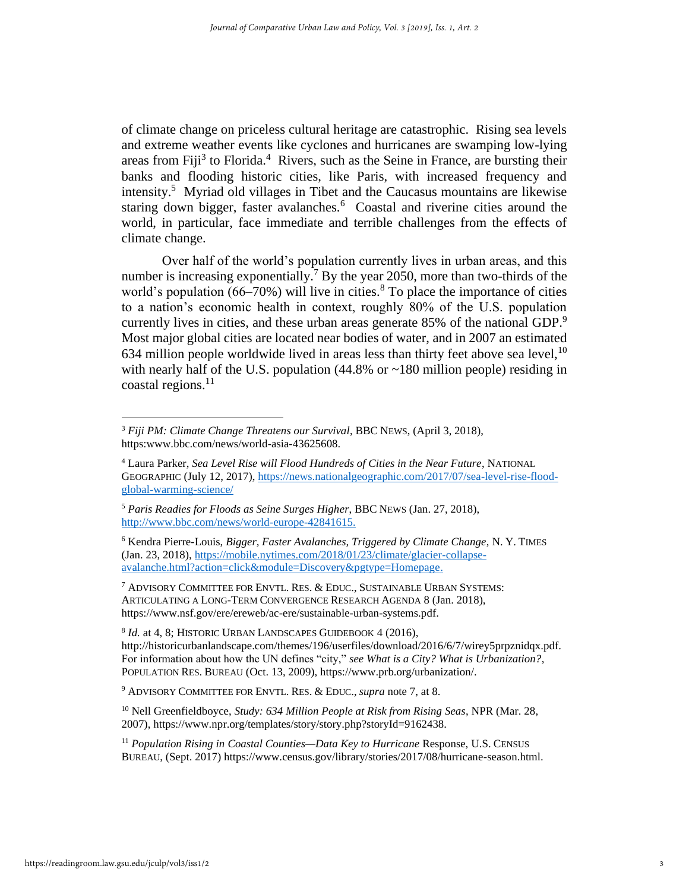of climate change on priceless cultural heritage are catastrophic. Rising sea levels and extreme weather events like cyclones and hurricanes are swamping low-lying areas from Fiji[3] to Florida.[4] Rivers, such as the Seine in France, are bursting their banks and flooding historic cities, like Paris, with increased frequency and intensity.[5] Myriad old villages in Tibet and the Caucasus mountains are likewise staring down bigger, faster avalanches.[6] Coastal and riverine cities around the world, in particular, face immediate and terrible challenges from the effects of climate change.

Over half of the world's population currently lives in urban areas, and this number is increasing exponentially.[7] By the year 2050, more than two-thirds of the world's population (66–70%) will live in cities.[8] To place the importance of cities to a nation's economic health in context, roughly 80% of the U.S. population currently lives in cities, and these urban areas generate 85% of the national GDP.[9] Most major global cities are located near bodies of water, and in 2007 an estimated 634 million people worldwide lived in areas less than thirty feet above sea level,[10] with nearly half of the U.S. population (44.8% or ~180 million people) residing in coastal regions.[11]

---

[3] *Fiji PM: Climate Change Threatens our Survival*, BBC NEWS, (April 3, 2018), https:www.bbc.com/news/world-asia-43625608.

[4] Laura Parker, *Sea Level Rise will Flood Hundreds of Cities in the Near Future*, NATIONAL GEOGRAPHIC (July 12, 2017), https://news.nationalgeographic.com/2017/07/sea-level-rise-flood-global-warming-science/

[5] *Paris Readies for Floods as Seine Surges Higher*, BBC NEWS (Jan. 27, 2018), http://www.bbc.com/news/world-europe-42841615.

[6] Kendra Pierre-Louis, *Bigger, Faster Avalanches, Triggered by Climate Change*, N. Y. TIMES (Jan. 23, 2018), https://mobile.nytimes.com/2018/01/23/climate/glacier-collapse-avalanche.html?action=click&module=Discovery&pgtype=Homepage.

[7] ADVISORY COMMITTEE FOR ENVTL. RES. & EDUC., SUSTAINABLE URBAN SYSTEMS: ARTICULATING A LONG-TERM CONVERGENCE RESEARCH AGENDA 8 (Jan. 2018), https://www.nsf.gov/ere/ereweb/ac-ere/sustainable-urban-systems.pdf.

[8] *Id.* at 4, 8; HISTORIC URBAN LANDSCAPES GUIDEBOOK 4 (2016), http://historicurbanlandscape.com/themes/196/userfiles/download/2016/6/7/wirey5prpznidqx.pdf. For information about how the UN defines "city," *see What is a City? What is Urbanization?*, POPULATION RES. BUREAU (Oct. 13, 2009), https://www.prb.org/urbanization/.

[9] ADVISORY COMMITTEE FOR ENVTL. RES. & EDUC., *supra* note 7, at 8.

[10] Nell Greenfieldboyce, *Study: 634 Million People at Risk from Rising Seas*, NPR (Mar. 28, 2007), https://www.npr.org/templates/story/story.php?storyId=9162438.

[11] *Population Rising in Coastal Counties—Data Key to Hurricane* Response, U.S. CENSUS BUREAU, (Sept. 2017) https://www.census.gov/library/stories/2017/08/hurricane-season.html.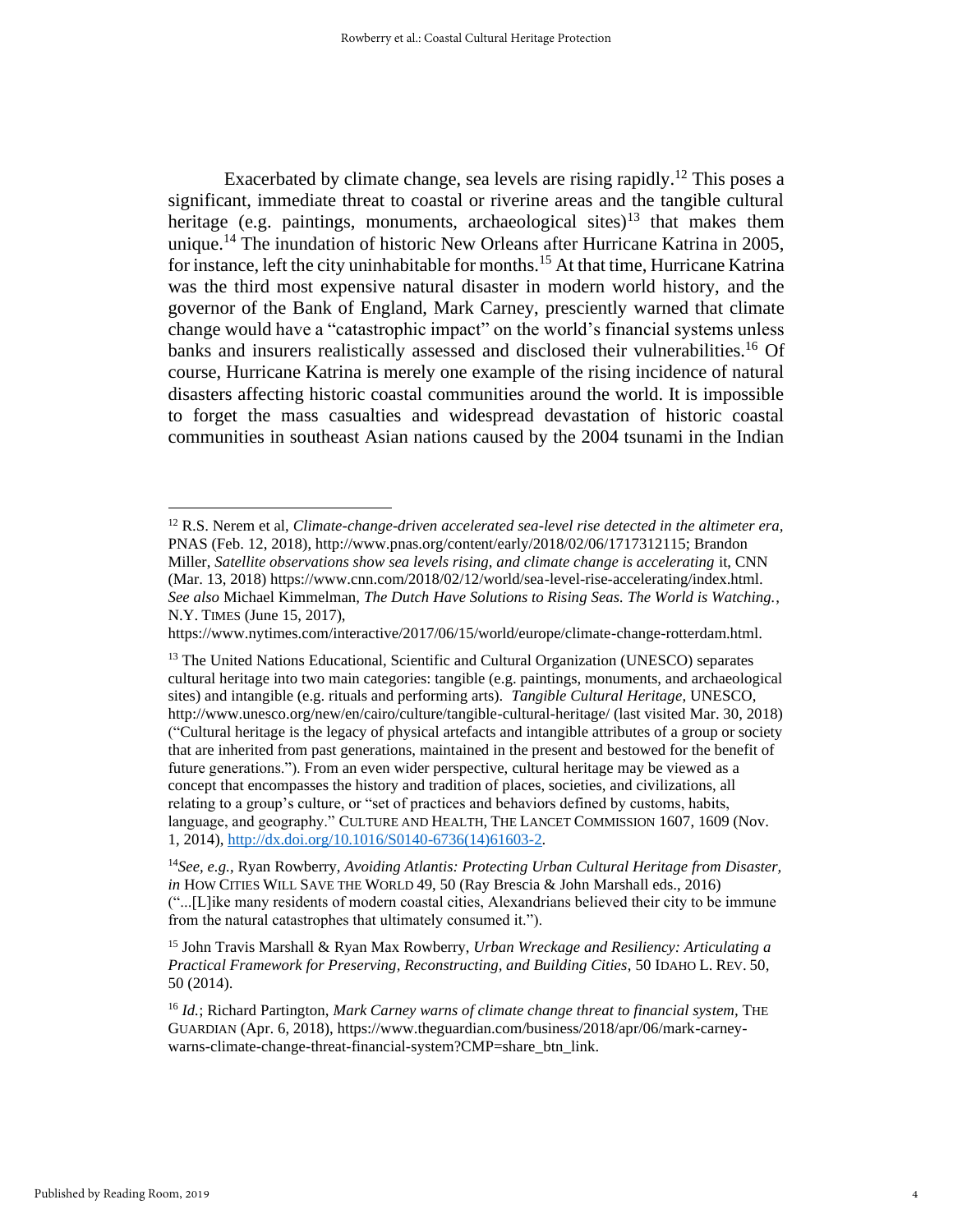Exacerbated by climate change, sea levels are rising rapidly.[12] This poses a significant, immediate threat to coastal or riverine areas and the tangible cultural heritage (e.g. paintings, monuments, archaeological sites)[13] that makes them unique.[14] The inundation of historic New Orleans after Hurricane Katrina in 2005, for instance, left the city uninhabitable for months.[15] At that time, Hurricane Katrina was the third most expensive natural disaster in modern world history, and the governor of the Bank of England, Mark Carney, presciently warned that climate change would have a "catastrophic impact" on the world's financial systems unless banks and insurers realistically assessed and disclosed their vulnerabilities.[16] Of course, Hurricane Katrina is merely one example of the rising incidence of natural disasters affecting historic coastal communities around the world. It is impossible to forget the mass casualties and widespread devastation of historic coastal communities in southeast Asian nations caused by the 2004 tsunami in the Indian

---

[12] R.S. Nerem et al, *Climate-change-driven accelerated sea-level rise detected in the altimeter era*, PNAS (Feb. 12, 2018), http://www.pnas.org/content/early/2018/02/06/1717312115; Brandon Miller, *Satellite observations show sea levels rising, and climate change is accelerating* it, CNN (Mar. 13, 2018) https://www.cnn.com/2018/02/12/world/sea-level-rise-accelerating/index.html. *See also* Michael Kimmelman, *The Dutch Have Solutions to Rising Seas. The World is Watching.*, N.Y. TIMES (June 15, 2017), https://www.nytimes.com/interactive/2017/06/15/world/europe/climate-change-rotterdam.html.

[13] The United Nations Educational, Scientific and Cultural Organization (UNESCO) separates cultural heritage into two main categories: tangible (e.g. paintings, monuments, and archaeological sites) and intangible (e.g. rituals and performing arts). *Tangible Cultural Heritage*, UNESCO, http://www.unesco.org/new/en/cairo/culture/tangible-cultural-heritage/ (last visited Mar. 30, 2018) ("Cultural heritage is the legacy of physical artefacts and intangible attributes of a group or society that are inherited from past generations, maintained in the present and bestowed for the benefit of future generations."). From an even wider perspective, cultural heritage may be viewed as a concept that encompasses the history and tradition of places, societies, and civilizations, all relating to a group's culture, or "set of practices and behaviors defined by customs, habits, language, and geography." CULTURE AND HEALTH, THE LANCET COMMISSION 1607, 1609 (Nov. 1, 2014), http://dx.doi.org/10.1016/S0140-6736(14)61603-2.

[14] *See, e.g.*, Ryan Rowberry, *Avoiding Atlantis: Protecting Urban Cultural Heritage from Disaster*, *in* HOW CITIES WILL SAVE THE WORLD 49, 50 (Ray Brescia & John Marshall eds., 2016) ("...[L]ike many residents of modern coastal cities, Alexandrians believed their city to be immune from the natural catastrophes that ultimately consumed it.").

[15] John Travis Marshall & Ryan Max Rowberry, *Urban Wreckage and Resiliency: Articulating a Practical Framework for Preserving, Reconstructing, and Building Cities*, 50 IDAHO L. REV. 50, 50 (2014).

[16] *Id.*; Richard Partington, *Mark Carney warns of climate change threat to financial system*, THE GUARDIAN (Apr. 6, 2018), https://www.theguardian.com/business/2018/apr/06/mark-carney-warns-climate-change-threat-financial-system?CMP=share_btn_link.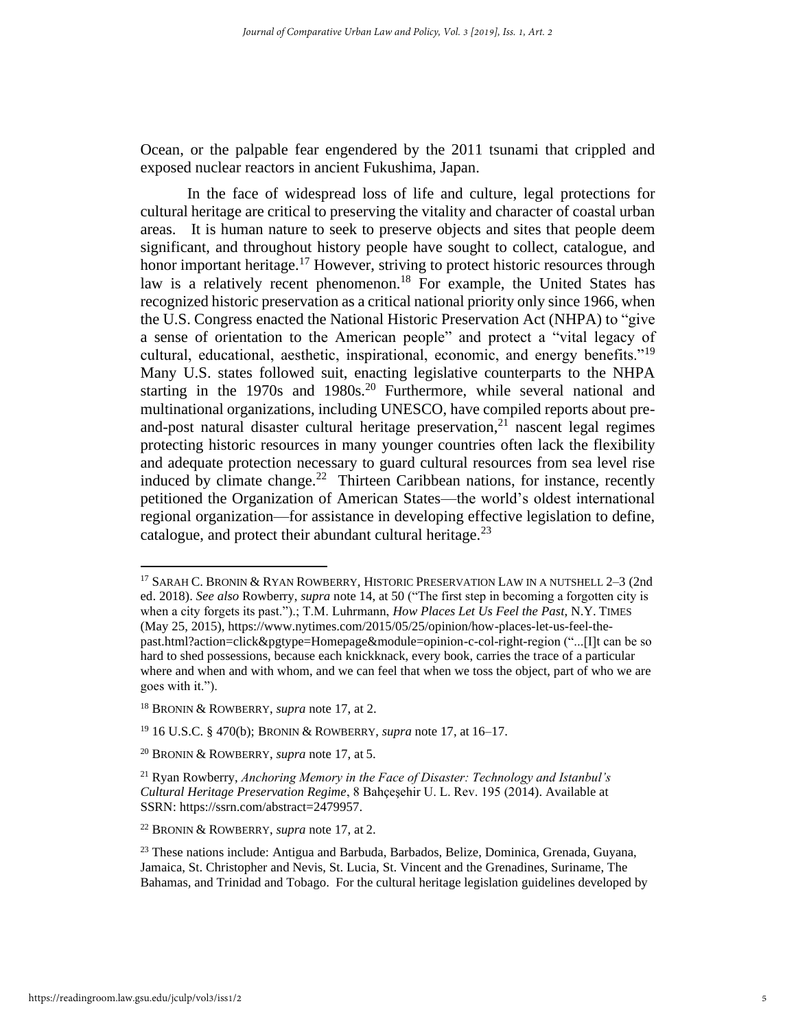Ocean, or the palpable fear engendered by the 2011 tsunami that crippled and exposed nuclear reactors in ancient Fukushima, Japan.

In the face of widespread loss of life and culture, legal protections for cultural heritage are critical to preserving the vitality and character of coastal urban areas. It is human nature to seek to preserve objects and sites that people deem significant, and throughout history people have sought to collect, catalogue, and honor important heritage.[17] However, striving to protect historic resources through law is a relatively recent phenomenon.[18] For example, the United States has recognized historic preservation as a critical national priority only since 1966, when the U.S. Congress enacted the National Historic Preservation Act (NHPA) to "give a sense of orientation to the American people" and protect a "vital legacy of cultural, educational, aesthetic, inspirational, economic, and energy benefits."[19] Many U.S. states followed suit, enacting legislative counterparts to the NHPA starting in the 1970s and 1980s.[20] Furthermore, while several national and multinational organizations, including UNESCO, have compiled reports about pre-and-post natural disaster cultural heritage preservation,[21] nascent legal regimes protecting historic resources in many younger countries often lack the flexibility and adequate protection necessary to guard cultural resources from sea level rise induced by climate change.[22] Thirteen Caribbean nations, for instance, recently petitioned the Organization of American States—the world's oldest international regional organization—for assistance in developing effective legislation to define, catalogue, and protect their abundant cultural heritage.[23]

---

[17] SARAH C. BRONIN & RYAN ROWBERRY, HISTORIC PRESERVATION LAW IN A NUTSHELL 2–3 (2nd ed. 2018). *See also* Rowberry, *supra* note 14, at 50 ("The first step in becoming a forgotten city is when a city forgets its past.").; T.M. Luhrmann, *How Places Let Us Feel the Past,* N.Y. TIMES (May 25, 2015), https://www.nytimes.com/2015/05/25/opinion/how-places-let-us-feel-the-past.html?action=click&pgtype=Homepage&module=opinion-c-col-right-region ("...[I]t can be so hard to shed possessions, because each knickknack, every book, carries the trace of a particular where and when and with whom, and we can feel that when we toss the object, part of who we are goes with it.").

[18] BRONIN & ROWBERRY, *supra* note 17, at 2.

[19] 16 U.S.C. § 470(b); BRONIN & ROWBERRY, *supra* note 17, at 16–17.

[20] BRONIN & ROWBERRY, *supra* note 17, at 5.

[21] Ryan Rowberry, *Anchoring Memory in the Face of Disaster: Technology and Istanbul's Cultural Heritage Preservation Regime*, 8 Bahçeşehir U. L. Rev. 195 (2014). Available at SSRN: https://ssrn.com/abstract=2479957.

[22] BRONIN & ROWBERRY, *supra* note 17, at 2.

[23] These nations include: Antigua and Barbuda, Barbados, Belize, Dominica, Grenada, Guyana, Jamaica, St. Christopher and Nevis, St. Lucia, St. Vincent and the Grenadines, Suriname, The Bahamas, and Trinidad and Tobago. For the cultural heritage legislation guidelines developed by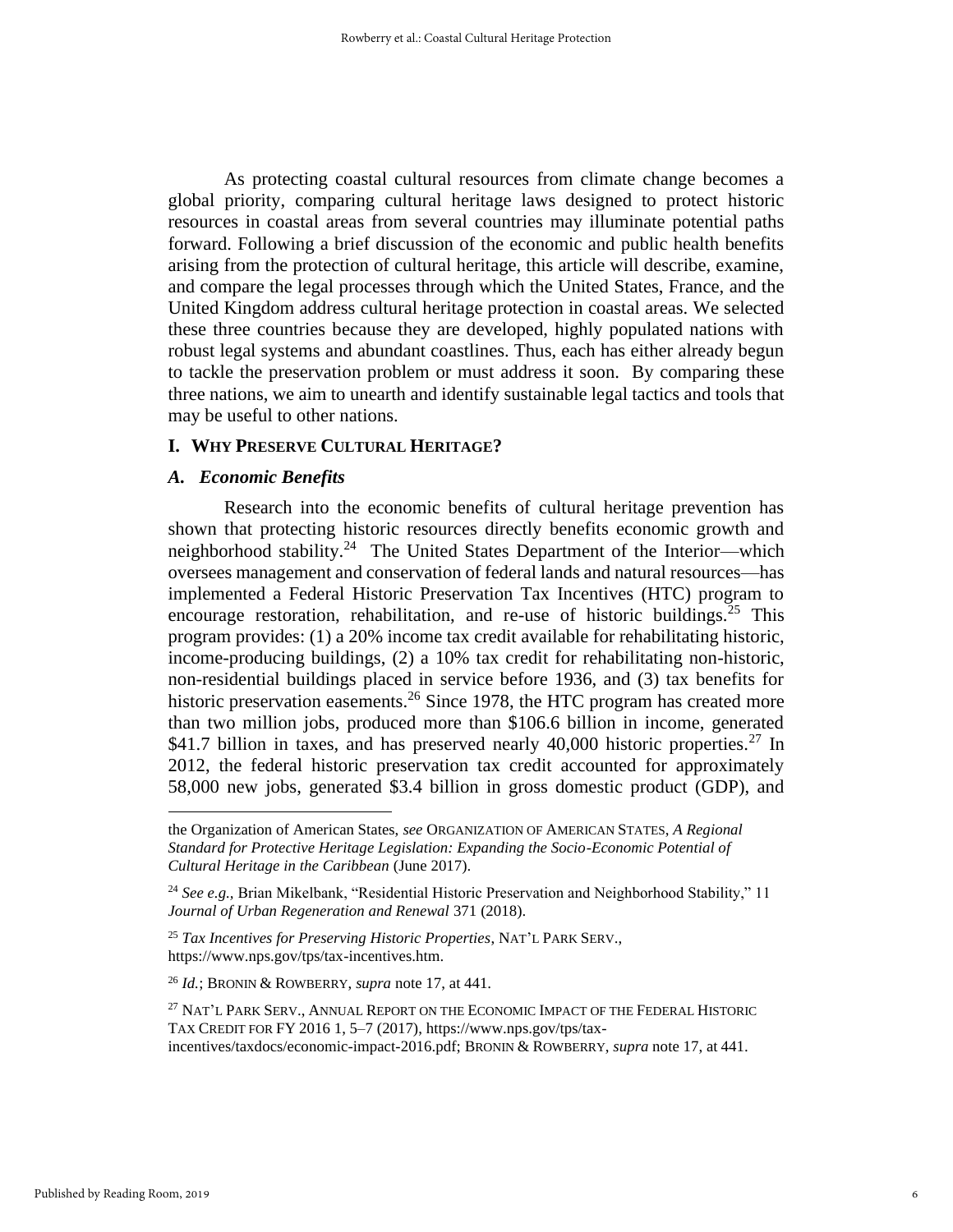As protecting coastal cultural resources from climate change becomes a global priority, comparing cultural heritage laws designed to protect historic resources in coastal areas from several countries may illuminate potential paths forward. Following a brief discussion of the economic and public health benefits arising from the protection of cultural heritage, this article will describe, examine, and compare the legal processes through which the United States, France, and the United Kingdom address cultural heritage protection in coastal areas. We selected these three countries because they are developed, highly populated nations with robust legal systems and abundant coastlines. Thus, each has either already begun to tackle the preservation problem or must address it soon. By comparing these three nations, we aim to unearth and identify sustainable legal tactics and tools that may be useful to other nations.

## I. WHY PRESERVE CULTURAL HERITAGE?

### *A. Economic Benefits*

Research into the economic benefits of cultural heritage prevention has shown that protecting historic resources directly benefits economic growth and neighborhood stability.[24] The United States Department of the Interior—which oversees management and conservation of federal lands and natural resources—has implemented a Federal Historic Preservation Tax Incentives (HTC) program to encourage restoration, rehabilitation, and re-use of historic buildings.[25] This program provides: (1) a 20% income tax credit available for rehabilitating historic, income-producing buildings, (2) a 10% tax credit for rehabilitating non-historic, non-residential buildings placed in service before 1936, and (3) tax benefits for historic preservation easements.[26] Since 1978, the HTC program has created more than two million jobs, produced more than $106.6 billion in income, generated $41.7 billion in taxes, and has preserved nearly 40,000 historic properties.[27] In 2012, the federal historic preservation tax credit accounted for approximately 58,000 new jobs, generated $3.4 billion in gross domestic product (GDP), and

---

the Organization of American States, *see* ORGANIZATION OF AMERICAN STATES, *A Regional Standard for Protective Heritage Legislation: Expanding the Socio-Economic Potential of Cultural Heritage in the Caribbean* (June 2017).

[24] *See e.g.*, Brian Mikelbank, "Residential Historic Preservation and Neighborhood Stability," 11 *Journal of Urban Regeneration and Renewal* 371 (2018).

[25] *Tax Incentives for Preserving Historic Properties*, NAT'L PARK SERV., https://www.nps.gov/tps/tax-incentives.htm.

[26] *Id.*; BRONIN & ROWBERRY, *supra* note 17, at 441.

[27] NAT'L PARK SERV., ANNUAL REPORT ON THE ECONOMIC IMPACT OF THE FEDERAL HISTORIC TAX CREDIT FOR FY 2016 1, 5–7 (2017), https://www.nps.gov/tps/tax-incentives/taxdocs/economic-impact-2016.pdf; BRONIN & ROWBERRY, *supra* note 17, at 441.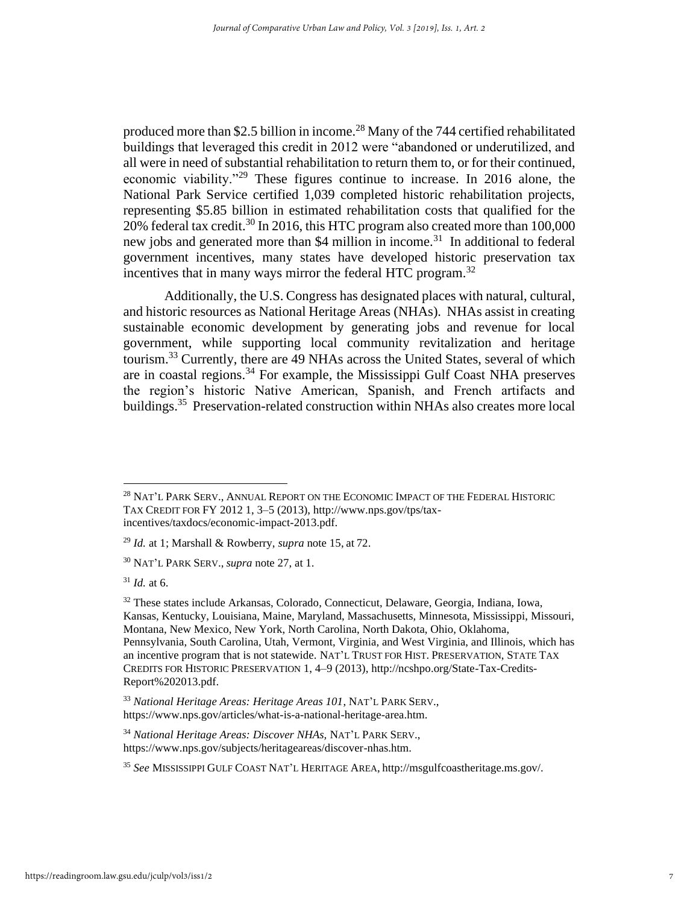produced more than $2.5 billion in income.[28] Many of the 744 certified rehabilitated buildings that leveraged this credit in 2012 were "abandoned or underutilized, and all were in need of substantial rehabilitation to return them to, or for their continued, economic viability."[29] These figures continue to increase. In 2016 alone, the National Park Service certified 1,039 completed historic rehabilitation projects, representing $5.85 billion in estimated rehabilitation costs that qualified for the 20% federal tax credit.[30] In 2016, this HTC program also created more than 100,000 new jobs and generated more than $4 million in income.[31] In additional to federal government incentives, many states have developed historic preservation tax incentives that in many ways mirror the federal HTC program.[32]

Additionally, the U.S. Congress has designated places with natural, cultural, and historic resources as National Heritage Areas (NHAs). NHAs assist in creating sustainable economic development by generating jobs and revenue for local government, while supporting local community revitalization and heritage tourism.[33] Currently, there are 49 NHAs across the United States, several of which are in coastal regions.[34] For example, the Mississippi Gulf Coast NHA preserves the region's historic Native American, Spanish, and French artifacts and buildings.[35] Preservation-related construction within NHAs also creates more local

---

[28] NAT'L PARK SERV., ANNUAL REPORT ON THE ECONOMIC IMPACT OF THE FEDERAL HISTORIC TAX CREDIT FOR FY 2012 1, 3–5 (2013), http://www.nps.gov/tps/tax-incentives/taxdocs/economic-impact-2013.pdf.

[29] *Id.* at 1; Marshall & Rowberry, *supra* note 15, at 72.

[30] NAT'L PARK SERV., *supra* note 27, at 1.

[31] *Id.* at 6.

[32] These states include Arkansas, Colorado, Connecticut, Delaware, Georgia, Indiana, Iowa, Kansas, Kentucky, Louisiana, Maine, Maryland, Massachusetts, Minnesota, Mississippi, Missouri, Montana, New Mexico, New York, North Carolina, North Dakota, Ohio, Oklahoma, Pennsylvania, South Carolina, Utah, Vermont, Virginia, and West Virginia, and Illinois, which has an incentive program that is not statewide. NAT'L TRUST FOR HIST. PRESERVATION, STATE TAX CREDITS FOR HISTORIC PRESERVATION 1, 4–9 (2013), http://ncshpo.org/State-Tax-Credits-Report%202013.pdf.

[33] *National Heritage Areas: Heritage Areas 101*, NAT'L PARK SERV., https://www.nps.gov/articles/what-is-a-national-heritage-area.htm.

[34] *National Heritage Areas: Discover NHAs,* NAT'L PARK SERV., https://www.nps.gov/subjects/heritageareas/discover-nhas.htm.

[35] *See* MISSISSIPPI GULF COAST NAT'L HERITAGE AREA, http://msgulfcoastheritage.ms.gov/.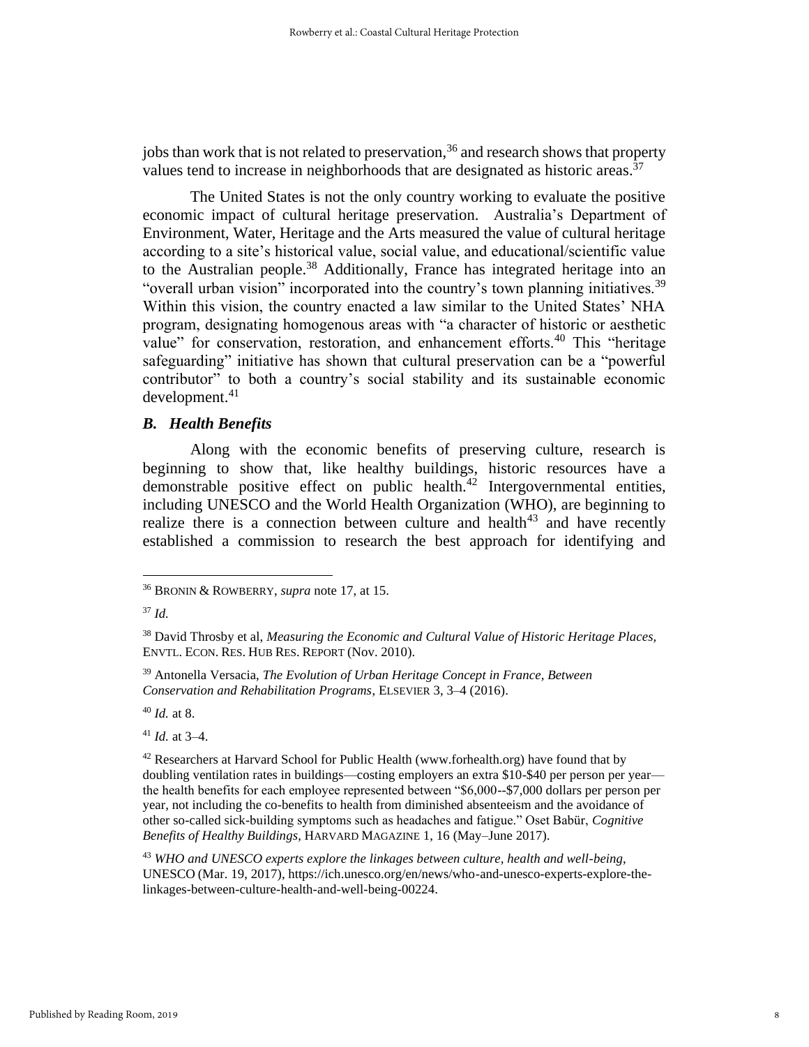jobs than work that is not related to preservation,[36] and research shows that property values tend to increase in neighborhoods that are designated as historic areas.[37]

The United States is not the only country working to evaluate the positive economic impact of cultural heritage preservation. Australia's Department of Environment, Water, Heritage and the Arts measured the value of cultural heritage according to a site's historical value, social value, and educational/scientific value to the Australian people.[38] Additionally, France has integrated heritage into an "overall urban vision" incorporated into the country's town planning initiatives.[39] Within this vision, the country enacted a law similar to the United States' NHA program, designating homogenous areas with "a character of historic or aesthetic value" for conservation, restoration, and enhancement efforts.[40] This "heritage safeguarding" initiative has shown that cultural preservation can be a "powerful contributor" to both a country's social stability and its sustainable economic development.[41]

### *B. Health Benefits*

Along with the economic benefits of preserving culture, research is beginning to show that, like healthy buildings, historic resources have a demonstrable positive effect on public health.[42] Intergovernmental entities, including UNESCO and the World Health Organization (WHO), are beginning to realize there is a connection between culture and health[43] and have recently established a commission to research the best approach for identifying and

---

[36] BRONIN & ROWBERRY, *supra* note 17, at 15.

[37] *Id.*

[38] David Throsby et al, *Measuring the Economic and Cultural Value of Historic Heritage Places,* ENVTL. ECON. RES. HUB RES. REPORT (Nov. 2010).

[39] Antonella Versacia, *The Evolution of Urban Heritage Concept in France, Between Conservation and Rehabilitation Programs*, ELSEVIER 3, 3–4 (2016).

[40] *Id.* at 8.

[41] *Id.* at 3–4.

[42] Researchers at Harvard School for Public Health (www.forhealth.org) have found that by doubling ventilation rates in buildings—costing employers an extra $10-$40 per person per year—the health benefits for each employee represented between "$6,000--$7,000 dollars per person per year, not including the co-benefits to health from diminished absenteeism and the avoidance of other so-called sick-building symptoms such as headaches and fatigue." Oset Babür, *Cognitive Benefits of Healthy Buildings*, HARVARD MAGAZINE 1, 16 (May–June 2017).

[43] *WHO and UNESCO experts explore the linkages between culture, health and well-being*, UNESCO (Mar. 19, 2017), https://ich.unesco.org/en/news/who-and-unesco-experts-explore-the-linkages-between-culture-health-and-well-being-00224.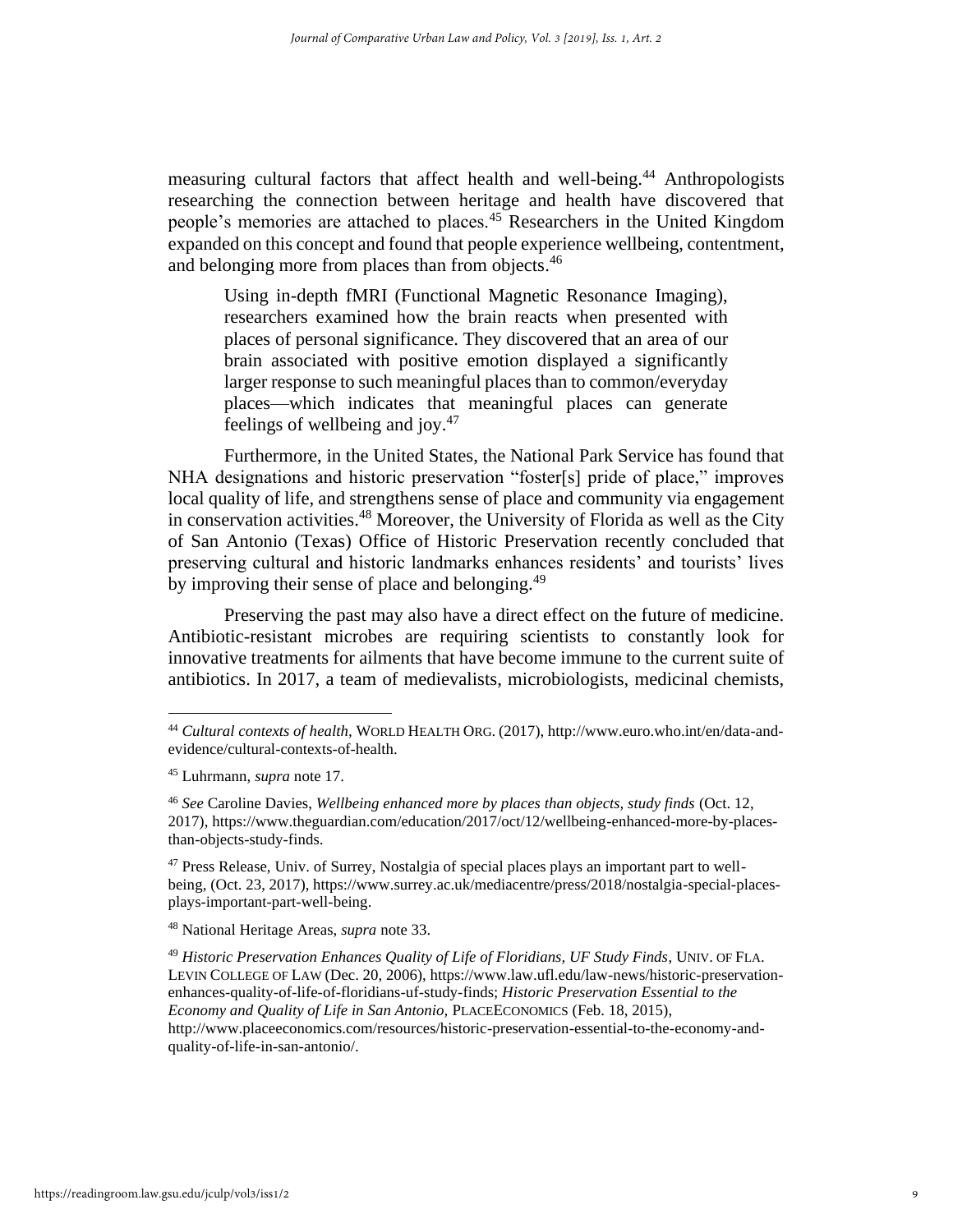measuring cultural factors that affect health and well-being.[44] Anthropologists researching the connection between heritage and health have discovered that people's memories are attached to places.[45] Researchers in the United Kingdom expanded on this concept and found that people experience wellbeing, contentment, and belonging more from places than from objects.[46]

> Using in-depth fMRI (Functional Magnetic Resonance Imaging), researchers examined how the brain reacts when presented with places of personal significance. They discovered that an area of our brain associated with positive emotion displayed a significantly larger response to such meaningful places than to common/everyday places—which indicates that meaningful places can generate feelings of wellbeing and joy.[47]

Furthermore, in the United States, the National Park Service has found that NHA designations and historic preservation "foster[s] pride of place," improves local quality of life, and strengthens sense of place and community via engagement in conservation activities.[48] Moreover, the University of Florida as well as the City of San Antonio (Texas) Office of Historic Preservation recently concluded that preserving cultural and historic landmarks enhances residents' and tourists' lives by improving their sense of place and belonging.[49]

Preserving the past may also have a direct effect on the future of medicine. Antibiotic-resistant microbes are requiring scientists to constantly look for innovative treatments for ailments that have become immune to the current suite of antibiotics. In 2017, a team of medievalists, microbiologists, medicinal chemists,

---

[44] *Cultural contexts of health*, WORLD HEALTH ORG. (2017), http://www.euro.who.int/en/data-and-evidence/cultural-contexts-of-health.

[45] Luhrmann, *supra* note 17.

[46] *See* Caroline Davies, *Wellbeing enhanced more by places than objects, study finds* (Oct. 12, 2017), https://www.theguardian.com/education/2017/oct/12/wellbeing-enhanced-more-by-places-than-objects-study-finds.

[47] Press Release, Univ. of Surrey, Nostalgia of special places plays an important part to well-being, (Oct. 23, 2017), https://www.surrey.ac.uk/mediacentre/press/2018/nostalgia-special-places-plays-important-part-well-being.

[48] National Heritage Areas, *supra* note 33.

[49] *Historic Preservation Enhances Quality of Life of Floridians, UF Study Finds*, UNIV. OF FLA. LEVIN COLLEGE OF LAW (Dec. 20, 2006), https://www.law.ufl.edu/law-news/historic-preservation-enhances-quality-of-life-of-floridians-uf-study-finds; *Historic Preservation Essential to the Economy and Quality of Life in San Antonio*, PLACEECONOMICS (Feb. 18, 2015), http://www.placeeconomics.com/resources/historic-preservation-essential-to-the-economy-and-quality-of-life-in-san-antonio/.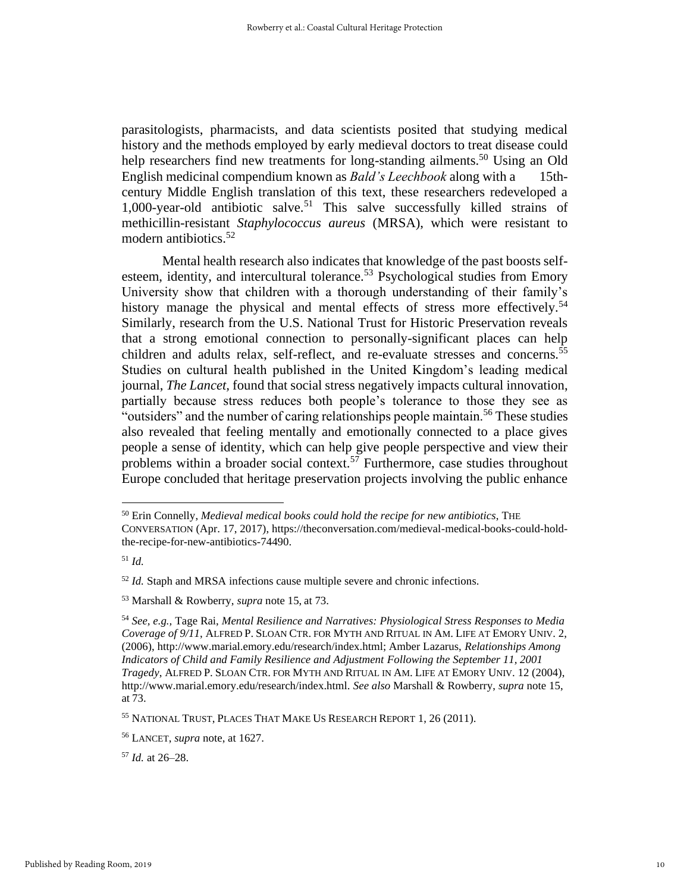parasitologists, pharmacists, and data scientists posited that studying medical history and the methods employed by early medieval doctors to treat disease could help researchers find new treatments for long-standing ailments.[50] Using an Old English medicinal compendium known as *Bald's Leechbook* along with a 15th-century Middle English translation of this text, these researchers redeveloped a 1,000-year-old antibiotic salve.[51] This salve successfully killed strains of methicillin-resistant *Staphylococcus aureus* (MRSA), which were resistant to modern antibiotics.[52]

Mental health research also indicates that knowledge of the past boosts self-esteem, identity, and intercultural tolerance.[53] Psychological studies from Emory University show that children with a thorough understanding of their family's history manage the physical and mental effects of stress more effectively.[54] Similarly, research from the U.S. National Trust for Historic Preservation reveals that a strong emotional connection to personally-significant places can help children and adults relax, self-reflect, and re-evaluate stresses and concerns.[55] Studies on cultural health published in the United Kingdom's leading medical journal, *The Lancet,* found that social stress negatively impacts cultural innovation, partially because stress reduces both people's tolerance to those they see as "outsiders" and the number of caring relationships people maintain.[56] These studies also revealed that feeling mentally and emotionally connected to a place gives people a sense of identity, which can help give people perspective and view their problems within a broader social context.[57] Furthermore, case studies throughout Europe concluded that heritage preservation projects involving the public enhance

---

[50] Erin Connelly, *Medieval medical books could hold the recipe for new antibiotics*, THE CONVERSATION (Apr. 17, 2017), https://theconversation.com/medieval-medical-books-could-hold-the-recipe-for-new-antibiotics-74490.

[51] *Id.*

[52] *Id.* Staph and MRSA infections cause multiple severe and chronic infections.

[53] Marshall & Rowberry, *supra* note 15, at 73.

[54] *See, e.g.*, Tage Rai, *Mental Resilience and Narratives: Physiological Stress Responses to Media Coverage of 9/11*, ALFRED P. SLOAN CTR. FOR MYTH AND RITUAL IN AM. LIFE AT EMORY UNIV. 2, (2006), http://www.marial.emory.edu/research/index.html; Amber Lazarus, *Relationships Among Indicators of Child and Family Resilience and Adjustment Following the September 11, 2001 Tragedy*, ALFRED P. SLOAN CTR. FOR MYTH AND RITUAL IN AM. LIFE AT EMORY UNIV. 12 (2004), http://www.marial.emory.edu/research/index.html. *See also* Marshall & Rowberry, *supra* note 15, at 73.

[55] NATIONAL TRUST, PLACES THAT MAKE US RESEARCH REPORT 1, 26 (2011).

[56] LANCET, *supra* note, at 1627.

[57] *Id.* at 26–28.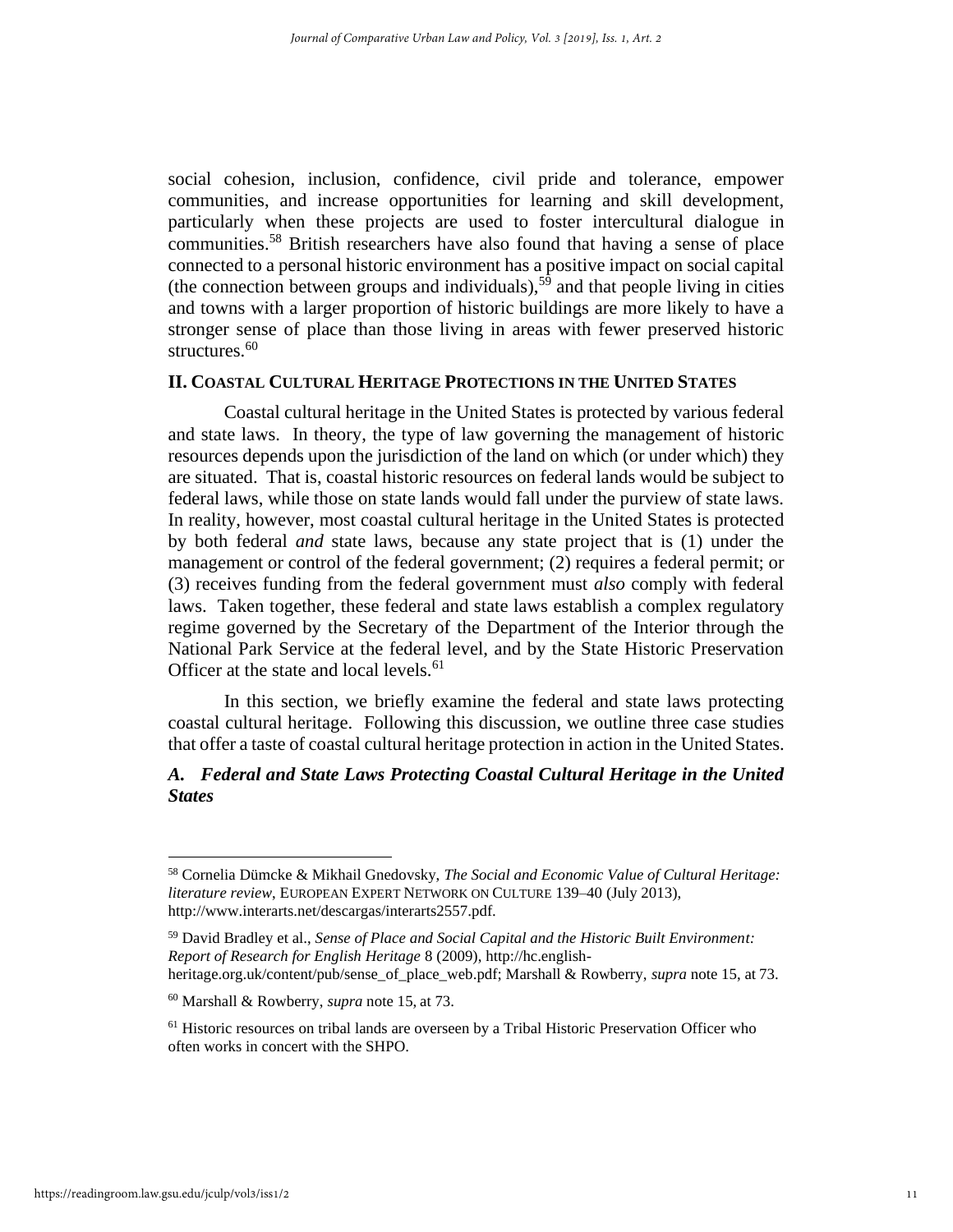social cohesion, inclusion, confidence, civil pride and tolerance, empower communities, and increase opportunities for learning and skill development, particularly when these projects are used to foster intercultural dialogue in communities.[58] British researchers have also found that having a sense of place connected to a personal historic environment has a positive impact on social capital (the connection between groups and individuals),[59] and that people living in cities and towns with a larger proportion of historic buildings are more likely to have a stronger sense of place than those living in areas with fewer preserved historic structures.[60]

## II. Coastal Cultural Heritage Protections in the United States

Coastal cultural heritage in the United States is protected by various federal and state laws. In theory, the type of law governing the management of historic resources depends upon the jurisdiction of the land on which (or under which) they are situated. That is, coastal historic resources on federal lands would be subject to federal laws, while those on state lands would fall under the purview of state laws. In reality, however, most coastal cultural heritage in the United States is protected by both federal *and* state laws, because any state project that is (1) under the management or control of the federal government; (2) requires a federal permit; or (3) receives funding from the federal government must *also* comply with federal laws. Taken together, these federal and state laws establish a complex regulatory regime governed by the Secretary of the Department of the Interior through the National Park Service at the federal level, and by the State Historic Preservation Officer at the state and local levels.[61]

In this section, we briefly examine the federal and state laws protecting coastal cultural heritage. Following this discussion, we outline three case studies that offer a taste of coastal cultural heritage protection in action in the United States.

### *A. Federal and State Laws Protecting Coastal Cultural Heritage in the United States*

---

[58] Cornelia Dümcke & Mikhail Gnedovsky, *The Social and Economic Value of Cultural Heritage: literature review*, EUROPEAN EXPERT NETWORK ON CULTURE 139–40 (July 2013), http://www.interarts.net/descargas/interarts2557.pdf.

[59] David Bradley et al., *Sense of Place and Social Capital and the Historic Built Environment: Report of Research for English Heritage* 8 (2009), http://hc.english-heritage.org.uk/content/pub/sense_of_place_web.pdf; Marshall & Rowberry, *supra* note 15, at 73.

[60] Marshall & Rowberry, *supra* note 15, at 73.

[61] Historic resources on tribal lands are overseen by a Tribal Historic Preservation Officer who often works in concert with the SHPO.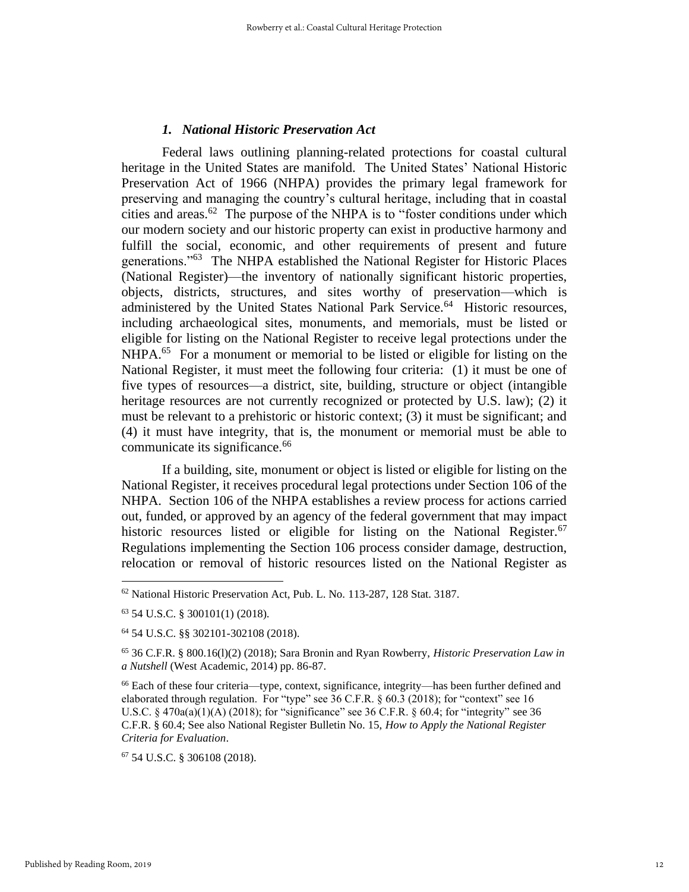### *1. National Historic Preservation Act*

Federal laws outlining planning-related protections for coastal cultural heritage in the United States are manifold. The United States' National Historic Preservation Act of 1966 (NHPA) provides the primary legal framework for preserving and managing the country's cultural heritage, including that in coastal cities and areas.[62] The purpose of the NHPA is to "foster conditions under which our modern society and our historic property can exist in productive harmony and fulfill the social, economic, and other requirements of present and future generations."[63] The NHPA established the National Register for Historic Places (National Register)—the inventory of nationally significant historic properties, objects, districts, structures, and sites worthy of preservation—which is administered by the United States National Park Service.[64] Historic resources, including archaeological sites, monuments, and memorials, must be listed or eligible for listing on the National Register to receive legal protections under the NHPA.[65] For a monument or memorial to be listed or eligible for listing on the National Register, it must meet the following four criteria: (1) it must be one of five types of resources—a district, site, building, structure or object (intangible heritage resources are not currently recognized or protected by U.S. law); (2) it must be relevant to a prehistoric or historic context; (3) it must be significant; and (4) it must have integrity, that is, the monument or memorial must be able to communicate its significance.[66]

If a building, site, monument or object is listed or eligible for listing on the National Register, it receives procedural legal protections under Section 106 of the NHPA. Section 106 of the NHPA establishes a review process for actions carried out, funded, or approved by an agency of the federal government that may impact historic resources listed or eligible for listing on the National Register.[67] Regulations implementing the Section 106 process consider damage, destruction, relocation or removal of historic resources listed on the National Register as

---

[62] National Historic Preservation Act, Pub. L. No. 113-287, 128 Stat. 3187.

[63] 54 U.S.C. § 300101(1) (2018).

[64] 54 U.S.C. §§ 302101-302108 (2018).

[65] 36 C.F.R. § 800.16(l)(2) (2018); Sara Bronin and Ryan Rowberry, *Historic Preservation Law in a Nutshell* (West Academic, 2014) pp. 86-87.

[66] Each of these four criteria—type, context, significance, integrity—has been further defined and elaborated through regulation. For "type" see 36 C.F.R. § 60.3 (2018); for "context" see 16 U.S.C. § 470a(a)(1)(A) (2018); for "significance" see 36 C.F.R. § 60.4; for "integrity" see 36 C.F.R. § 60.4; See also National Register Bulletin No. 15, *How to Apply the National Register Criteria for Evaluation*.

[67] 54 U.S.C. § 306108 (2018).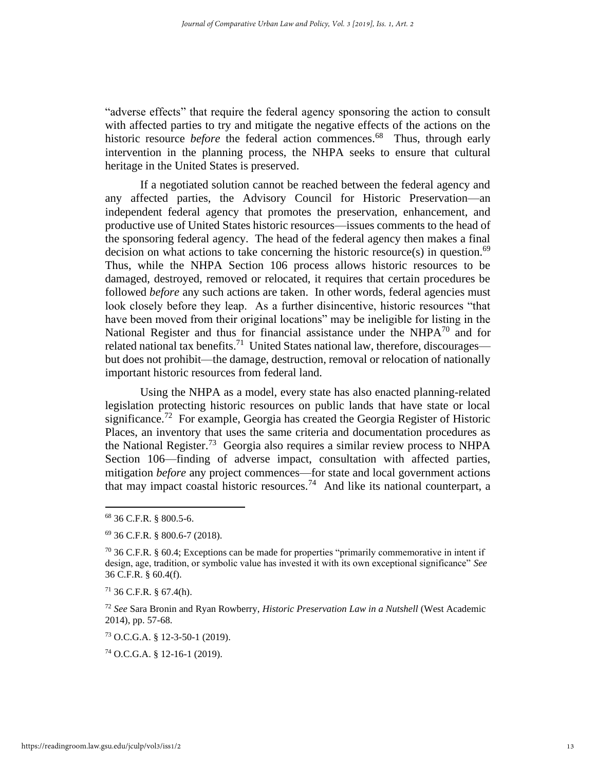"adverse effects" that require the federal agency sponsoring the action to consult with affected parties to try and mitigate the negative effects of the actions on the historic resource *before* the federal action commences.[68] Thus, through early intervention in the planning process, the NHPA seeks to ensure that cultural heritage in the United States is preserved.

If a negotiated solution cannot be reached between the federal agency and any affected parties, the Advisory Council for Historic Preservation—an independent federal agency that promotes the preservation, enhancement, and productive use of United States historic resources—issues comments to the head of the sponsoring federal agency. The head of the federal agency then makes a final decision on what actions to take concerning the historic resource(s) in question.[69] Thus, while the NHPA Section 106 process allows historic resources to be damaged, destroyed, removed or relocated, it requires that certain procedures be followed *before* any such actions are taken. In other words, federal agencies must look closely before they leap. As a further disincentive, historic resources "that have been moved from their original locations" may be ineligible for listing in the National Register and thus for financial assistance under the NHPA[70] and for related national tax benefits.[71] United States national law, therefore, discourages—but does not prohibit—the damage, destruction, removal or relocation of nationally important historic resources from federal land.

Using the NHPA as a model, every state has also enacted planning-related legislation protecting historic resources on public lands that have state or local significance.[72] For example, Georgia has created the Georgia Register of Historic Places, an inventory that uses the same criteria and documentation procedures as the National Register.[73] Georgia also requires a similar review process to NHPA Section 106—finding of adverse impact, consultation with affected parties, mitigation *before* any project commences—for state and local government actions that may impact coastal historic resources.[74] And like its national counterpart, a

---

[68] 36 C.F.R. § 800.5-6.

[69] 36 C.F.R. § 800.6-7 (2018).

[70] 36 C.F.R. § 60.4; Exceptions can be made for properties "primarily commemorative in intent if design, age, tradition, or symbolic value has invested it with its own exceptional significance" *See* 36 C.F.R. § 60.4(f).

[71] 36 C.F.R. § 67.4(h).

[72] *See* Sara Bronin and Ryan Rowberry, *Historic Preservation Law in a Nutshell* (West Academic 2014), pp. 57-68.

[73] O.C.G.A. § 12-3-50-1 (2019).

[74] O.C.G.A. § 12-16-1 (2019).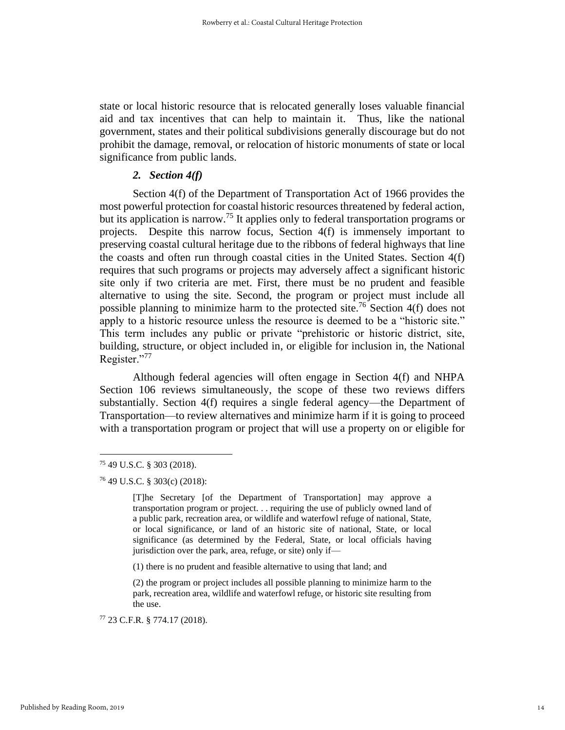state or local historic resource that is relocated generally loses valuable financial aid and tax incentives that can help to maintain it. Thus, like the national government, states and their political subdivisions generally discourage but do not prohibit the damage, removal, or relocation of historic monuments of state or local significance from public lands.

### *2. Section 4(f)*

Section 4(f) of the Department of Transportation Act of 1966 provides the most powerful protection for coastal historic resources threatened by federal action, but its application is narrow.[75] It applies only to federal transportation programs or projects. Despite this narrow focus, Section 4(f) is immensely important to preserving coastal cultural heritage due to the ribbons of federal highways that line the coasts and often run through coastal cities in the United States. Section 4(f) requires that such programs or projects may adversely affect a significant historic site only if two criteria are met. First, there must be no prudent and feasible alternative to using the site. Second, the program or project must include all possible planning to minimize harm to the protected site.[76] Section 4(f) does not apply to a historic resource unless the resource is deemed to be a "historic site." This term includes any public or private "prehistoric or historic district, site, building, structure, or object included in, or eligible for inclusion in, the National Register."[77]

Although federal agencies will often engage in Section 4(f) and NHPA Section 106 reviews simultaneously, the scope of these two reviews differs substantially. Section 4(f) requires a single federal agency—the Department of Transportation—to review alternatives and minimize harm if it is going to proceed with a transportation program or project that will use a property on or eligible for

---

[75] 49 U.S.C. § 303 (2018).

[76] 49 U.S.C. § 303(c) (2018):

> [T]he Secretary [of the Department of Transportation] may approve a transportation program or project. . . requiring the use of publicly owned land of a public park, recreation area, or wildlife and waterfowl refuge of national, State, or local significance, or land of an historic site of national, State, or local significance (as determined by the Federal, State, or local officials having jurisdiction over the park, area, refuge, or site) only if—
>
> (1) there is no prudent and feasible alternative to using that land; and
>
> (2) the program or project includes all possible planning to minimize harm to the park, recreation area, wildlife and waterfowl refuge, or historic site resulting from the use.

[77] 23 C.F.R. § 774.17 (2018).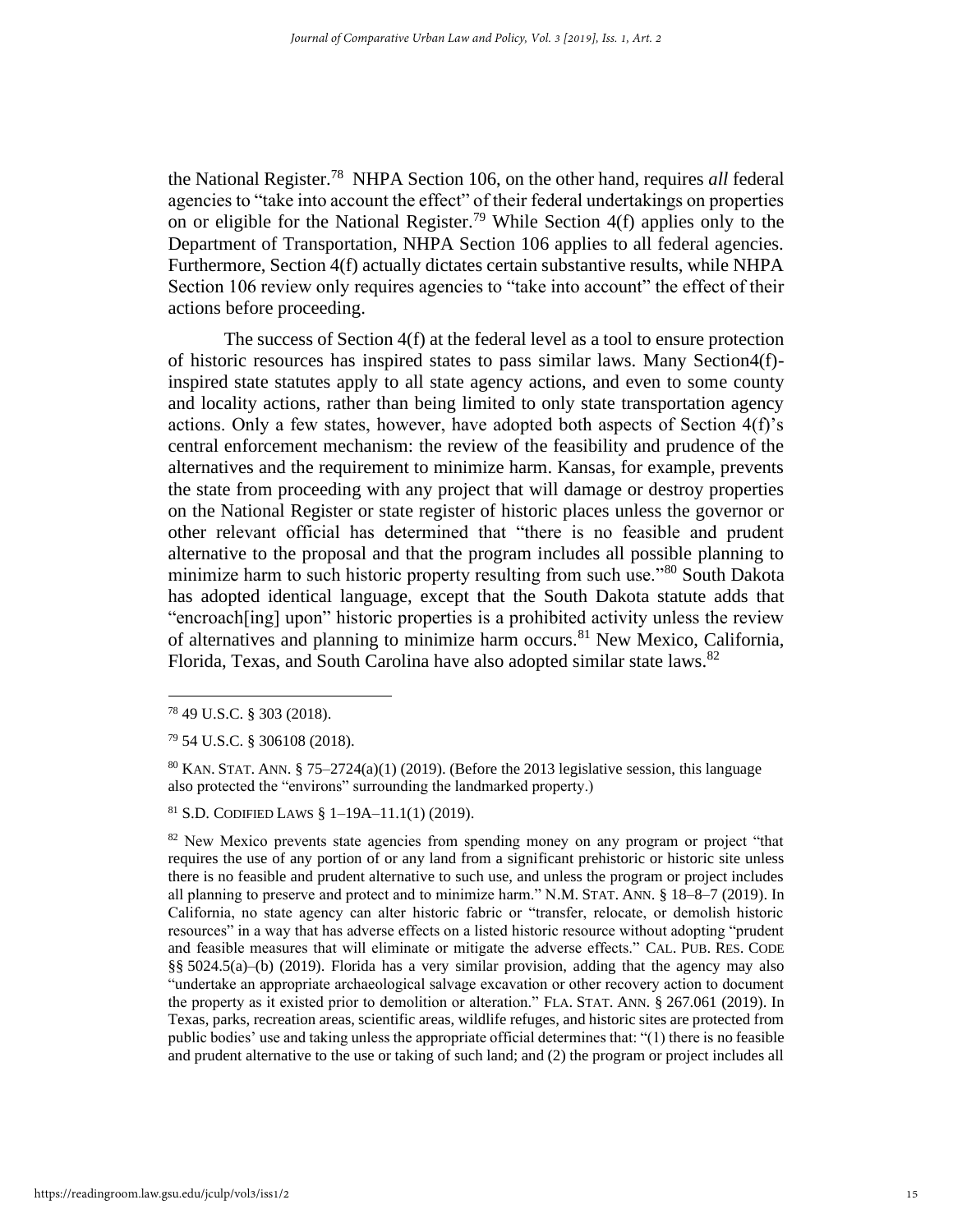the National Register.[78] NHPA Section 106, on the other hand, requires *all* federal agencies to "take into account the effect" of their federal undertakings on properties on or eligible for the National Register.[79] While Section 4(f) applies only to the Department of Transportation, NHPA Section 106 applies to all federal agencies. Furthermore, Section 4(f) actually dictates certain substantive results, while NHPA Section 106 review only requires agencies to "take into account" the effect of their actions before proceeding.

The success of Section 4(f) at the federal level as a tool to ensure protection of historic resources has inspired states to pass similar laws. Many Section4(f)-inspired state statutes apply to all state agency actions, and even to some county and locality actions, rather than being limited to only state transportation agency actions. Only a few states, however, have adopted both aspects of Section 4(f)'s central enforcement mechanism: the review of the feasibility and prudence of the alternatives and the requirement to minimize harm. Kansas, for example, prevents the state from proceeding with any project that will damage or destroy properties on the National Register or state register of historic places unless the governor or other relevant official has determined that "there is no feasible and prudent alternative to the proposal and that the program includes all possible planning to minimize harm to such historic property resulting from such use."[80] South Dakota has adopted identical language, except that the South Dakota statute adds that "encroach[ing] upon" historic properties is a prohibited activity unless the review of alternatives and planning to minimize harm occurs.[81] New Mexico, California, Florida, Texas, and South Carolina have also adopted similar state laws.[82]

---

[78] 49 U.S.C. § 303 (2018).

[79] 54 U.S.C. § 306108 (2018).

[80] KAN. STAT. ANN. § 75–2724(a)(1) (2019). (Before the 2013 legislative session, this language also protected the "environs" surrounding the landmarked property.)

[81] S.D. CODIFIED LAWS § 1–19A–11.1(1) (2019).

[82] New Mexico prevents state agencies from spending money on any program or project "that requires the use of any portion of or any land from a significant prehistoric or historic site unless there is no feasible and prudent alternative to such use, and unless the program or project includes all planning to preserve and protect and to minimize harm." N.M. STAT. ANN. § 18–8–7 (2019). In California, no state agency can alter historic fabric or "transfer, relocate, or demolish historic resources" in a way that has adverse effects on a listed historic resource without adopting "prudent and feasible measures that will eliminate or mitigate the adverse effects." CAL. PUB. RES. CODE §§ 5024.5(a)–(b) (2019). Florida has a very similar provision, adding that the agency may also "undertake an appropriate archaeological salvage excavation or other recovery action to document the property as it existed prior to demolition or alteration." FLA. STAT. ANN. § 267.061 (2019). In Texas, parks, recreation areas, scientific areas, wildlife refuges, and historic sites are protected from public bodies' use and taking unless the appropriate official determines that: "(1) there is no feasible and prudent alternative to the use or taking of such land; and (2) the program or project includes all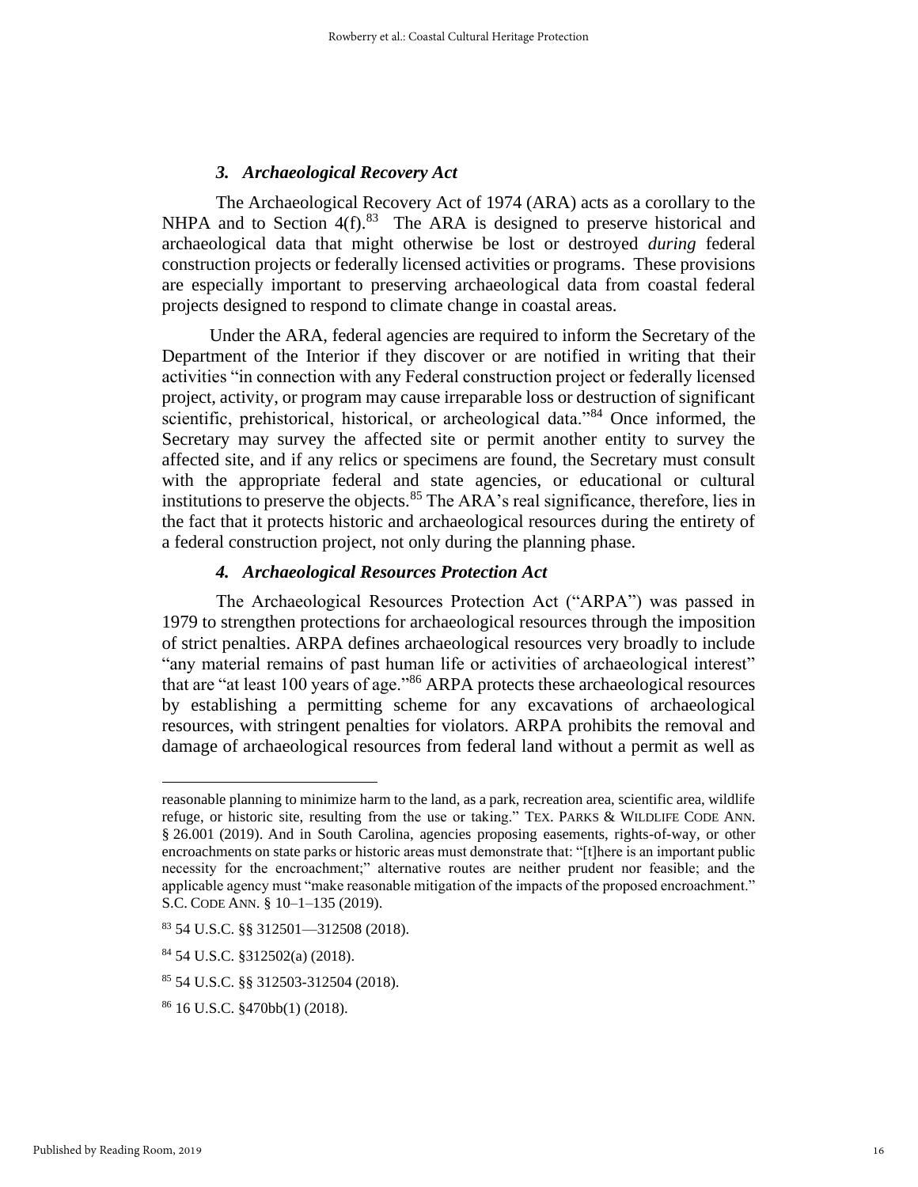### *3. Archaeological Recovery Act*

The Archaeological Recovery Act of 1974 (ARA) acts as a corollary to the NHPA and to Section 4(f).[83] The ARA is designed to preserve historical and archaeological data that might otherwise be lost or destroyed *during* federal construction projects or federally licensed activities or programs. These provisions are especially important to preserving archaeological data from coastal federal projects designed to respond to climate change in coastal areas.

Under the ARA, federal agencies are required to inform the Secretary of the Department of the Interior if they discover or are notified in writing that their activities "in connection with any Federal construction project or federally licensed project, activity, or program may cause irreparable loss or destruction of significant scientific, prehistorical, historical, or archeological data."[84] Once informed, the Secretary may survey the affected site or permit another entity to survey the affected site, and if any relics or specimens are found, the Secretary must consult with the appropriate federal and state agencies, or educational or cultural institutions to preserve the objects.[85] The ARA's real significance, therefore, lies in the fact that it protects historic and archaeological resources during the entirety of a federal construction project, not only during the planning phase.

### *4. Archaeological Resources Protection Act*

The Archaeological Resources Protection Act ("ARPA") was passed in 1979 to strengthen protections for archaeological resources through the imposition of strict penalties. ARPA defines archaeological resources very broadly to include "any material remains of past human life or activities of archaeological interest" that are "at least 100 years of age."[86] ARPA protects these archaeological resources by establishing a permitting scheme for any excavations of archaeological resources, with stringent penalties for violators. ARPA prohibits the removal and damage of archaeological resources from federal land without a permit as well as

---

reasonable planning to minimize harm to the land, as a park, recreation area, scientific area, wildlife refuge, or historic site, resulting from the use or taking." TEX. PARKS & WILDLIFE CODE ANN. § 26.001 (2019). And in South Carolina, agencies proposing easements, rights-of-way, or other encroachments on state parks or historic areas must demonstrate that: "[t]here is an important public necessity for the encroachment;" alternative routes are neither prudent nor feasible; and the applicable agency must "make reasonable mitigation of the impacts of the proposed encroachment." S.C. CODE ANN. § 10–1–135 (2019).

[83] 54 U.S.C. §§ 312501—312508 (2018).

[84] 54 U.S.C. §312502(a) (2018).

[85] 54 U.S.C. §§ 312503-312504 (2018).

[86] 16 U.S.C. §470bb(1) (2018).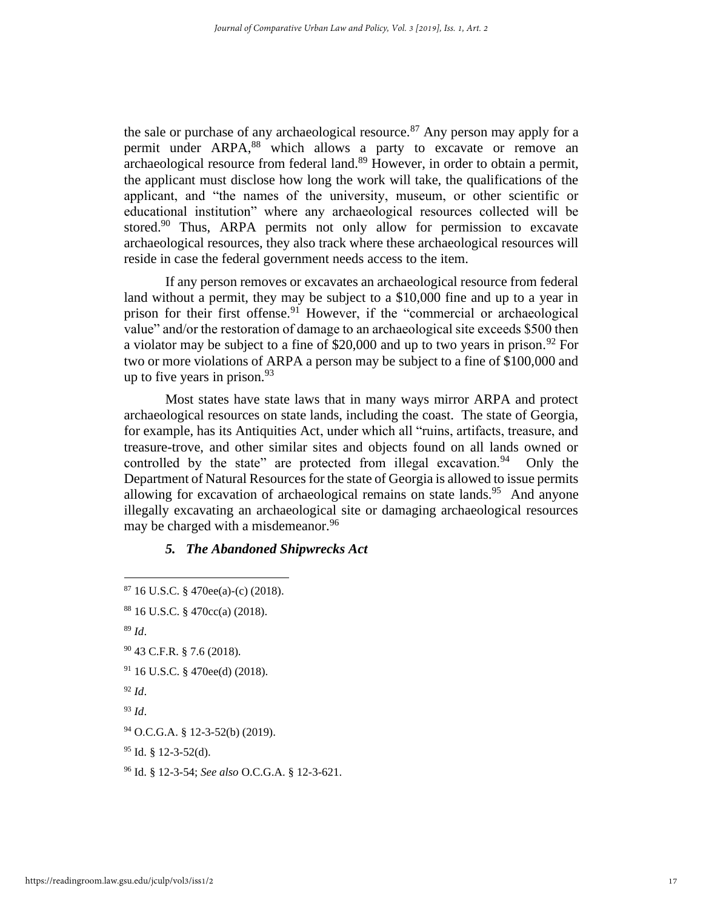the sale or purchase of any archaeological resource.[87] Any person may apply for a permit under ARPA,[88] which allows a party to excavate or remove an archaeological resource from federal land.[89] However, in order to obtain a permit, the applicant must disclose how long the work will take, the qualifications of the applicant, and "the names of the university, museum, or other scientific or educational institution" where any archaeological resources collected will be stored.[90] Thus, ARPA permits not only allow for permission to excavate archaeological resources, they also track where these archaeological resources will reside in case the federal government needs access to the item.

If any person removes or excavates an archaeological resource from federal land without a permit, they may be subject to a $10,000 fine and up to a year in prison for their first offense.[91] However, if the "commercial or archaeological value" and/or the restoration of damage to an archaeological site exceeds $500 then a violator may be subject to a fine of $20,000 and up to two years in prison.[92] For two or more violations of ARPA a person may be subject to a fine of $100,000 and up to five years in prison.[93]

Most states have state laws that in many ways mirror ARPA and protect archaeological resources on state lands, including the coast. The state of Georgia, for example, has its Antiquities Act, under which all "ruins, artifacts, treasure, and treasure-trove, and other similar sites and objects found on all lands owned or controlled by the state" are protected from illegal excavation.[94] Only the Department of Natural Resources for the state of Georgia is allowed to issue permits allowing for excavation of archaeological remains on state lands.[95] And anyone illegally excavating an archaeological site or damaging archaeological resources may be charged with a misdemeanor.[96]

### *5. The Abandoned Shipwrecks Act*

---

[87] 16 U.S.C. § 470ee(a)-(c) (2018).

[88] 16 U.S.C. § 470cc(a) (2018).

[89] *Id*.

[90] 43 C.F.R. § 7.6 (2018).

[91] 16 U.S.C. § 470ee(d) (2018).

[92] *Id*.

[93] *Id*.

[94] O.C.G.A. § 12-3-52(b) (2019).

[95] Id. § 12-3-52(d).

[96] Id. § 12-3-54; *See also* O.C.G.A. § 12-3-621.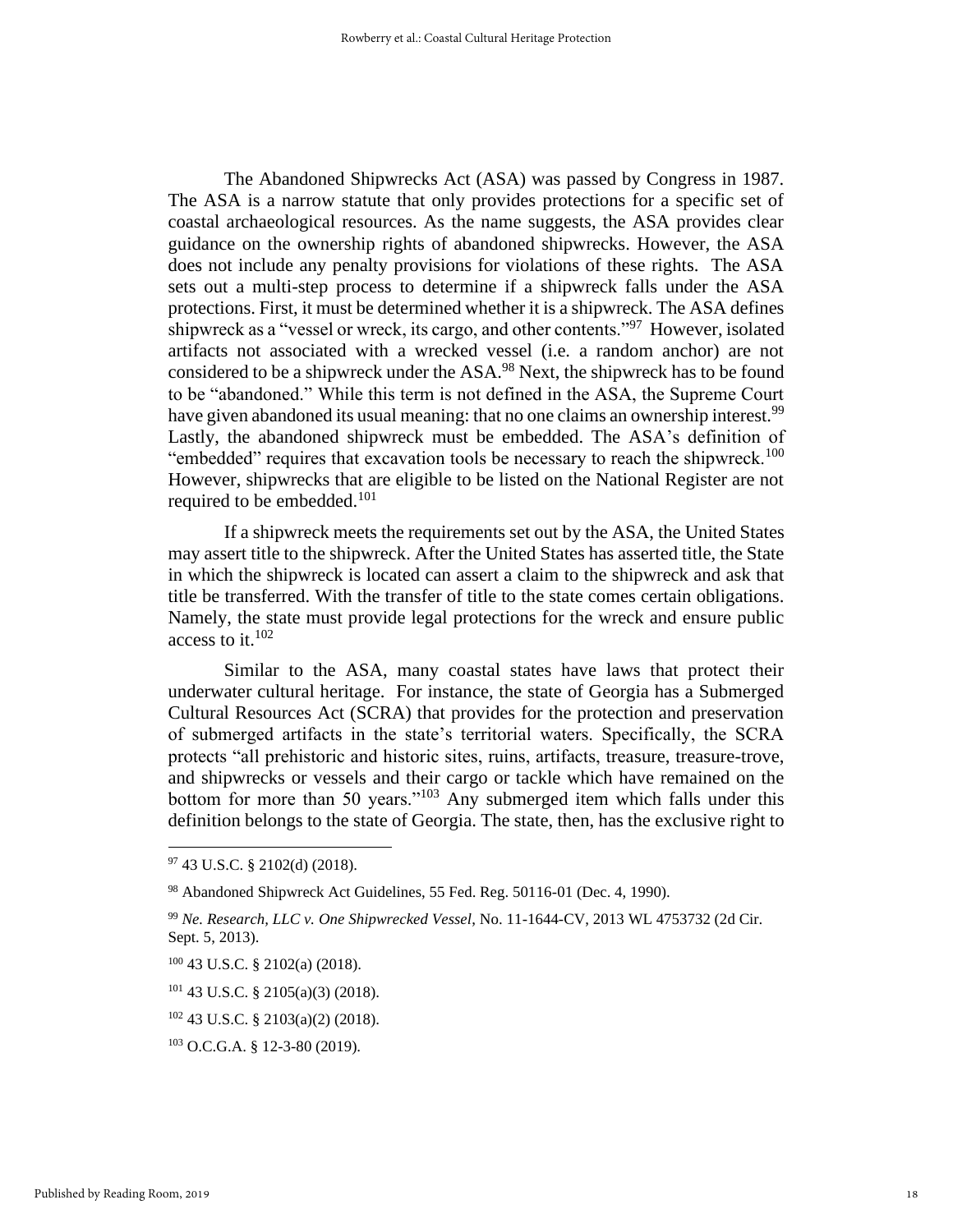The Abandoned Shipwrecks Act (ASA) was passed by Congress in 1987. The ASA is a narrow statute that only provides protections for a specific set of coastal archaeological resources. As the name suggests, the ASA provides clear guidance on the ownership rights of abandoned shipwrecks. However, the ASA does not include any penalty provisions for violations of these rights. The ASA sets out a multi-step process to determine if a shipwreck falls under the ASA protections. First, it must be determined whether it is a shipwreck. The ASA defines shipwreck as a "vessel or wreck, its cargo, and other contents."[97] However, isolated artifacts not associated with a wrecked vessel (i.e. a random anchor) are not considered to be a shipwreck under the ASA.[98] Next, the shipwreck has to be found to be "abandoned." While this term is not defined in the ASA, the Supreme Court have given abandoned its usual meaning: that no one claims an ownership interest.[99] Lastly, the abandoned shipwreck must be embedded. The ASA's definition of "embedded" requires that excavation tools be necessary to reach the shipwreck.[100] However, shipwrecks that are eligible to be listed on the National Register are not required to be embedded.[101]

If a shipwreck meets the requirements set out by the ASA, the United States may assert title to the shipwreck. After the United States has asserted title, the State in which the shipwreck is located can assert a claim to the shipwreck and ask that title be transferred. With the transfer of title to the state comes certain obligations. Namely, the state must provide legal protections for the wreck and ensure public access to it.[102]

Similar to the ASA, many coastal states have laws that protect their underwater cultural heritage. For instance, the state of Georgia has a Submerged Cultural Resources Act (SCRA) that provides for the protection and preservation of submerged artifacts in the state's territorial waters. Specifically, the SCRA protects "all prehistoric and historic sites, ruins, artifacts, treasure, treasure-trove, and shipwrecks or vessels and their cargo or tackle which have remained on the bottom for more than 50 years."[103] Any submerged item which falls under this definition belongs to the state of Georgia. The state, then, has the exclusive right to

---

[97] 43 U.S.C. § 2102(d) (2018).

[98] Abandoned Shipwreck Act Guidelines, 55 Fed. Reg. 50116-01 (Dec. 4, 1990).

[99] *Ne. Research, LLC v. One Shipwrecked Vessel*, No. 11-1644-CV, 2013 WL 4753732 (2d Cir. Sept. 5, 2013).

[100] 43 U.S.C. § 2102(a) (2018).

[101] 43 U.S.C. § 2105(a)(3) (2018).

[102] 43 U.S.C. § 2103(a)(2) (2018).

[103] O.C.G.A. § 12-3-80 (2019).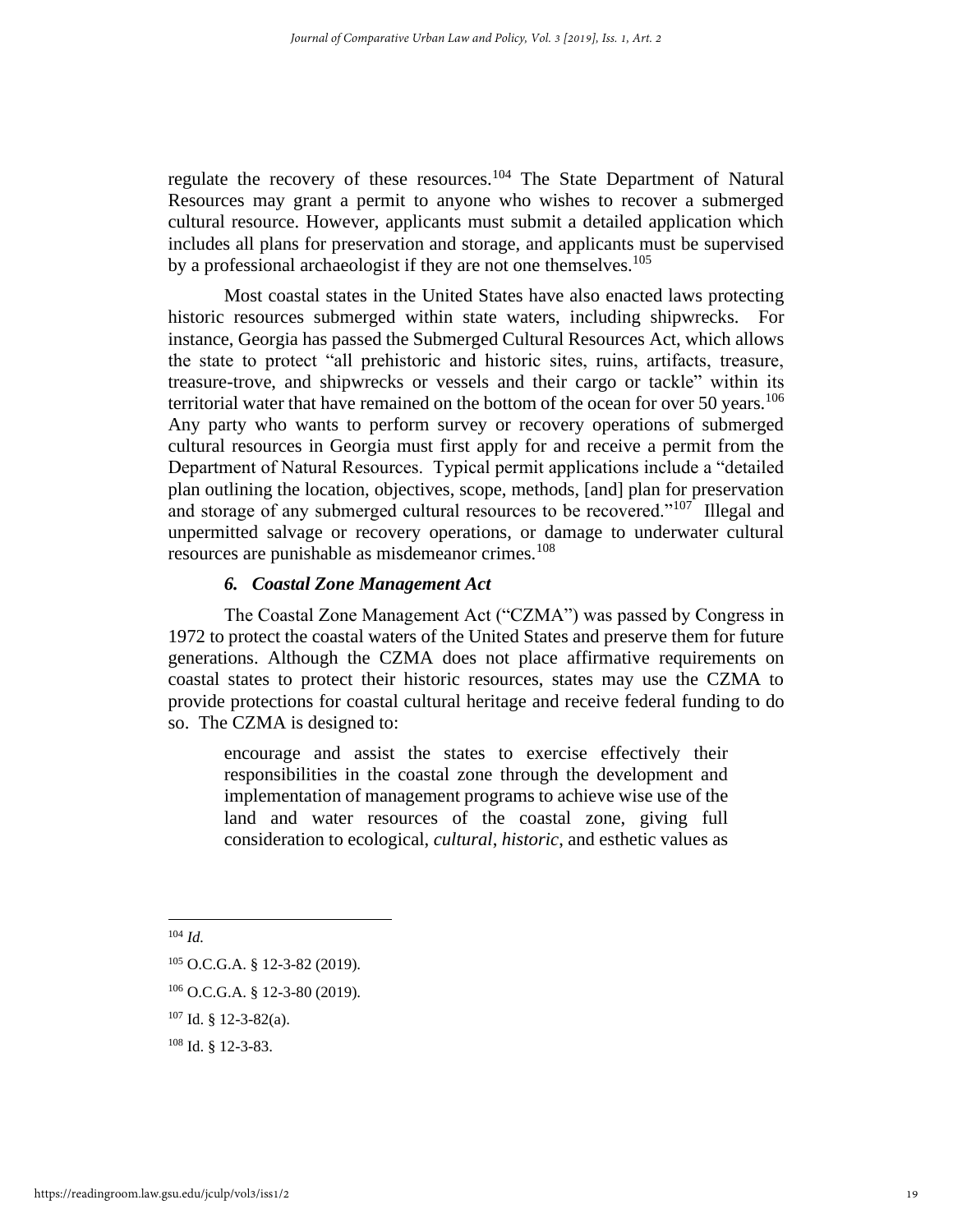regulate the recovery of these resources.[104] The State Department of Natural Resources may grant a permit to anyone who wishes to recover a submerged cultural resource. However, applicants must submit a detailed application which includes all plans for preservation and storage, and applicants must be supervised by a professional archaeologist if they are not one themselves.[105]

Most coastal states in the United States have also enacted laws protecting historic resources submerged within state waters, including shipwrecks. For instance, Georgia has passed the Submerged Cultural Resources Act, which allows the state to protect "all prehistoric and historic sites, ruins, artifacts, treasure, treasure-trove, and shipwrecks or vessels and their cargo or tackle" within its territorial water that have remained on the bottom of the ocean for over 50 years.[106] Any party who wants to perform survey or recovery operations of submerged cultural resources in Georgia must first apply for and receive a permit from the Department of Natural Resources. Typical permit applications include a "detailed plan outlining the location, objectives, scope, methods, [and] plan for preservation and storage of any submerged cultural resources to be recovered."[107] Illegal and unpermitted salvage or recovery operations, or damage to underwater cultural resources are punishable as misdemeanor crimes.[108]

### *6. Coastal Zone Management Act*

The Coastal Zone Management Act ("CZMA") was passed by Congress in 1972 to protect the coastal waters of the United States and preserve them for future generations. Although the CZMA does not place affirmative requirements on coastal states to protect their historic resources, states may use the CZMA to provide protections for coastal cultural heritage and receive federal funding to do so. The CZMA is designed to:

> encourage and assist the states to exercise effectively their responsibilities in the coastal zone through the development and implementation of management programs to achieve wise use of the land and water resources of the coastal zone, giving full consideration to ecological, *cultural*, *historic*, and esthetic values as

---

[104] *Id.*

[105] O.C.G.A. § 12-3-82 (2019).

[106] O.C.G.A. § 12-3-80 (2019).

[107] Id. § 12-3-82(a).

[108] Id. § 12-3-83.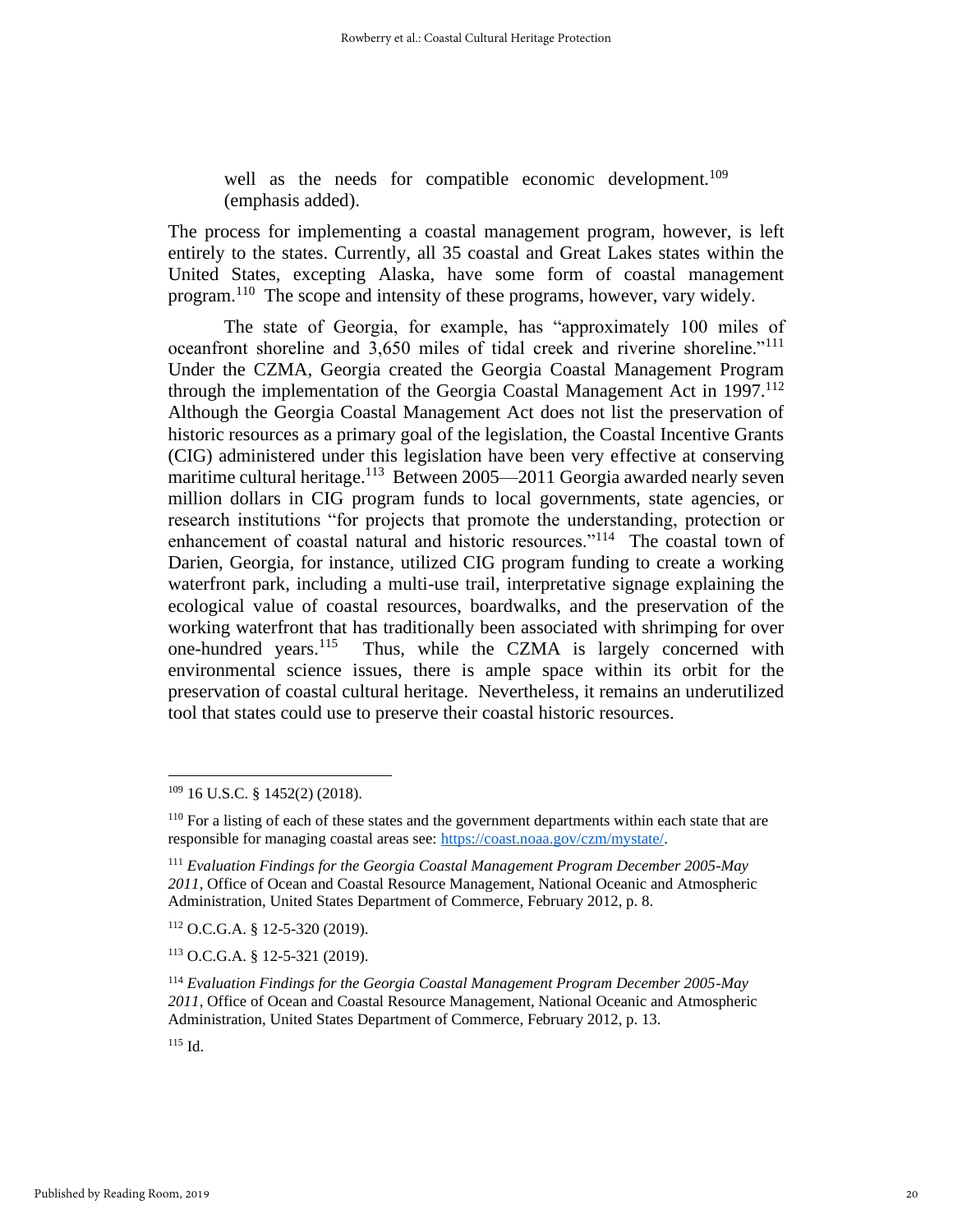> well as the needs for compatible economic development.[109] (emphasis added).

The process for implementing a coastal management program, however, is left entirely to the states. Currently, all 35 coastal and Great Lakes states within the United States, excepting Alaska, have some form of coastal management program.[110] The scope and intensity of these programs, however, vary widely.

The state of Georgia, for example, has "approximately 100 miles of oceanfront shoreline and 3,650 miles of tidal creek and riverine shoreline."[111] Under the CZMA, Georgia created the Georgia Coastal Management Program through the implementation of the Georgia Coastal Management Act in 1997.[112] Although the Georgia Coastal Management Act does not list the preservation of historic resources as a primary goal of the legislation, the Coastal Incentive Grants (CIG) administered under this legislation have been very effective at conserving maritime cultural heritage.[113] Between 2005—2011 Georgia awarded nearly seven million dollars in CIG program funds to local governments, state agencies, or research institutions "for projects that promote the understanding, protection or enhancement of coastal natural and historic resources."[114] The coastal town of Darien, Georgia, for instance, utilized CIG program funding to create a working waterfront park, including a multi-use trail, interpretative signage explaining the ecological value of coastal resources, boardwalks, and the preservation of the working waterfront that has traditionally been associated with shrimping for over one-hundred years.[115] Thus, while the CZMA is largely concerned with environmental science issues, there is ample space within its orbit for the preservation of coastal cultural heritage. Nevertheless, it remains an underutilized tool that states could use to preserve their coastal historic resources.

---

[109] 16 U.S.C. § 1452(2) (2018).

[110] For a listing of each of these states and the government departments within each state that are responsible for managing coastal areas see: https://coast.noaa.gov/czm/mystate/.

[111] *Evaluation Findings for the Georgia Coastal Management Program December 2005-May 2011*, Office of Ocean and Coastal Resource Management, National Oceanic and Atmospheric Administration, United States Department of Commerce, February 2012, p. 8.

[112] O.C.G.A. § 12-5-320 (2019).

[113] O.C.G.A. § 12-5-321 (2019).

[114] *Evaluation Findings for the Georgia Coastal Management Program December 2005-May 2011*, Office of Ocean and Coastal Resource Management, National Oceanic and Atmospheric Administration, United States Department of Commerce, February 2012, p. 13.

[115] Id.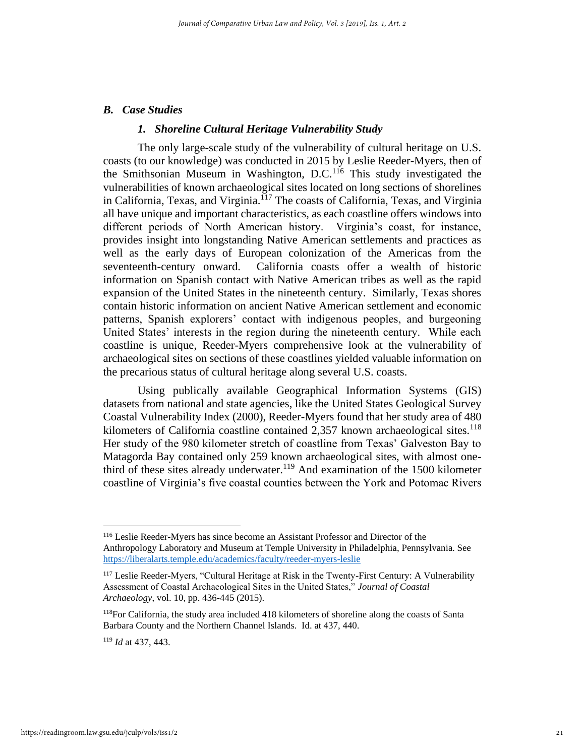### *B. Case Studies*

#### *1. Shoreline Cultural Heritage Vulnerability Study*

The only large-scale study of the vulnerability of cultural heritage on U.S. coasts (to our knowledge) was conducted in 2015 by Leslie Reeder-Myers, then of the Smithsonian Museum in Washington, D.C.[116] This study investigated the vulnerabilities of known archaeological sites located on long sections of shorelines in California, Texas, and Virginia.[117] The coasts of California, Texas, and Virginia all have unique and important characteristics, as each coastline offers windows into different periods of North American history. Virginia's coast, for instance, provides insight into longstanding Native American settlements and practices as well as the early days of European colonization of the Americas from the seventeenth-century onward. California coasts offer a wealth of historic information on Spanish contact with Native American tribes as well as the rapid expansion of the United States in the nineteenth century. Similarly, Texas shores contain historic information on ancient Native American settlement and economic patterns, Spanish explorers' contact with indigenous peoples, and burgeoning United States' interests in the region during the nineteenth century. While each coastline is unique, Reeder-Myers comprehensive look at the vulnerability of archaeological sites on sections of these coastlines yielded valuable information on the precarious status of cultural heritage along several U.S. coasts.

Using publically available Geographical Information Systems (GIS) datasets from national and state agencies, like the United States Geological Survey Coastal Vulnerability Index (2000), Reeder-Myers found that her study area of 480 kilometers of California coastline contained 2,357 known archaeological sites.[118] Her study of the 980 kilometer stretch of coastline from Texas' Galveston Bay to Matagorda Bay contained only 259 known archaeological sites, with almost one-third of these sites already underwater.[119] And examination of the 1500 kilometer coastline of Virginia's five coastal counties between the York and Potomac Rivers

---

[116] Leslie Reeder-Myers has since become an Assistant Professor and Director of the Anthropology Laboratory and Museum at Temple University in Philadelphia, Pennsylvania. See https://liberalarts.temple.edu/academics/faculty/reeder-myers-leslie

[117] Leslie Reeder-Myers, "Cultural Heritage at Risk in the Twenty-First Century: A Vulnerability Assessment of Coastal Archaeological Sites in the United States," *Journal of Coastal Archaeology*, vol. 10, pp. 436-445 (2015).

[118] For California, the study area included 418 kilometers of shoreline along the coasts of Santa Barbara County and the Northern Channel Islands. Id. at 437, 440.

[119] *Id* at 437, 443.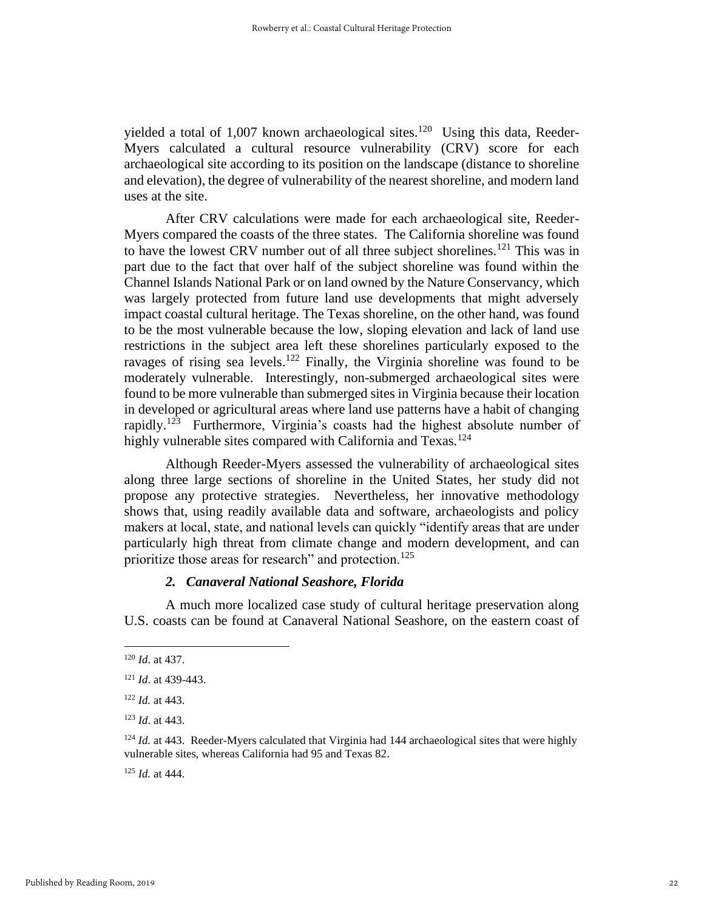yielded a total of 1,007 known archaeological sites.[120] Using this data, Reeder-Myers calculated a cultural resource vulnerability (CRV) score for each archaeological site according to its position on the landscape (distance to shoreline and elevation), the degree of vulnerability of the nearest shoreline, and modern land uses at the site.

After CRV calculations were made for each archaeological site, Reeder-Myers compared the coasts of the three states. The California shoreline was found to have the lowest CRV number out of all three subject shorelines.[121] This was in part due to the fact that over half of the subject shoreline was found within the Channel Islands National Park or on land owned by the Nature Conservancy, which was largely protected from future land use developments that might adversely impact coastal cultural heritage. The Texas shoreline, on the other hand, was found to be the most vulnerable because the low, sloping elevation and lack of land use restrictions in the subject area left these shorelines particularly exposed to the ravages of rising sea levels.[122] Finally, the Virginia shoreline was found to be moderately vulnerable. Interestingly, non-submerged archaeological sites were found to be more vulnerable than submerged sites in Virginia because their location in developed or agricultural areas where land use patterns have a habit of changing rapidly.[123] Furthermore, Virginia's coasts had the highest absolute number of highly vulnerable sites compared with California and Texas.[124]

Although Reeder-Myers assessed the vulnerability of archaeological sites along three large sections of shoreline in the United States, her study did not propose any protective strategies. Nevertheless, her innovative methodology shows that, using readily available data and software, archaeologists and policy makers at local, state, and national levels can quickly "identify areas that are under particularly high threat from climate change and modern development, and can prioritize those areas for research" and protection.[125]

#### *2. Canaveral National Seashore, Florida*

A much more localized case study of cultural heritage preservation along U.S. coasts can be found at Canaveral National Seashore, on the eastern coast of

---

[120] *Id*. at 437.

[121] *Id*. at 439-443.

[122] *Id.* at 443.

[123] *Id*. at 443.

[124] *Id.* at 443. Reeder-Myers calculated that Virginia had 144 archaeological sites that were highly vulnerable sites, whereas California had 95 and Texas 82.

[125] *Id.* at 444.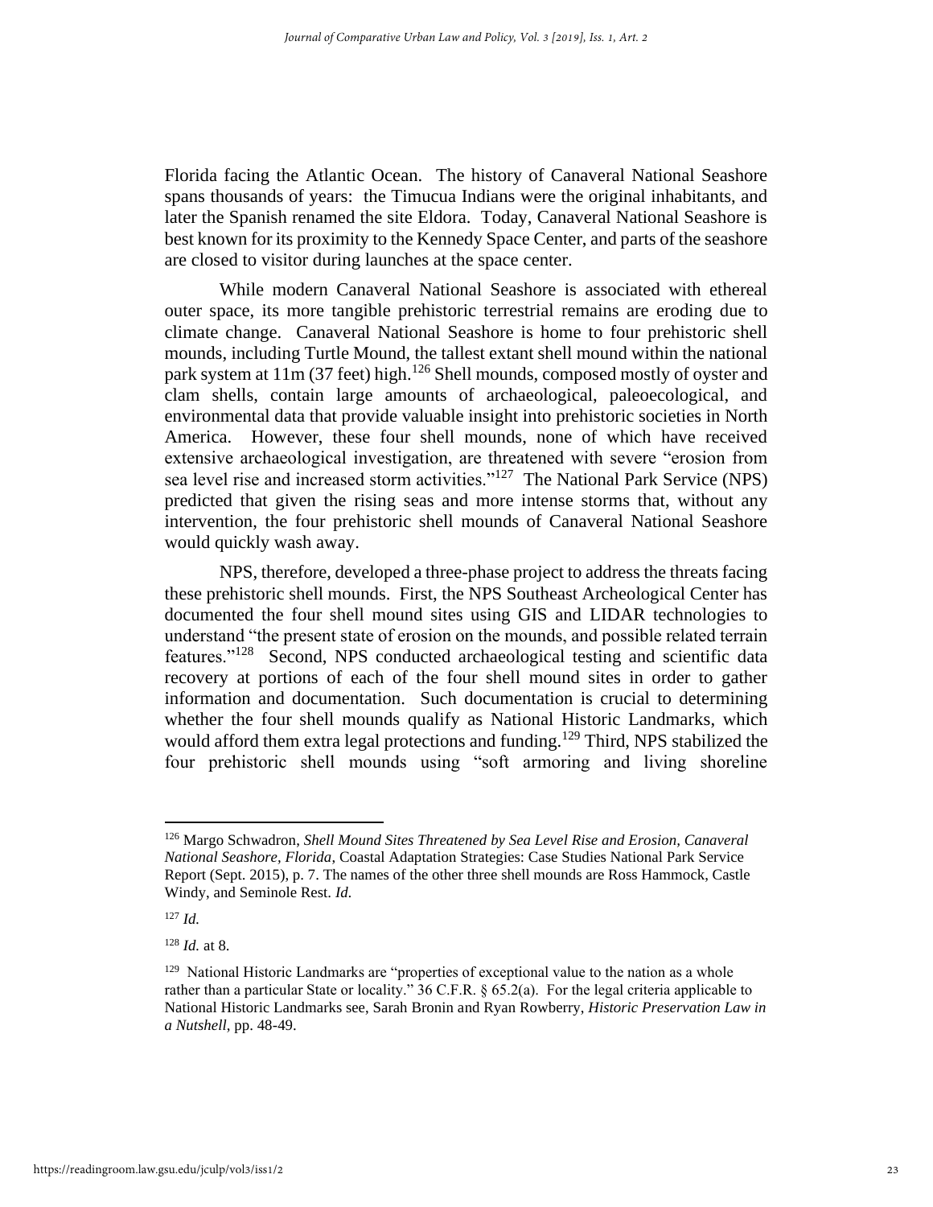Florida facing the Atlantic Ocean. The history of Canaveral National Seashore spans thousands of years: the Timucua Indians were the original inhabitants, and later the Spanish renamed the site Eldora. Today, Canaveral National Seashore is best known for its proximity to the Kennedy Space Center, and parts of the seashore are closed to visitor during launches at the space center.

While modern Canaveral National Seashore is associated with ethereal outer space, its more tangible prehistoric terrestrial remains are eroding due to climate change. Canaveral National Seashore is home to four prehistoric shell mounds, including Turtle Mound, the tallest extant shell mound within the national park system at 11m (37 feet) high.[126] Shell mounds, composed mostly of oyster and clam shells, contain large amounts of archaeological, paleoecological, and environmental data that provide valuable insight into prehistoric societies in North America. However, these four shell mounds, none of which have received extensive archaeological investigation, are threatened with severe "erosion from sea level rise and increased storm activities."[127] The National Park Service (NPS) predicted that given the rising seas and more intense storms that, without any intervention, the four prehistoric shell mounds of Canaveral National Seashore would quickly wash away.

NPS, therefore, developed a three-phase project to address the threats facing these prehistoric shell mounds. First, the NPS Southeast Archeological Center has documented the four shell mound sites using GIS and LIDAR technologies to understand "the present state of erosion on the mounds, and possible related terrain features."[128] Second, NPS conducted archaeological testing and scientific data recovery at portions of each of the four shell mound sites in order to gather information and documentation. Such documentation is crucial to determining whether the four shell mounds qualify as National Historic Landmarks, which would afford them extra legal protections and funding.[129] Third, NPS stabilized the four prehistoric shell mounds using "soft armoring and living shoreline

---

[126] Margo Schwadron, *Shell Mound Sites Threatened by Sea Level Rise and Erosion, Canaveral National Seashore, Florida*, Coastal Adaptation Strategies: Case Studies National Park Service Report (Sept. 2015), p. 7. The names of the other three shell mounds are Ross Hammock, Castle Windy, and Seminole Rest. *Id.*

[127] *Id.*

[128] *Id.* at 8.

[129] National Historic Landmarks are "properties of exceptional value to the nation as a whole rather than a particular State or locality." 36 C.F.R. § 65.2(a). For the legal criteria applicable to National Historic Landmarks see, Sarah Bronin and Ryan Rowberry, *Historic Preservation Law in a Nutshell*, pp. 48-49.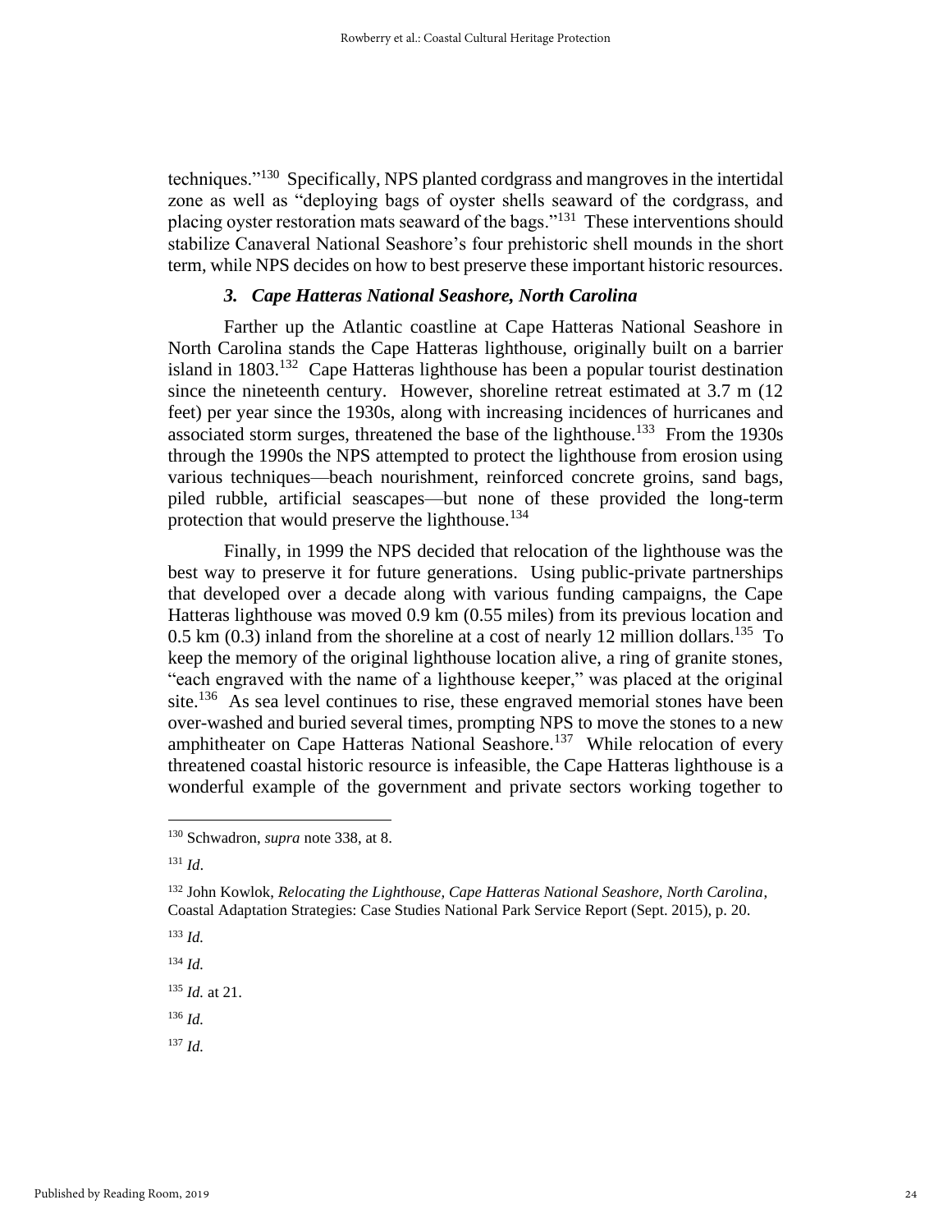techniques."[130] Specifically, NPS planted cordgrass and mangroves in the intertidal zone as well as "deploying bags of oyster shells seaward of the cordgrass, and placing oyster restoration mats seaward of the bags."[131] These interventions should stabilize Canaveral National Seashore's four prehistoric shell mounds in the short term, while NPS decides on how to best preserve these important historic resources.

### *3. Cape Hatteras National Seashore, North Carolina*

Farther up the Atlantic coastline at Cape Hatteras National Seashore in North Carolina stands the Cape Hatteras lighthouse, originally built on a barrier island in 1803.[132] Cape Hatteras lighthouse has been a popular tourist destination since the nineteenth century. However, shoreline retreat estimated at 3.7 m (12 feet) per year since the 1930s, along with increasing incidences of hurricanes and associated storm surges, threatened the base of the lighthouse.[133] From the 1930s through the 1990s the NPS attempted to protect the lighthouse from erosion using various techniques—beach nourishment, reinforced concrete groins, sand bags, piled rubble, artificial seascapes—but none of these provided the long-term protection that would preserve the lighthouse.[134]

Finally, in 1999 the NPS decided that relocation of the lighthouse was the best way to preserve it for future generations. Using public-private partnerships that developed over a decade along with various funding campaigns, the Cape Hatteras lighthouse was moved 0.9 km (0.55 miles) from its previous location and 0.5 km (0.3) inland from the shoreline at a cost of nearly 12 million dollars.[135] To keep the memory of the original lighthouse location alive, a ring of granite stones, "each engraved with the name of a lighthouse keeper," was placed at the original site.[136] As sea level continues to rise, these engraved memorial stones have been over-washed and buried several times, prompting NPS to move the stones to a new amphitheater on Cape Hatteras National Seashore.[137] While relocation of every threatened coastal historic resource is infeasible, the Cape Hatteras lighthouse is a wonderful example of the government and private sectors working together to

---

[130] Schwadron, *supra* note 338, at 8.

[131] *Id*.

[132] John Kowlok, *Relocating the Lighthouse, Cape Hatteras National Seashore, North Carolina*, Coastal Adaptation Strategies: Case Studies National Park Service Report (Sept. 2015), p. 20.

[133] *Id.*

[134] *Id.*

[135] *Id.* at 21.

[136] *Id.*

[137] *Id.*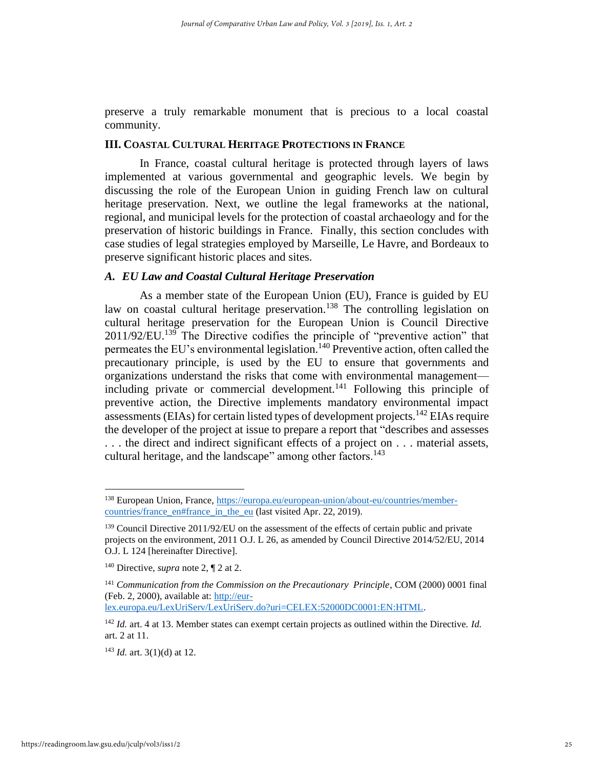preserve a truly remarkable monument that is precious to a local coastal community.

## III. Coastal Cultural Heritage Protections in France

In France, coastal cultural heritage is protected through layers of laws implemented at various governmental and geographic levels. We begin by discussing the role of the European Union in guiding French law on cultural heritage preservation. Next, we outline the legal frameworks at the national, regional, and municipal levels for the protection of coastal archaeology and for the preservation of historic buildings in France. Finally, this section concludes with case studies of legal strategies employed by Marseille, Le Havre, and Bordeaux to preserve significant historic places and sites.

### *A. EU Law and Coastal Cultural Heritage Preservation*

As a member state of the European Union (EU), France is guided by EU law on coastal cultural heritage preservation.[138] The controlling legislation on cultural heritage preservation for the European Union is Council Directive 2011/92/EU.[139] The Directive codifies the principle of "preventive action" that permeates the EU's environmental legislation.[140] Preventive action, often called the precautionary principle, is used by the EU to ensure that governments and organizations understand the risks that come with environmental management—including private or commercial development.[141] Following this principle of preventive action, the Directive implements mandatory environmental impact assessments (EIAs) for certain listed types of development projects.[142] EIAs require the developer of the project at issue to prepare a report that "describes and assesses . . . the direct and indirect significant effects of a project on . . . material assets, cultural heritage, and the landscape" among other factors.[143]

---

[138] European Union, France, https://europa.eu/european-union/about-eu/countries/member-countries/france_en#france_in_the_eu (last visited Apr. 22, 2019).

[139] Council Directive 2011/92/EU on the assessment of the effects of certain public and private projects on the environment, 2011 O.J. L 26, as amended by Council Directive 2014/52/EU, 2014 O.J. L 124 [hereinafter Directive].

[140] Directive, *supra* note 2, ¶ 2 at 2.

[141] *Communication from the Commission on the Precautionary Principle*, COM (2000) 0001 final (Feb. 2, 2000), available at: http://eur-lex.europa.eu/LexUriServ/LexUriServ.do?uri=CELEX:52000DC0001:EN:HTML.

[142] *Id.* art. 4 at 13. Member states can exempt certain projects as outlined within the Directive. *Id.* art. 2 at 11.

[143] *Id.* art. 3(1)(d) at 12.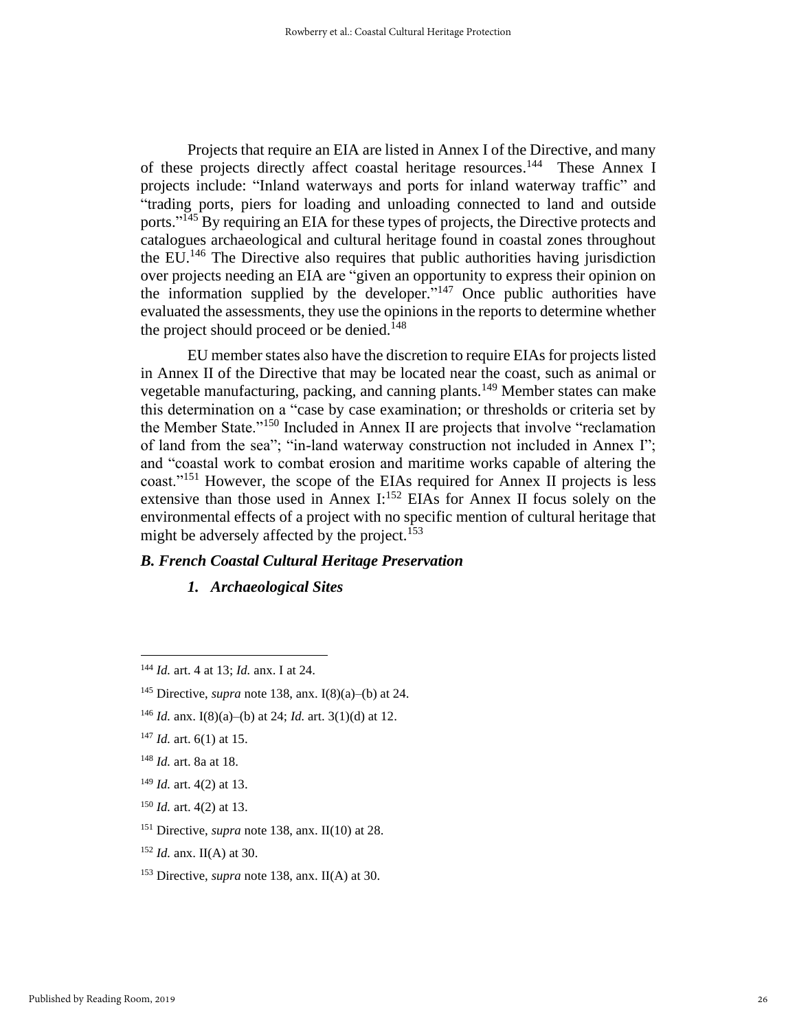Projects that require an EIA are listed in Annex I of the Directive, and many of these projects directly affect coastal heritage resources.[144] These Annex I projects include: "Inland waterways and ports for inland waterway traffic" and "trading ports, piers for loading and unloading connected to land and outside ports."[145] By requiring an EIA for these types of projects, the Directive protects and catalogues archaeological and cultural heritage found in coastal zones throughout the EU.[146] The Directive also requires that public authorities having jurisdiction over projects needing an EIA are "given an opportunity to express their opinion on the information supplied by the developer."[147] Once public authorities have evaluated the assessments, they use the opinions in the reports to determine whether the project should proceed or be denied.[148]

EU member states also have the discretion to require EIAs for projects listed in Annex II of the Directive that may be located near the coast, such as animal or vegetable manufacturing, packing, and canning plants.[149] Member states can make this determination on a "case by case examination; or thresholds or criteria set by the Member State."[150] Included in Annex II are projects that involve "reclamation of land from the sea"; "in-land waterway construction not included in Annex I"; and "coastal work to combat erosion and maritime works capable of altering the coast."[151] However, the scope of the EIAs required for Annex II projects is less extensive than those used in Annex I:[152] EIAs for Annex II focus solely on the environmental effects of a project with no specific mention of cultural heritage that might be adversely affected by the project.[153]

### *B. French Coastal Cultural Heritage Preservation*

#### *1. Archaeological Sites*

---

[144] *Id.* art. 4 at 13; *Id.* anx. I at 24.

[145] Directive, *supra* note 138, anx. I(8)(a)–(b) at 24.

[146] *Id.* anx. I(8)(a)–(b) at 24; *Id.* art. 3(1)(d) at 12.

[147] *Id.* art. 6(1) at 15.

[148] *Id.* art. 8a at 18.

[149] *Id.* art. 4(2) at 13.

[150] *Id.* art. 4(2) at 13.

[151] Directive, *supra* note 138, anx. II(10) at 28.

[152] *Id.* anx. II(A) at 30.

[153] Directive, *supra* note 138, anx. II(A) at 30.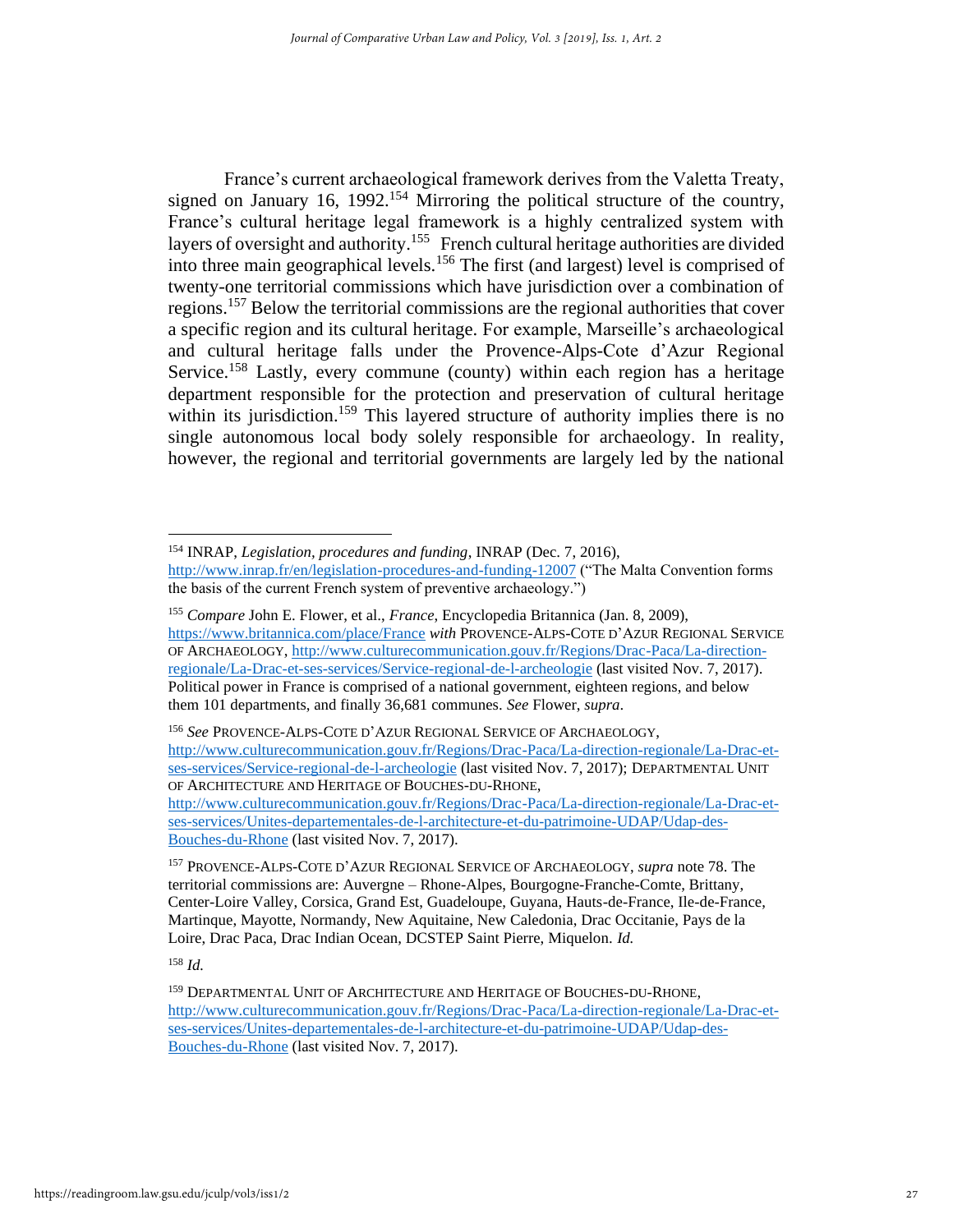France's current archaeological framework derives from the Valetta Treaty, signed on January 16, 1992.[154] Mirroring the political structure of the country, France's cultural heritage legal framework is a highly centralized system with layers of oversight and authority.[155] French cultural heritage authorities are divided into three main geographical levels.[156] The first (and largest) level is comprised of twenty-one territorial commissions which have jurisdiction over a combination of regions.[157] Below the territorial commissions are the regional authorities that cover a specific region and its cultural heritage. For example, Marseille's archaeological and cultural heritage falls under the Provence-Alps-Cote d'Azur Regional Service.[158] Lastly, every commune (county) within each region has a heritage department responsible for the protection and preservation of cultural heritage within its jurisdiction.[159] This layered structure of authority implies there is no single autonomous local body solely responsible for archaeology. In reality, however, the regional and territorial governments are largely led by the national

---

[154] INRAP, *Legislation, procedures and funding*, INRAP (Dec. 7, 2016), http://www.inrap.fr/en/legislation-procedures-and-funding-12007 ("The Malta Convention forms the basis of the current French system of preventive archaeology.")

[155] *Compare* John E. Flower, et al., *France*, Encyclopedia Britannica (Jan. 8, 2009), https://www.britannica.com/place/France ***with*** PROVENCE-ALPS-COTE D'AZUR REGIONAL SERVICE OF ARCHAEOLOGY, http://www.culturecommunication.gouv.fr/Regions/Drac-Paca/La-direction-regionale/La-Drac-et-ses-services/Service-regional-de-l-archeologie (last visited Nov. 7, 2017). Political power in France is comprised of a national government, eighteen regions, and below them 101 departments, and finally 36,681 communes. *See* Flower, *supra*.

[156] *See* PROVENCE-ALPS-COTE D'AZUR REGIONAL SERVICE OF ARCHAEOLOGY, http://www.culturecommunication.gouv.fr/Regions/Drac-Paca/La-direction-regionale/La-Drac-et-ses-services/Service-regional-de-l-archeologie (last visited Nov. 7, 2017); DEPARTMENTAL UNIT OF ARCHITECTURE AND HERITAGE OF BOUCHES-DU-RHONE, http://www.culturecommunication.gouv.fr/Regions/Drac-Paca/La-direction-regionale/La-Drac-et-ses-services/Unites-departementales-de-l-architecture-et-du-patrimoine-UDAP/Udap-des-Bouches-du-Rhone (last visited Nov. 7, 2017).

[157] PROVENCE-ALPS-COTE D'AZUR REGIONAL SERVICE OF ARCHAEOLOGY, *supra* note 78. The territorial commissions are: Auvergne – Rhone-Alpes, Bourgogne-Franche-Comte, Brittany, Center-Loire Valley, Corsica, Grand Est, Guadeloupe, Guyana, Hauts-de-France, Ile-de-France, Martinque, Mayotte, Normandy, New Aquitaine, New Caledonia, Drac Occitanie, Pays de la Loire, Drac Paca, Drac Indian Ocean, DCSTEP Saint Pierre, Miquelon. *Id.*

[158] *Id.*

[159] DEPARTMENTAL UNIT OF ARCHITECTURE AND HERITAGE OF BOUCHES-DU-RHONE, http://www.culturecommunication.gouv.fr/Regions/Drac-Paca/La-direction-regionale/La-Drac-et-ses-services/Unites-departementales-de-l-architecture-et-du-patrimoine-UDAP/Udap-des-Bouches-du-Rhone (last visited Nov. 7, 2017).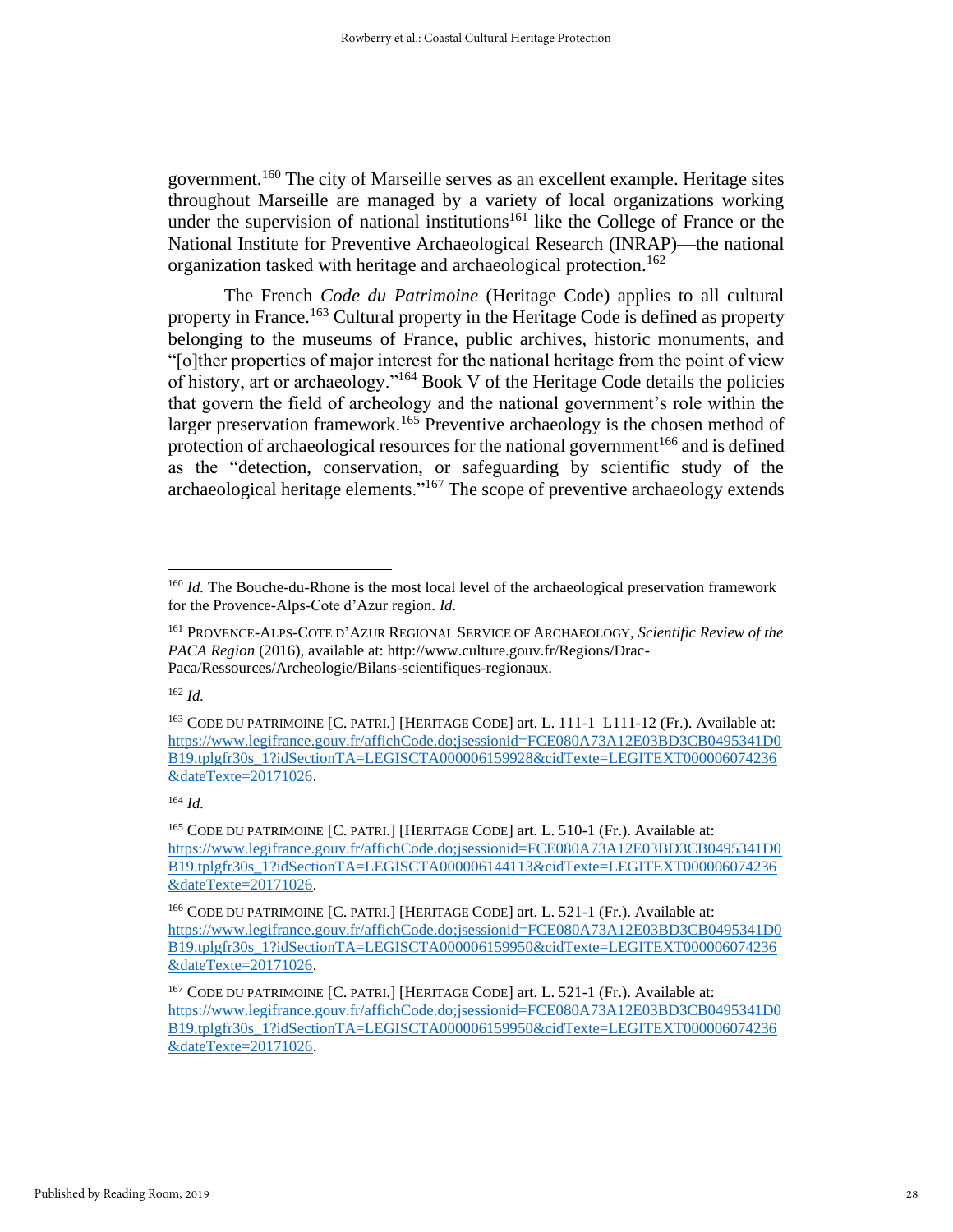government.[160] The city of Marseille serves as an excellent example. Heritage sites throughout Marseille are managed by a variety of local organizations working under the supervision of national institutions[161] like the College of France or the National Institute for Preventive Archaeological Research (INRAP)—the national organization tasked with heritage and archaeological protection.[162]

The French *Code du Patrimoine* (Heritage Code) applies to all cultural property in France.[163] Cultural property in the Heritage Code is defined as property belonging to the museums of France, public archives, historic monuments, and "[o]ther properties of major interest for the national heritage from the point of view of history, art or archaeology."[164] Book V of the Heritage Code details the policies that govern the field of archeology and the national government's role within the larger preservation framework.[165] Preventive archaeology is the chosen method of protection of archaeological resources for the national government[166] and is defined as the "detection, conservation, or safeguarding by scientific study of the archaeological heritage elements."[167] The scope of preventive archaeology extends

---

[160] *Id.* The Bouche-du-Rhone is the most local level of the archaeological preservation framework for the Provence-Alps-Cote d'Azur region. *Id.*

[161] PROVENCE-ALPS-COTE D'AZUR REGIONAL SERVICE OF ARCHAEOLOGY, *Scientific Review of the PACA Region* (2016), available at: http://www.culture.gouv.fr/Regions/Drac-Paca/Ressources/Archeologie/Bilans-scientifiques-regionaux.

[162] *Id.*

[163] CODE DU PATRIMOINE [C. PATRI.] [HERITAGE CODE] art. L. 111-1–L111-12 (Fr.). Available at: https://www.legifrance.gouv.fr/affichCode.do;jsessionid=FCE080A73A12E03BD3CB0495341D0B19.tplgfr30s_1?idSectionTA=LEGISCTA000006159928&cidTexte=LEGITEXT000006074236&dateTexte=20171026.

[164] *Id.*

[165] CODE DU PATRIMOINE [C. PATRI.] [HERITAGE CODE] art. L. 510-1 (Fr.). Available at: https://www.legifrance.gouv.fr/affichCode.do;jsessionid=FCE080A73A12E03BD3CB0495341D0B19.tplgfr30s_1?idSectionTA=LEGISCTA000006144113&cidTexte=LEGITEXT000006074236&dateTexte=20171026.

[166] CODE DU PATRIMOINE [C. PATRI.] [HERITAGE CODE] art. L. 521-1 (Fr.). Available at: https://www.legifrance.gouv.fr/affichCode.do;jsessionid=FCE080A73A12E03BD3CB0495341D0B19.tplgfr30s_1?idSectionTA=LEGISCTA000006159950&cidTexte=LEGITEXT000006074236&dateTexte=20171026.

[167] CODE DU PATRIMOINE [C. PATRI.] [HERITAGE CODE] art. L. 521-1 (Fr.). Available at: https://www.legifrance.gouv.fr/affichCode.do;jsessionid=FCE080A73A12E03BD3CB0495341D0B19.tplgfr30s_1?idSectionTA=LEGISCTA000006159950&cidTexte=LEGITEXT000006074236&dateTexte=20171026.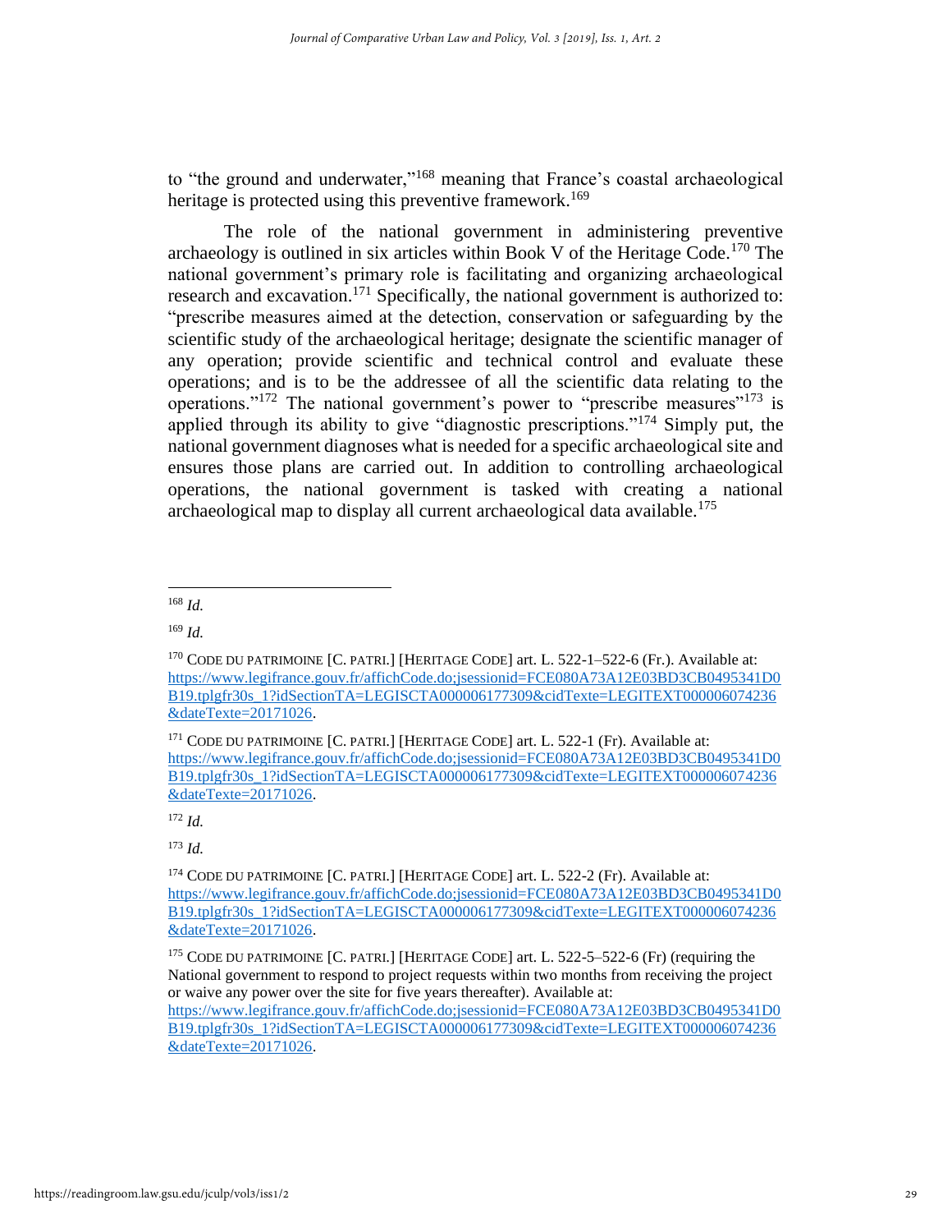to "the ground and underwater,"[168] meaning that France's coastal archaeological heritage is protected using this preventive framework.[169]

The role of the national government in administering preventive archaeology is outlined in six articles within Book V of the Heritage Code.[170] The national government's primary role is facilitating and organizing archaeological research and excavation.[171] Specifically, the national government is authorized to: "prescribe measures aimed at the detection, conservation or safeguarding by the scientific study of the archaeological heritage; designate the scientific manager of any operation; provide scientific and technical control and evaluate these operations; and is to be the addressee of all the scientific data relating to the operations."[172] The national government's power to "prescribe measures"[173] is applied through its ability to give "diagnostic prescriptions."[174] Simply put, the national government diagnoses what is needed for a specific archaeological site and ensures those plans are carried out. In addition to controlling archaeological operations, the national government is tasked with creating a national archaeological map to display all current archaeological data available.[175]

---

[168] *Id.*

[169] *Id.*

[170] CODE DU PATRIMOINE [C. PATRI.] [HERITAGE CODE] art. L. 522-1–522-6 (Fr.). Available at: https://www.legifrance.gouv.fr/affichCode.do;jsessionid=FCE080A73A12E03BD3CB0495341D0B19.tplgfr30s_1?idSectionTA=LEGISCTA000006177309&cidTexte=LEGITEXT000006074236&dateTexte=20171026.

[171] CODE DU PATRIMOINE [C. PATRI.] [HERITAGE CODE] art. L. 522-1 (Fr). Available at: https://www.legifrance.gouv.fr/affichCode.do;jsessionid=FCE080A73A12E03BD3CB0495341D0B19.tplgfr30s_1?idSectionTA=LEGISCTA000006177309&cidTexte=LEGITEXT000006074236&dateTexte=20171026.

[172] *Id.*

[173] *Id.*

[174] CODE DU PATRIMOINE [C. PATRI.] [HERITAGE CODE] art. L. 522-2 (Fr). Available at: https://www.legifrance.gouv.fr/affichCode.do;jsessionid=FCE080A73A12E03BD3CB0495341D0B19.tplgfr30s_1?idSectionTA=LEGISCTA000006177309&cidTexte=LEGITEXT000006074236&dateTexte=20171026.

[175] CODE DU PATRIMOINE [C. PATRI.] [HERITAGE CODE] art. L. 522-5–522-6 (Fr) (requiring the National government to respond to project requests within two months from receiving the project or waive any power over the site for five years thereafter). Available at: https://www.legifrance.gouv.fr/affichCode.do;jsessionid=FCE080A73A12E03BD3CB0495341D0B19.tplgfr30s_1?idSectionTA=LEGISCTA000006177309&cidTexte=LEGITEXT000006074236&dateTexte=20171026.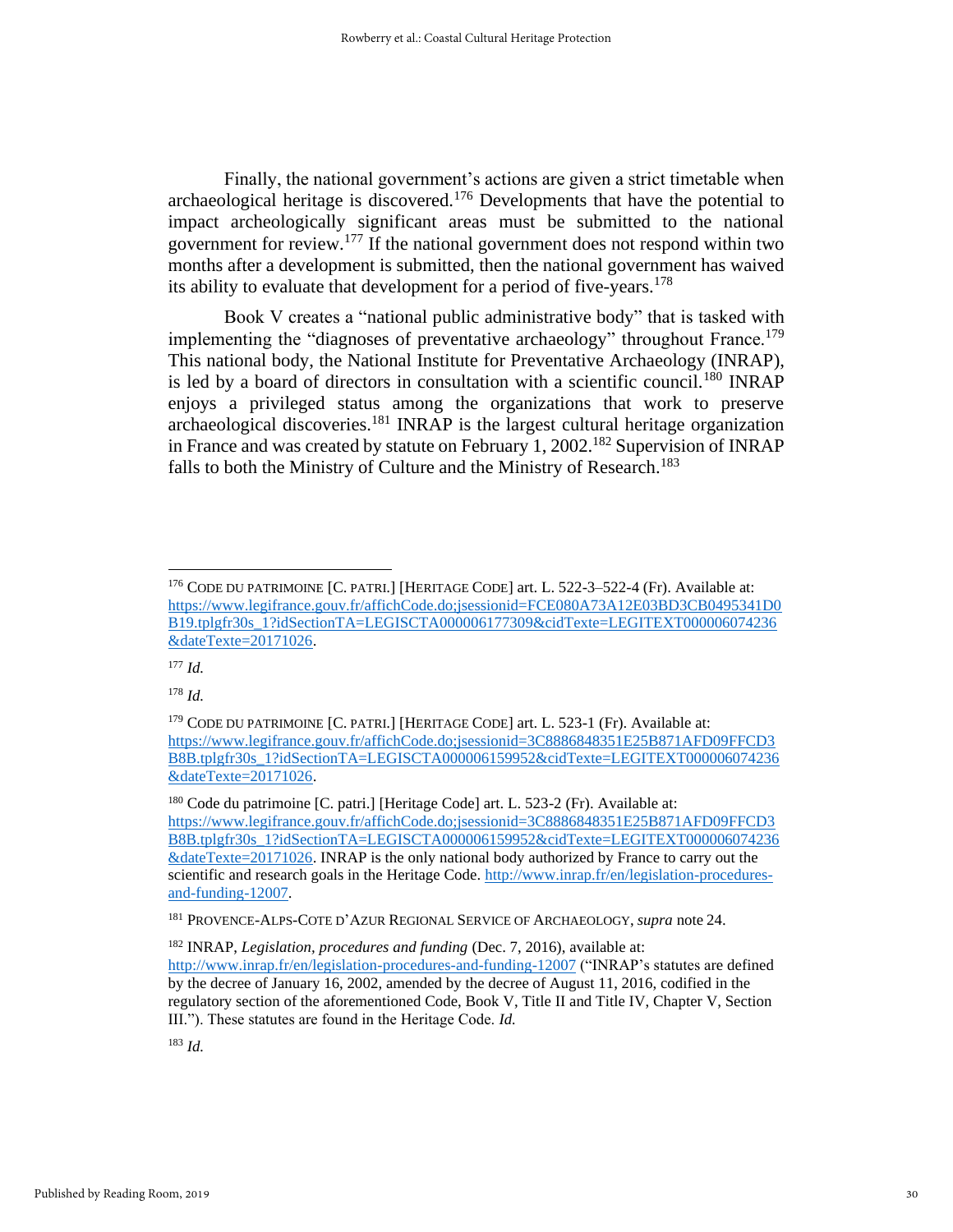Finally, the national government's actions are given a strict timetable when archaeological heritage is discovered.[176] Developments that have the potential to impact archeologically significant areas must be submitted to the national government for review.[177] If the national government does not respond within two months after a development is submitted, then the national government has waived its ability to evaluate that development for a period of five-years.[178]

Book V creates a "national public administrative body" that is tasked with implementing the "diagnoses of preventative archaeology" throughout France.[179] This national body, the National Institute for Preventative Archaeology (INRAP), is led by a board of directors in consultation with a scientific council.[180] INRAP enjoys a privileged status among the organizations that work to preserve archaeological discoveries.[181] INRAP is the largest cultural heritage organization in France and was created by statute on February 1, 2002.[182] Supervision of INRAP falls to both the Ministry of Culture and the Ministry of Research.[183]

---

[176] CODE DU PATRIMOINE [C. PATRI.] [HERITAGE CODE] art. L. 522-3–522-4 (Fr). Available at: https://www.legifrance.gouv.fr/affichCode.do;jsessionid=FCE080A73A12E03BD3CB0495341D0B19.tplgfr30s_1?idSectionTA=LEGISCTA000006177309&cidTexte=LEGITEXT000006074236&dateTexte=20171026.

[177] *Id.*

[178] *Id.*

[179] CODE DU PATRIMOINE [C. PATRI.] [HERITAGE CODE] art. L. 523-1 (Fr). Available at: https://www.legifrance.gouv.fr/affichCode.do;jsessionid=3C8886848351E25B871AFD09FFCD3B8B.tplgfr30s_1?idSectionTA=LEGISCTA000006159952&cidTexte=LEGITEXT000006074236&dateTexte=20171026.

[180] Code du patrimoine [C. patri.] [Heritage Code] art. L. 523-2 (Fr). Available at: https://www.legifrance.gouv.fr/affichCode.do;jsessionid=3C8886848351E25B871AFD09FFCD3B8B.tplgfr30s_1?idSectionTA=LEGISCTA000006159952&cidTexte=LEGITEXT000006074236&dateTexte=20171026. INRAP is the only national body authorized by France to carry out the scientific and research goals in the Heritage Code. http://www.inrap.fr/en/legislation-procedures-and-funding-12007.

[181] PROVENCE-ALPS-COTE D'AZUR REGIONAL SERVICE OF ARCHAEOLOGY, *supra* note 24.

[182] INRAP, *Legislation, procedures and funding* (Dec. 7, 2016), available at: http://www.inrap.fr/en/legislation-procedures-and-funding-12007 ("INRAP's statutes are defined by the decree of January 16, 2002, amended by the decree of August 11, 2016, codified in the regulatory section of the aforementioned Code, Book V, Title II and Title IV, Chapter V, Section III."). These statutes are found in the Heritage Code. *Id.*

[183] *Id.*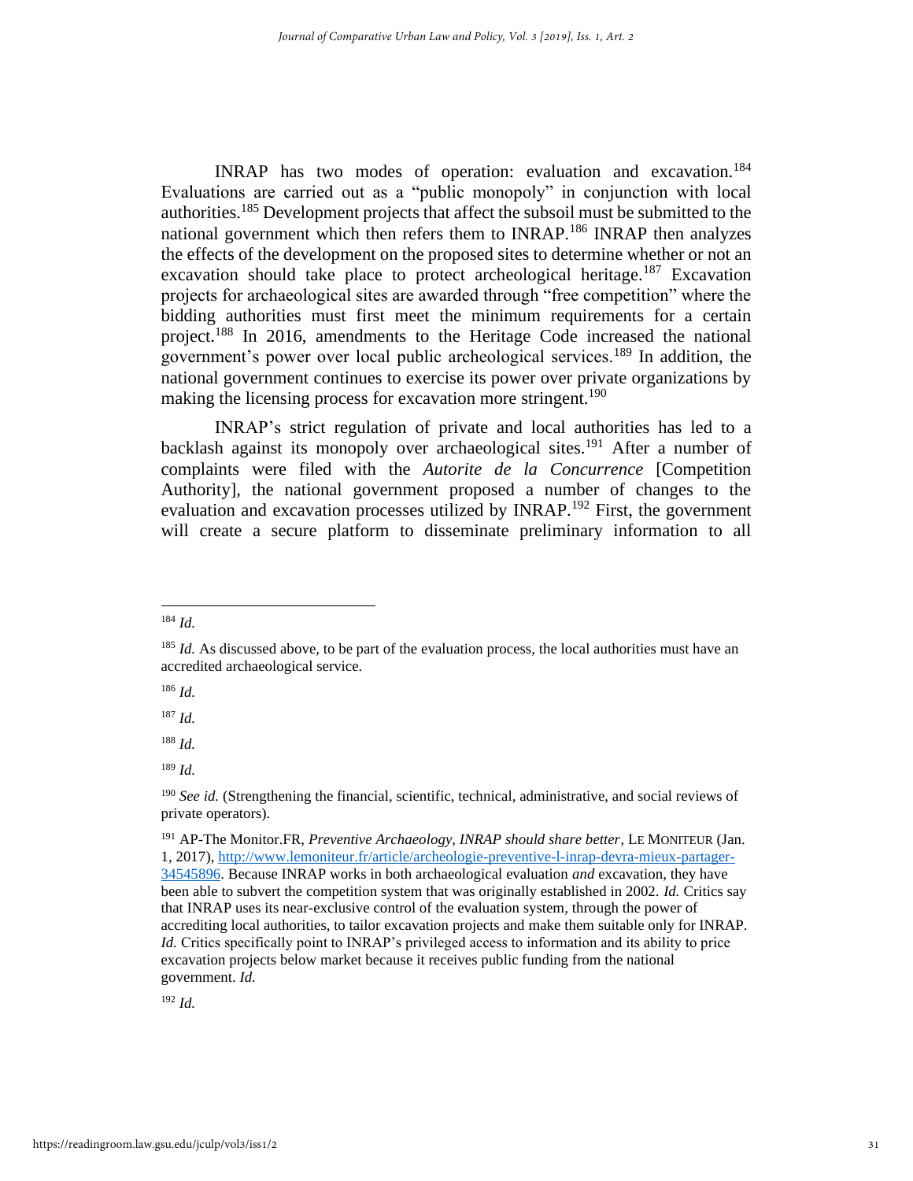INRAP has two modes of operation: evaluation and excavation.[184] Evaluations are carried out as a "public monopoly" in conjunction with local authorities.[185] Development projects that affect the subsoil must be submitted to the national government which then refers them to INRAP.[186] INRAP then analyzes the effects of the development on the proposed sites to determine whether or not an excavation should take place to protect archeological heritage.[187] Excavation projects for archaeological sites are awarded through "free competition" where the bidding authorities must first meet the minimum requirements for a certain project.[188] In 2016, amendments to the Heritage Code increased the national government's power over local public archeological services.[189] In addition, the national government continues to exercise its power over private organizations by making the licensing process for excavation more stringent.[190]

INRAP's strict regulation of private and local authorities has led to a backlash against its monopoly over archaeological sites.[191] After a number of complaints were filed with the *Autorite de la Concurrence* [Competition Authority], the national government proposed a number of changes to the evaluation and excavation processes utilized by INRAP.[192] First, the government will create a secure platform to disseminate preliminary information to all

---

[184] *Id.*

[185] *Id.* As discussed above, to be part of the evaluation process, the local authorities must have an accredited archaeological service.

[186] *Id.*

[187] *Id.*

[188] *Id.*

[189] *Id.*

[190] *See id.* (Strengthening the financial, scientific, technical, administrative, and social reviews of private operators).

[191] AP-The Monitor.FR, *Preventive Archaeology, INRAP should share better*, LE MONITEUR (Jan. 1, 2017), http://www.lemoniteur.fr/article/archeologie-preventive-l-inrap-devra-mieux-partager-34545896. Because INRAP works in both archaeological evaluation *and* excavation, they have been able to subvert the competition system that was originally established in 2002. *Id.* Critics say that INRAP uses its near-exclusive control of the evaluation system, through the power of accrediting local authorities, to tailor excavation projects and make them suitable only for INRAP. *Id.* Critics specifically point to INRAP's privileged access to information and its ability to price excavation projects below market because it receives public funding from the national government. *Id.*

[192] *Id.*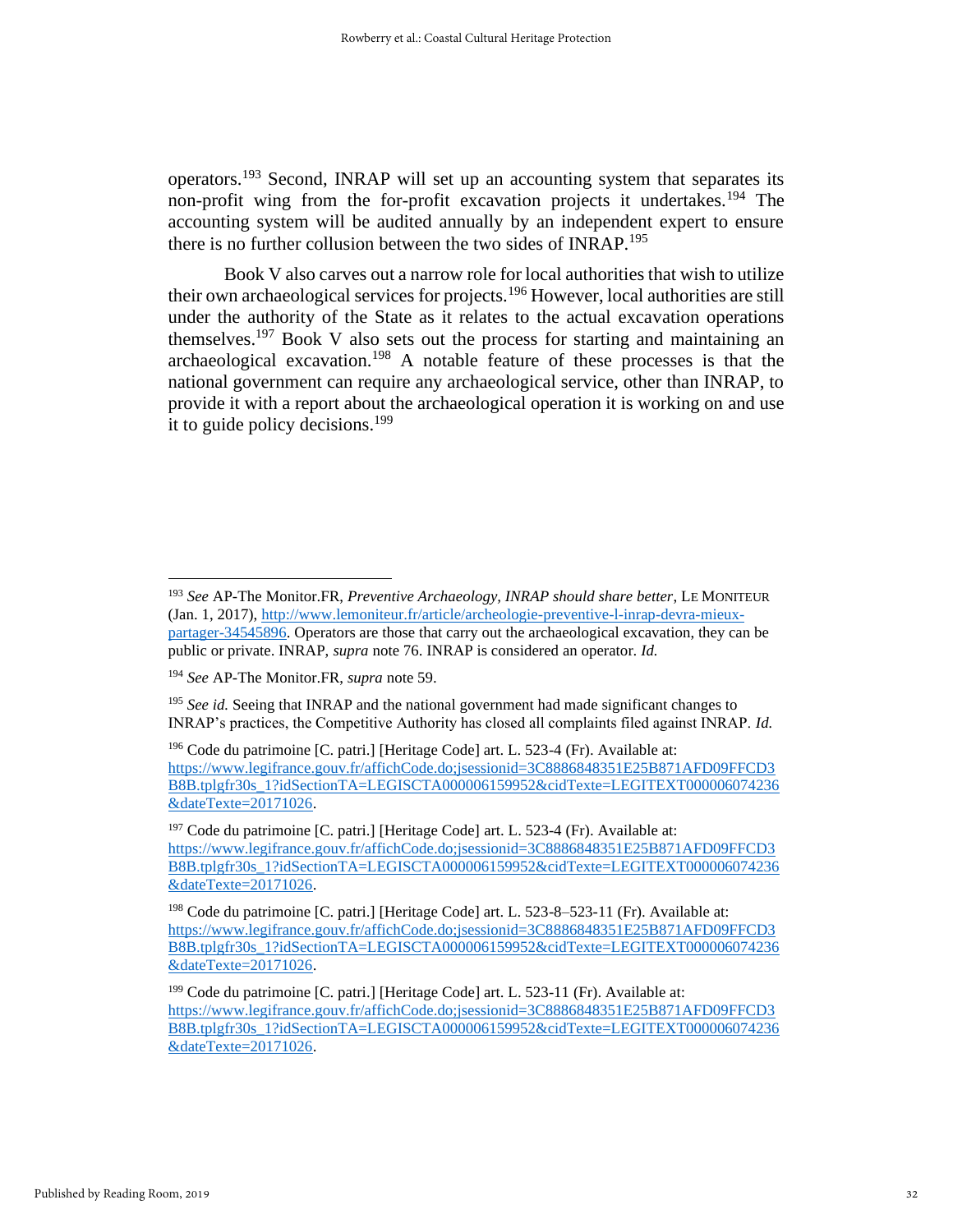operators.[193] Second, INRAP will set up an accounting system that separates its non-profit wing from the for-profit excavation projects it undertakes.[194] The accounting system will be audited annually by an independent expert to ensure there is no further collusion between the two sides of INRAP.[195]

Book V also carves out a narrow role for local authorities that wish to utilize their own archaeological services for projects.[196] However, local authorities are still under the authority of the State as it relates to the actual excavation operations themselves.[197] Book V also sets out the process for starting and maintaining an archaeological excavation.[198] A notable feature of these processes is that the national government can require any archaeological service, other than INRAP, to provide it with a report about the archaeological operation it is working on and use it to guide policy decisions.[199]

---

[193] *See* AP-The Monitor.FR, *Preventive Archaeology, INRAP should share better*, LE MONITEUR (Jan. 1, 2017), http://www.lemoniteur.fr/article/archeologie-preventive-l-inrap-devra-mieux-partager-34545896. Operators are those that carry out the archaeological excavation, they can be public or private. INRAP, *supra* note 76. INRAP is considered an operator. *Id.*

[194] *See* AP-The Monitor.FR, *supra* note 59.

[195] *See id.* Seeing that INRAP and the national government had made significant changes to INRAP's practices, the Competitive Authority has closed all complaints filed against INRAP. *Id.*

[196] Code du patrimoine [C. patri.] [Heritage Code] art. L. 523-4 (Fr). Available at: https://www.legifrance.gouv.fr/affichCode.do;jsessionid=3C8886848351E25B871AFD09FFCD3B8B.tplgfr30s_1?idSectionTA=LEGISCTA000006159952&cidTexte=LEGITEXT000006074236&dateTexte=20171026.

[197] Code du patrimoine [C. patri.] [Heritage Code] art. L. 523-4 (Fr). Available at: https://www.legifrance.gouv.fr/affichCode.do;jsessionid=3C8886848351E25B871AFD09FFCD3B8B.tplgfr30s_1?idSectionTA=LEGISCTA000006159952&cidTexte=LEGITEXT000006074236&dateTexte=20171026.

[198] Code du patrimoine [C. patri.] [Heritage Code] art. L. 523-8–523-11 (Fr). Available at: https://www.legifrance.gouv.fr/affichCode.do;jsessionid=3C8886848351E25B871AFD09FFCD3B8B.tplgfr30s_1?idSectionTA=LEGISCTA000006159952&cidTexte=LEGITEXT000006074236&dateTexte=20171026.

[199] Code du patrimoine [C. patri.] [Heritage Code] art. L. 523-11 (Fr). Available at: https://www.legifrance.gouv.fr/affichCode.do;jsessionid=3C8886848351E25B871AFD09FFCD3B8B.tplgfr30s_1?idSectionTA=LEGISCTA000006159952&cidTexte=LEGITEXT000006074236&dateTexte=20171026.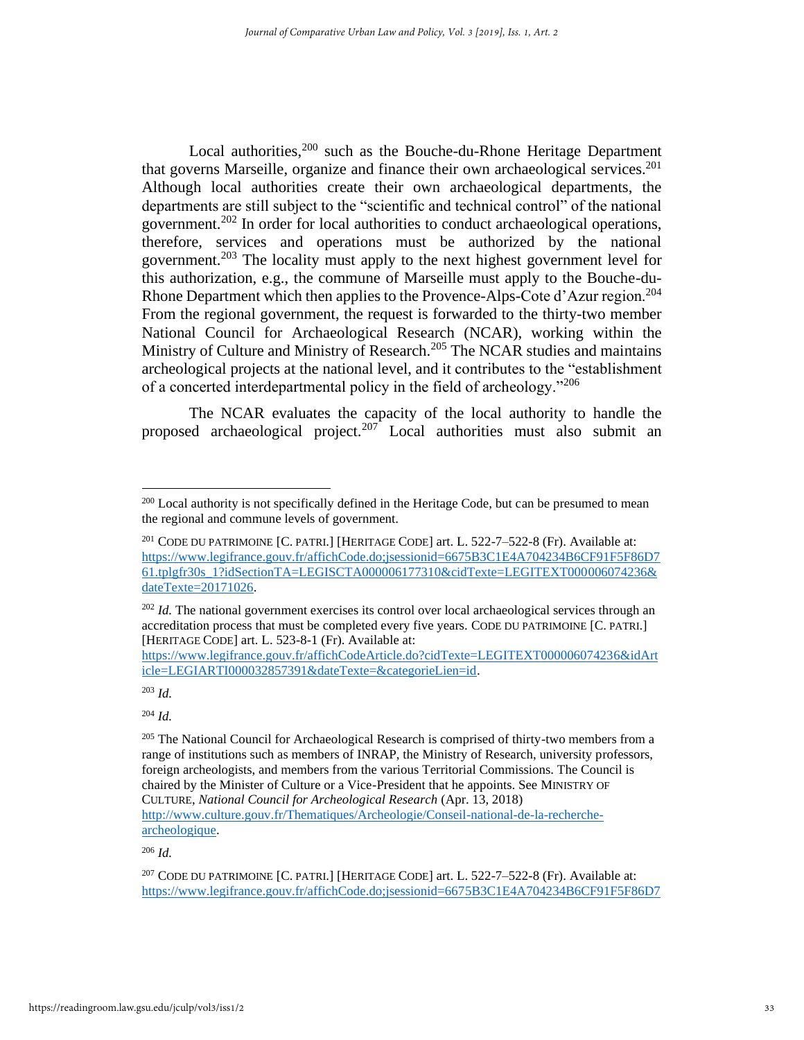Local authorities,[200] such as the Bouche-du-Rhone Heritage Department that governs Marseille, organize and finance their own archaeological services.[201] Although local authorities create their own archaeological departments, the departments are still subject to the "scientific and technical control" of the national government.[202] In order for local authorities to conduct archaeological operations, therefore, services and operations must be authorized by the national government.[203] The locality must apply to the next highest government level for this authorization, e.g., the commune of Marseille must apply to the Bouche-du-Rhone Department which then applies to the Provence-Alps-Cote d'Azur region.[204] From the regional government, the request is forwarded to the thirty-two member National Council for Archaeological Research (NCAR), working within the Ministry of Culture and Ministry of Research.[205] The NCAR studies and maintains archeological projects at the national level, and it contributes to the "establishment of a concerted interdepartmental policy in the field of archeology."[206]

The NCAR evaluates the capacity of the local authority to handle the proposed archaeological project.[207] Local authorities must also submit an

---

[200] Local authority is not specifically defined in the Heritage Code, but can be presumed to mean the regional and commune levels of government.

[201] CODE DU PATRIMOINE [C. PATRI.] [HERITAGE CODE] art. L. 522-7–522-8 (Fr). Available at: https://www.legifrance.gouv.fr/affichCode.do;jsessionid=6675B3C1E4A704234B6CF91F5F86D761.tplgfr30s_1?idSectionTA=LEGISCTA000006177310&cidTexte=LEGITEXT000006074236&dateTexte=20171026.

[202] *Id.* The national government exercises its control over local archaeological services through an accreditation process that must be completed every five years. CODE DU PATRIMOINE [C. PATRI.] [HERITAGE CODE] art. L. 523-8-1 (Fr). Available at: https://www.legifrance.gouv.fr/affichCodeArticle.do?cidTexte=LEGITEXT000006074236&idArticle=LEGIARTI000032857391&dateTexte=&categorieLien=id.

[203] *Id.*

[204] *Id.*

[205] The National Council for Archaeological Research is comprised of thirty-two members from a range of institutions such as members of INRAP, the Ministry of Research, university professors, foreign archeologists, and members from the various Territorial Commissions. The Council is chaired by the Minister of Culture or a Vice-President that he appoints. See MINISTRY OF CULTURE, *National Council for Archeological Research* (Apr. 13, 2018) http://www.culture.gouv.fr/Thematiques/Archeologie/Conseil-national-de-la-recherche-archeologique.

[206] *Id.*

[207] CODE DU PATRIMOINE [C. PATRI.] [HERITAGE CODE] art. L. 522-7–522-8 (Fr). Available at: https://www.legifrance.gouv.fr/affichCode.do;jsessionid=6675B3C1E4A704234B6CF91F5F86D7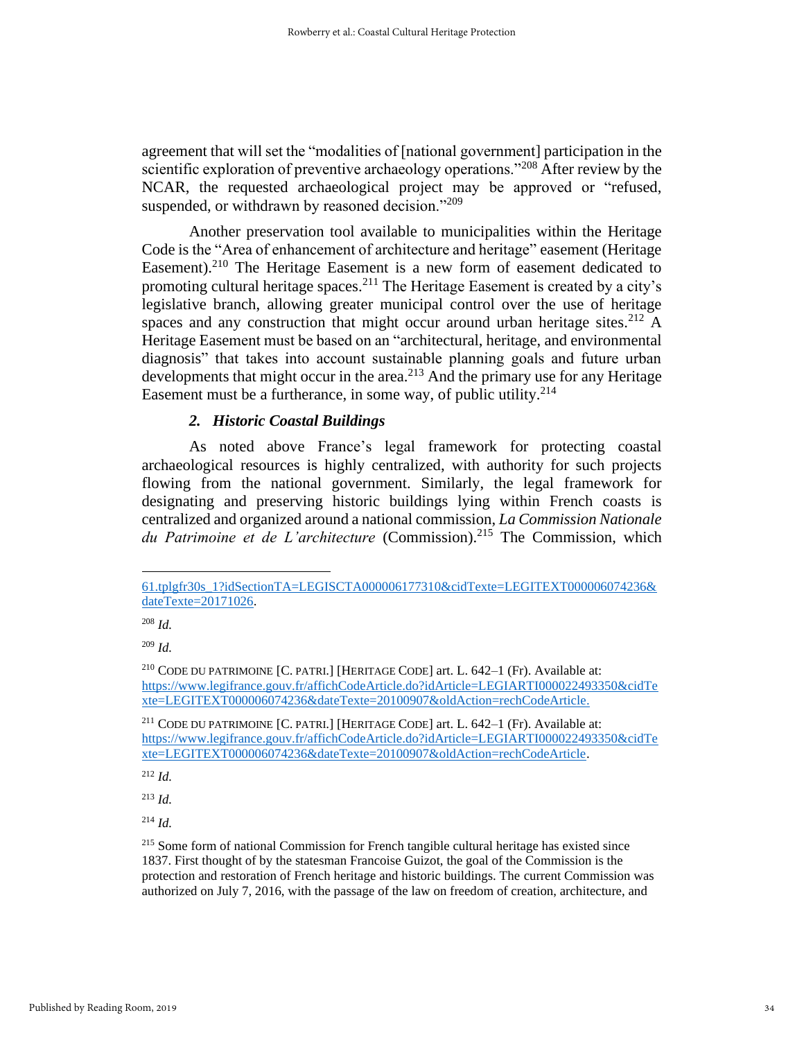agreement that will set the "modalities of [national government] participation in the scientific exploration of preventive archaeology operations."[208] After review by the NCAR, the requested archaeological project may be approved or "refused, suspended, or withdrawn by reasoned decision."[209]

Another preservation tool available to municipalities within the Heritage Code is the "Area of enhancement of architecture and heritage" easement (Heritage Easement).[210] The Heritage Easement is a new form of easement dedicated to promoting cultural heritage spaces.[211] The Heritage Easement is created by a city's legislative branch, allowing greater municipal control over the use of heritage spaces and any construction that might occur around urban heritage sites.[212] A Heritage Easement must be based on an "architectural, heritage, and environmental diagnosis" that takes into account sustainable planning goals and future urban developments that might occur in the area.[213] And the primary use for any Heritage Easement must be a furtherance, in some way, of public utility.[214]

### *2. Historic Coastal Buildings*

As noted above France's legal framework for protecting coastal archaeological resources is highly centralized, with authority for such projects flowing from the national government. Similarly, the legal framework for designating and preserving historic buildings lying within French coasts is centralized and organized around a national commission, *La Commission Nationale du Patrimoine et de L'architecture* (Commission).[215] The Commission, which

---

61.tplgfr30s_1?idSectionTA=LEGISCTA000006177310&cidTexte=LEGITEXT000006074236&dateTexte=20171026.

[208] *Id.*

[209] *Id.*

[210] CODE DU PATRIMOINE [C. PATRI.] [HERITAGE CODE] art. L. 642–1 (Fr). Available at: https://www.legifrance.gouv.fr/affichCodeArticle.do?idArticle=LEGIARTI000022493350&cidTexte=LEGITEXT000006074236&dateTexte=20100907&oldAction=rechCodeArticle.

[211] CODE DU PATRIMOINE [C. PATRI.] [HERITAGE CODE] art. L. 642–1 (Fr). Available at: https://www.legifrance.gouv.fr/affichCodeArticle.do?idArticle=LEGIARTI000022493350&cidTexte=LEGITEXT000006074236&dateTexte=20100907&oldAction=rechCodeArticle.

[212] *Id.*

[213] *Id.*

[214] *Id.*

[215] Some form of national Commission for French tangible cultural heritage has existed since 1837. First thought of by the statesman Francoise Guizot, the goal of the Commission is the protection and restoration of French heritage and historic buildings. The current Commission was authorized on July 7, 2016, with the passage of the law on freedom of creation, architecture, and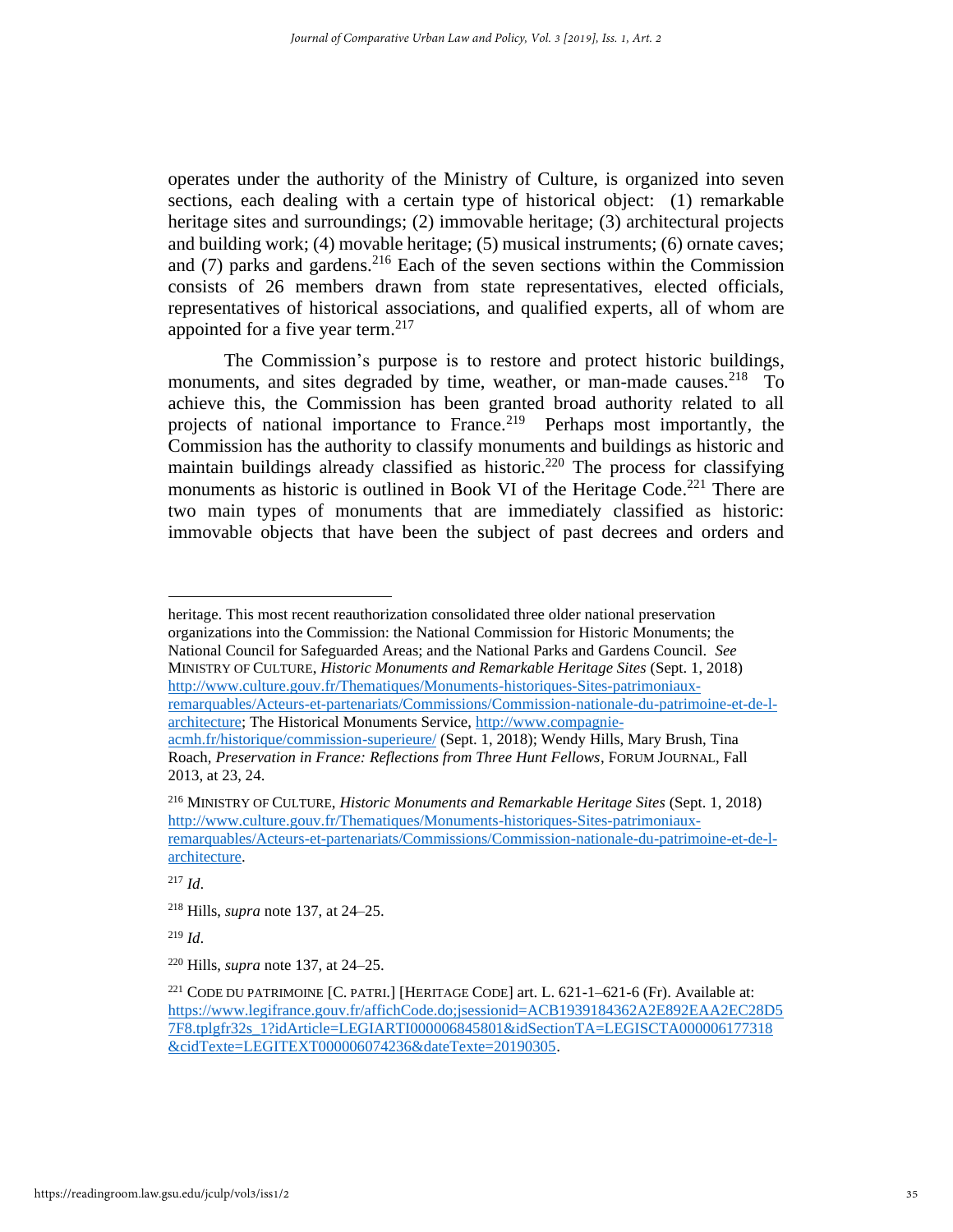operates under the authority of the Ministry of Culture, is organized into seven sections, each dealing with a certain type of historical object: (1) remarkable heritage sites and surroundings; (2) immovable heritage; (3) architectural projects and building work; (4) movable heritage; (5) musical instruments; (6) ornate caves; and (7) parks and gardens.[216] Each of the seven sections within the Commission consists of 26 members drawn from state representatives, elected officials, representatives of historical associations, and qualified experts, all of whom are appointed for a five year term.[217]

The Commission's purpose is to restore and protect historic buildings, monuments, and sites degraded by time, weather, or man-made causes.[218] To achieve this, the Commission has been granted broad authority related to all projects of national importance to France.[219] Perhaps most importantly, the Commission has the authority to classify monuments and buildings as historic and maintain buildings already classified as historic.[220] The process for classifying monuments as historic is outlined in Book VI of the Heritage Code.[221] There are two main types of monuments that are immediately classified as historic: immovable objects that have been the subject of past decrees and orders and

---

heritage. This most recent reauthorization consolidated three older national preservation organizations into the Commission: the National Commission for Historic Monuments; the National Council for Safeguarded Areas; and the National Parks and Gardens Council. *See* MINISTRY OF CULTURE, *Historic Monuments and Remarkable Heritage Sites* (Sept. 1, 2018) http://www.culture.gouv.fr/Thematiques/Monuments-historiques-Sites-patrimoniaux-remarquables/Acteurs-et-partenariats/Commissions/Commission-nationale-du-patrimoine-et-de-l-architecture; The Historical Monuments Service, http://www.compagnie-acmh.fr/historique/commission-superieure/ (Sept. 1, 2018); Wendy Hills, Mary Brush, Tina Roach, *Preservation in France: Reflections from Three Hunt Fellows*, FORUM JOURNAL, Fall 2013, at 23, 24.

[216] MINISTRY OF CULTURE, *Historic Monuments and Remarkable Heritage Sites* (Sept. 1, 2018) http://www.culture.gouv.fr/Thematiques/Monuments-historiques-Sites-patrimoniaux-remarquables/Acteurs-et-partenariats/Commissions/Commission-nationale-du-patrimoine-et-de-l-architecture.

[217] *Id*.

[218] Hills, *supra* note 137, at 24–25.

[219] *Id*.

[220] Hills, *supra* note 137, at 24–25.

[221] CODE DU PATRIMOINE [C. PATRI.] [HERITAGE CODE] art. L. 621-1–621-6 (Fr). Available at: https://www.legifrance.gouv.fr/affichCode.do;jsessionid=ACB1939184362A2E892EAA2EC28D57F8.tplgfr32s_1?idArticle=LEGIARTI000006845801&idSectionTA=LEGISCTA000006177318&cidTexte=LEGITEXT000006074236&dateTexte=20190305.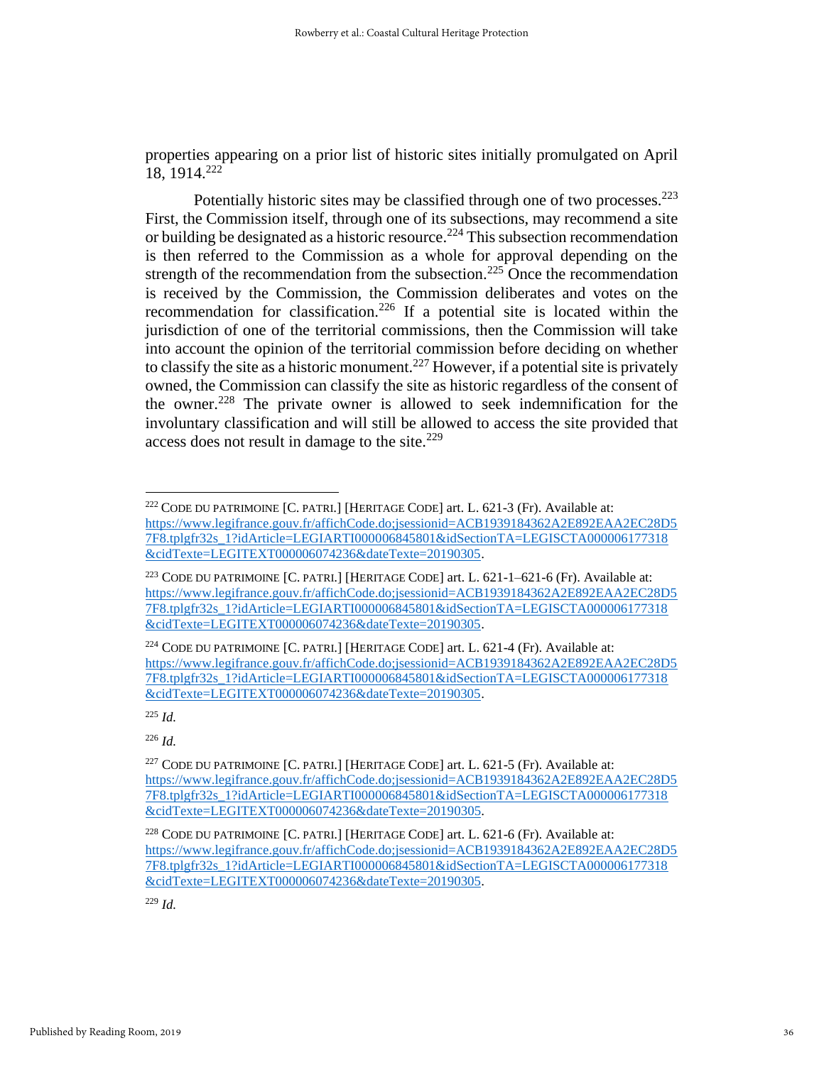properties appearing on a prior list of historic sites initially promulgated on April 18, 1914.[222]

Potentially historic sites may be classified through one of two processes.[223] First, the Commission itself, through one of its subsections, may recommend a site or building be designated as a historic resource.[224] This subsection recommendation is then referred to the Commission as a whole for approval depending on the strength of the recommendation from the subsection.[225] Once the recommendation is received by the Commission, the Commission deliberates and votes on the recommendation for classification.[226] If a potential site is located within the jurisdiction of one of the territorial commissions, then the Commission will take into account the opinion of the territorial commission before deciding on whether to classify the site as a historic monument.[227] However, if a potential site is privately owned, the Commission can classify the site as historic regardless of the consent of the owner.[228] The private owner is allowed to seek indemnification for the involuntary classification and will still be allowed to access the site provided that access does not result in damage to the site.[229]

---

[222] CODE DU PATRIMOINE [C. PATRI.] [HERITAGE CODE] art. L. 621-3 (Fr). Available at: https://www.legifrance.gouv.fr/affichCode.do;jsessionid=ACB1939184362A2E892EAA2EC28D57F8.tplgfr32s_1?idArticle=LEGIARTI000006845801&idSectionTA=LEGISCTA000006177318&cidTexte=LEGITEXT000006074236&dateTexte=20190305.

[223] CODE DU PATRIMOINE [C. PATRI.] [HERITAGE CODE] art. L. 621-1–621-6 (Fr). Available at: https://www.legifrance.gouv.fr/affichCode.do;jsessionid=ACB1939184362A2E892EAA2EC28D57F8.tplgfr32s_1?idArticle=LEGIARTI000006845801&idSectionTA=LEGISCTA000006177318&cidTexte=LEGITEXT000006074236&dateTexte=20190305.

[224] CODE DU PATRIMOINE [C. PATRI.] [HERITAGE CODE] art. L. 621-4 (Fr). Available at: https://www.legifrance.gouv.fr/affichCode.do;jsessionid=ACB1939184362A2E892EAA2EC28D57F8.tplgfr32s_1?idArticle=LEGIARTI000006845801&idSectionTA=LEGISCTA000006177318&cidTexte=LEGITEXT000006074236&dateTexte=20190305.

[225] *Id.*

[226] *Id.*

[227] CODE DU PATRIMOINE [C. PATRI.] [HERITAGE CODE] art. L. 621-5 (Fr). Available at: https://www.legifrance.gouv.fr/affichCode.do;jsessionid=ACB1939184362A2E892EAA2EC28D57F8.tplgfr32s_1?idArticle=LEGIARTI000006845801&idSectionTA=LEGISCTA000006177318&cidTexte=LEGITEXT000006074236&dateTexte=20190305.

[228] CODE DU PATRIMOINE [C. PATRI.] [HERITAGE CODE] art. L. 621-6 (Fr). Available at: https://www.legifrance.gouv.fr/affichCode.do;jsessionid=ACB1939184362A2E892EAA2EC28D57F8.tplgfr32s_1?idArticle=LEGIARTI000006845801&idSectionTA=LEGISCTA000006177318&cidTexte=LEGITEXT000006074236&dateTexte=20190305.

[229] *Id.*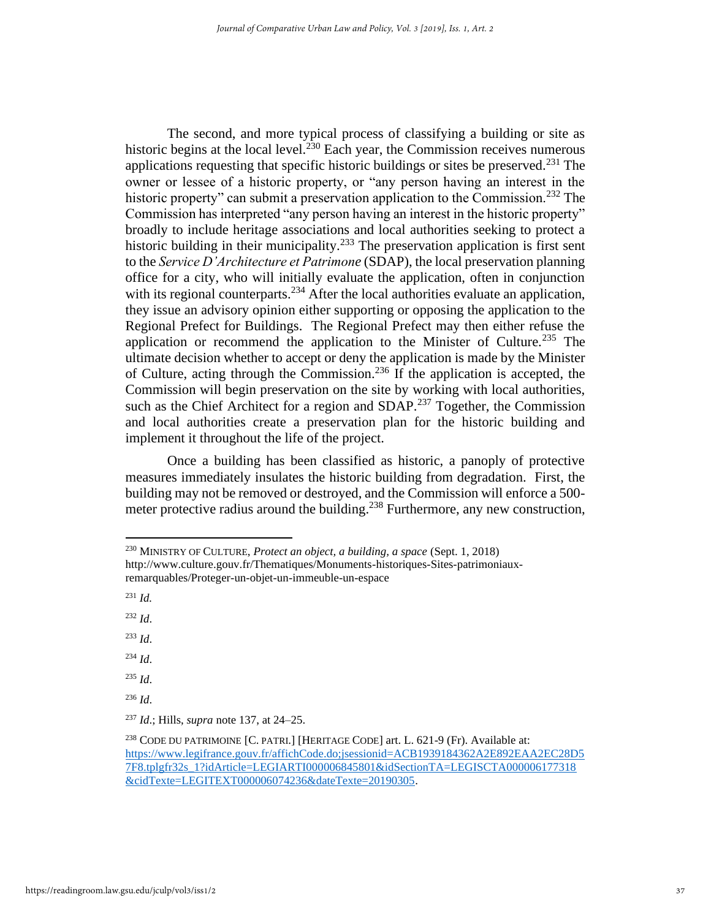The second, and more typical process of classifying a building or site as historic begins at the local level.[230] Each year, the Commission receives numerous applications requesting that specific historic buildings or sites be preserved.[231] The owner or lessee of a historic property, or "any person having an interest in the historic property" can submit a preservation application to the Commission.[232] The Commission has interpreted "any person having an interest in the historic property" broadly to include heritage associations and local authorities seeking to protect a historic building in their municipality.[233] The preservation application is first sent to the *Service D'Architecture et Patrimone* (SDAP), the local preservation planning office for a city, who will initially evaluate the application, often in conjunction with its regional counterparts.[234] After the local authorities evaluate an application, they issue an advisory opinion either supporting or opposing the application to the Regional Prefect for Buildings. The Regional Prefect may then either refuse the application or recommend the application to the Minister of Culture.[235] The ultimate decision whether to accept or deny the application is made by the Minister of Culture, acting through the Commission.[236] If the application is accepted, the Commission will begin preservation on the site by working with local authorities, such as the Chief Architect for a region and SDAP.[237] Together, the Commission and local authorities create a preservation plan for the historic building and implement it throughout the life of the project.

Once a building has been classified as historic, a panoply of protective measures immediately insulates the historic building from degradation. First, the building may not be removed or destroyed, and the Commission will enforce a 500-meter protective radius around the building.[238] Furthermore, any new construction,

---

[230] MINISTRY OF CULTURE, *Protect an object, a building, a space* (Sept. 1, 2018) http://www.culture.gouv.fr/Thematiques/Monuments-historiques-Sites-patrimoniaux-remarquables/Proteger-un-objet-un-immeuble-un-espace

[231] *Id.*

[232] *Id*.

[233] *Id*.

[234] *Id*.

[235] *Id*.

[236] *Id*.

[237] *Id*.; Hills, *supra* note 137, at 24–25.

[238] CODE DU PATRIMOINE [C. PATRI.] [HERITAGE CODE] art. L. 621-9 (Fr). Available at: https://www.legifrance.gouv.fr/affichCode.do;jsessionid=ACB1939184362A2E892EAA2EC28D57F8.tplgfr32s_1?idArticle=LEGIARTI000006845801&idSectionTA=LEGISCTA000006177318&cidTexte=LEGITEXT000006074236&dateTexte=20190305.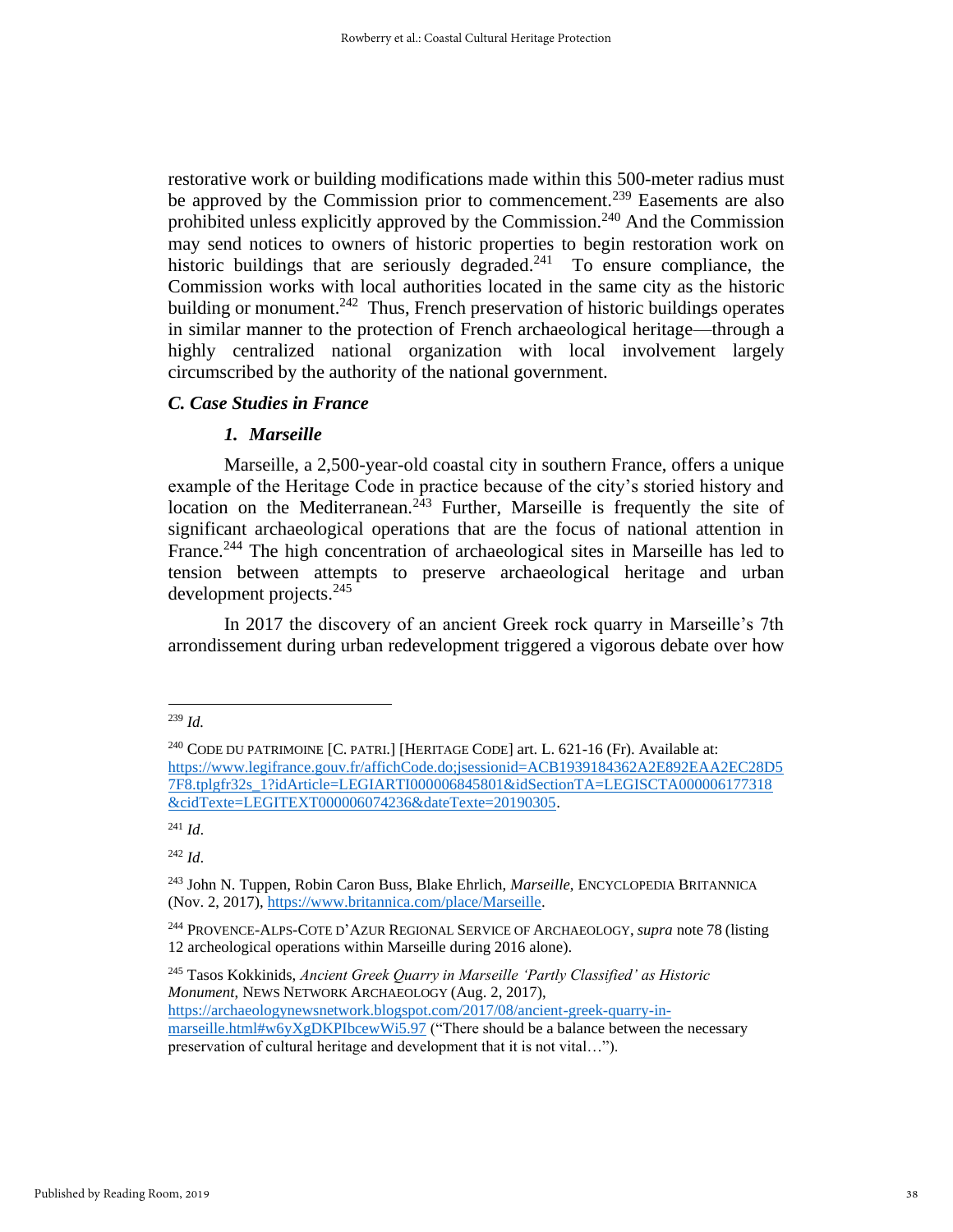restorative work or building modifications made within this 500-meter radius must be approved by the Commission prior to commencement.[239] Easements are also prohibited unless explicitly approved by the Commission.[240] And the Commission may send notices to owners of historic properties to begin restoration work on historic buildings that are seriously degraded.[241] To ensure compliance, the Commission works with local authorities located in the same city as the historic building or monument.[242] Thus, French preservation of historic buildings operates in similar manner to the protection of French archaeological heritage—through a highly centralized national organization with local involvement largely circumscribed by the authority of the national government.

### *C. Case Studies in France*

#### *1. Marseille*

Marseille, a 2,500-year-old coastal city in southern France, offers a unique example of the Heritage Code in practice because of the city's storied history and location on the Mediterranean.[243] Further, Marseille is frequently the site of significant archaeological operations that are the focus of national attention in France.[244] The high concentration of archaeological sites in Marseille has led to tension between attempts to preserve archaeological heritage and urban development projects.[245]

In 2017 the discovery of an ancient Greek rock quarry in Marseille's 7th arrondissement during urban redevelopment triggered a vigorous debate over how

---

[239] *Id.*

[240] CODE DU PATRIMOINE [C. PATRI.] [HERITAGE CODE] art. L. 621-16 (Fr). Available at: https://www.legifrance.gouv.fr/affichCode.do;jsessionid=ACB1939184362A2E892EAA2EC28D57F8.tplgfr32s_1?idArticle=LEGIARTI000006845801&idSectionTA=LEGISCTA000006177318&cidTexte=LEGITEXT000006074236&dateTexte=20190305.

[241] *Id*.

[242] *Id*.

[243] John N. Tuppen, Robin Caron Buss, Blake Ehrlich, *Marseille*, ENCYCLOPEDIA BRITANNICA (Nov. 2, 2017), https://www.britannica.com/place/Marseille.

[244] PROVENCE-ALPS-COTE D'AZUR REGIONAL SERVICE OF ARCHAEOLOGY, *supra* note 78 (listing 12 archeological operations within Marseille during 2016 alone).

[245] Tasos Kokkinidis, *Ancient Greek Quarry in Marseille 'Partly Classified' as Historic Monument*, NEWS NETWORK ARCHAEOLOGY (Aug. 2, 2017), https://archaeologynewsnetwork.blogspot.com/2017/08/ancient-greek-quarry-in-marseille.html#w6yXgDKPIbcewWi5.97 ("There should be a balance between the necessary preservation of cultural heritage and development that it is not vital…").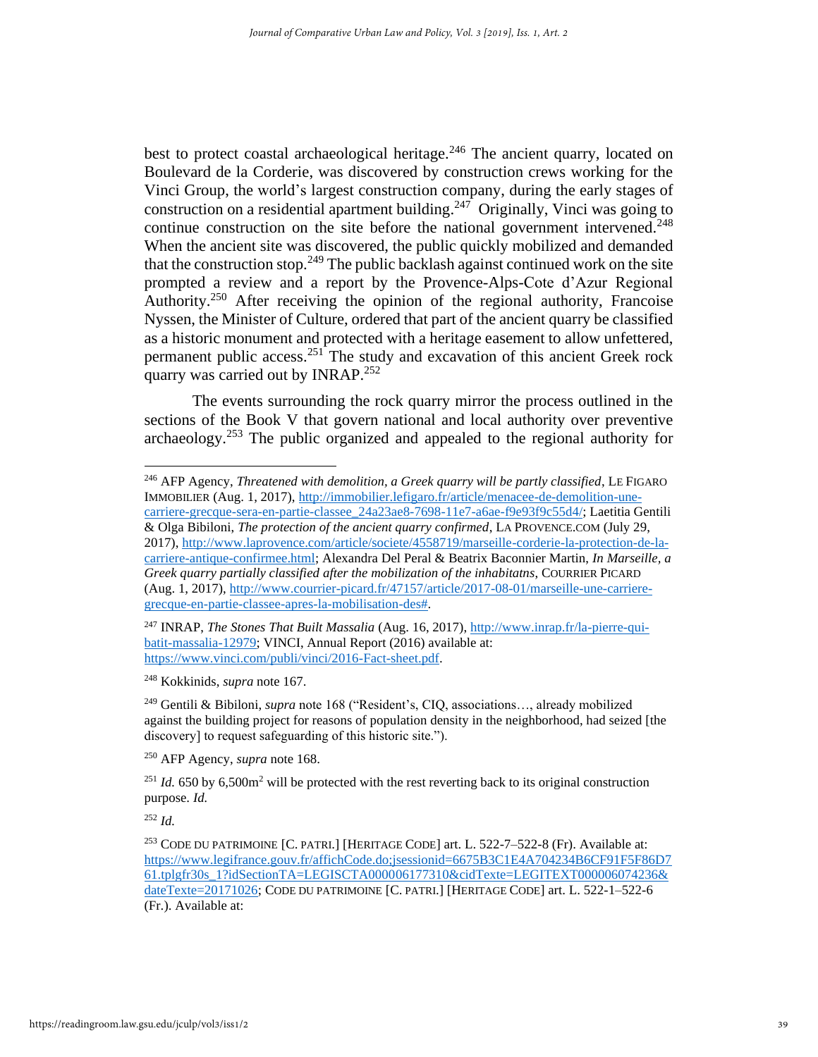best to protect coastal archaeological heritage.[246] The ancient quarry, located on Boulevard de la Corderie, was discovered by construction crews working for the Vinci Group, the world's largest construction company, during the early stages of construction on a residential apartment building.[247] Originally, Vinci was going to continue construction on the site before the national government intervened.[248] When the ancient site was discovered, the public quickly mobilized and demanded that the construction stop.[249] The public backlash against continued work on the site prompted a review and a report by the Provence-Alps-Cote d'Azur Regional Authority.[250] After receiving the opinion of the regional authority, Francoise Nyssen, the Minister of Culture, ordered that part of the ancient quarry be classified as a historic monument and protected with a heritage easement to allow unfettered, permanent public access.[251] The study and excavation of this ancient Greek rock quarry was carried out by INRAP.[252]

The events surrounding the rock quarry mirror the process outlined in the sections of the Book V that govern national and local authority over preventive archaeology.[253] The public organized and appealed to the regional authority for

---

[246] AFP Agency, *Threatened with demolition, a Greek quarry will be partly classified*, LE FIGARO IMMOBILIER (Aug. 1, 2017), http://immobilier.lefigaro.fr/article/menacee-de-demolition-une-carriere-grecque-sera-en-partie-classee_24a23ae8-7698-11e7-a6ae-f9e93f9c55d4/; Laetitia Gentili & Olga Bibiloni, *The protection of the ancient quarry confirmed*, LA PROVENCE.COM (July 29, 2017), http://www.laprovence.com/article/societe/4558719/marseille-corderie-la-protection-de-la-carriere-antique-confirmee.html; Alexandra Del Peral & Beatrix Baconnier Martin, *In Marseille, a Greek quarry partially classified after the mobilization of the inhabitatns*, COURRIER PICARD (Aug. 1, 2017), http://www.courrier-picard.fr/47157/article/2017-08-01/marseille-une-carriere-grecque-en-partie-classee-apres-la-mobilisation-des#.

[247] INRAP, *The Stones That Built Massalia* (Aug. 16, 2017), http://www.inrap.fr/la-pierre-qui-batit-massalia-12979; VINCI, Annual Report (2016) available at: https://www.vinci.com/publi/vinci/2016-Fact-sheet.pdf.

[248] Kokkinids, *supra* note 167.

[249] Gentili & Bibiloni, *supra* note 168 ("Resident's, CIQ, associations…, already mobilized against the building project for reasons of population density in the neighborhood, had seized [the discovery] to request safeguarding of this historic site.").

[250] AFP Agency, *supra* note 168.

[251] *Id.* 650 by 6,500m$^2$ will be protected with the rest reverting back to its original construction purpose. *Id.*

[252] *Id.*

[253] CODE DU PATRIMOINE [C. PATRI.] [HERITAGE CODE] art. L. 522-7–522-8 (Fr). Available at: https://www.legifrance.gouv.fr/affichCode.do;jsessionid=6675B3C1E4A704234B6CF91F5F86D761.tplgfr30s_1?idSectionTA=LEGISCTA000006177310&cidTexte=LEGITEXT000006074236&dateTexte=20171026; CODE DU PATRIMOINE [C. PATRI.] [HERITAGE CODE] art. L. 522-1–522-6 (Fr.). Available at: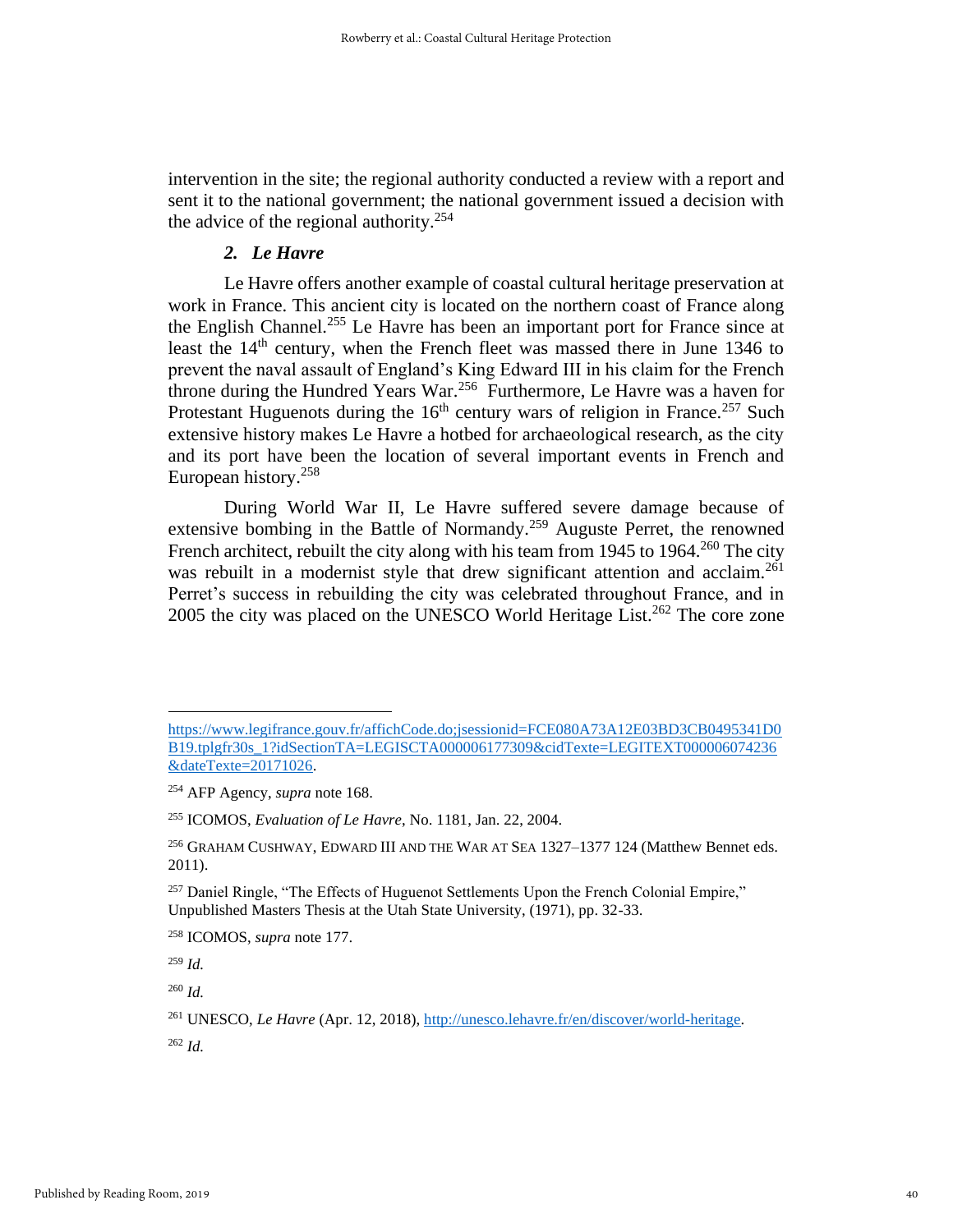intervention in the site; the regional authority conducted a review with a report and sent it to the national government; the national government issued a decision with the advice of the regional authority.[254]

### *2. Le Havre*

Le Havre offers another example of coastal cultural heritage preservation at work in France. This ancient city is located on the northern coast of France along the English Channel.[255] Le Havre has been an important port for France since at least the 14th century, when the French fleet was massed there in June 1346 to prevent the naval assault of England's King Edward III in his claim for the French throne during the Hundred Years War.[256] Furthermore, Le Havre was a haven for Protestant Huguenots during the 16th century wars of religion in France.[257] Such extensive history makes Le Havre a hotbed for archaeological research, as the city and its port have been the location of several important events in French and European history.[258]

During World War II, Le Havre suffered severe damage because of extensive bombing in the Battle of Normandy.[259] Auguste Perret, the renowned French architect, rebuilt the city along with his team from 1945 to 1964.[260] The city was rebuilt in a modernist style that drew significant attention and acclaim.[261] Perret's success in rebuilding the city was celebrated throughout France, and in 2005 the city was placed on the UNESCO World Heritage List.[262] The core zone

---

https://www.legifrance.gouv.fr/affichCode.do;jsessionid=FCE080A73A12E03BD3CB0495341D0B19.tplgfr30s_1?idSectionTA=LEGISCTA000006177309&cidTexte=LEGITEXT000006074236&dateTexte=20171026.

[254] AFP Agency, *supra* note 168.

[255] ICOMOS, *Evaluation of Le Havre*, No. 1181, Jan. 22, 2004.

[256] GRAHAM CUSHWAY, EDWARD III AND THE WAR AT SEA 1327–1377 124 (Matthew Bennet eds. 2011).

[257] Daniel Ringle, "The Effects of Huguenot Settlements Upon the French Colonial Empire," Unpublished Masters Thesis at the Utah State University, (1971), pp. 32-33.

[258] ICOMOS, *supra* note 177.

[259] *Id.*

[260] *Id.*

[261] UNESCO, *Le Havre* (Apr. 12, 2018), http://unesco.lehavre.fr/en/discover/world-heritage.

[262] *Id.*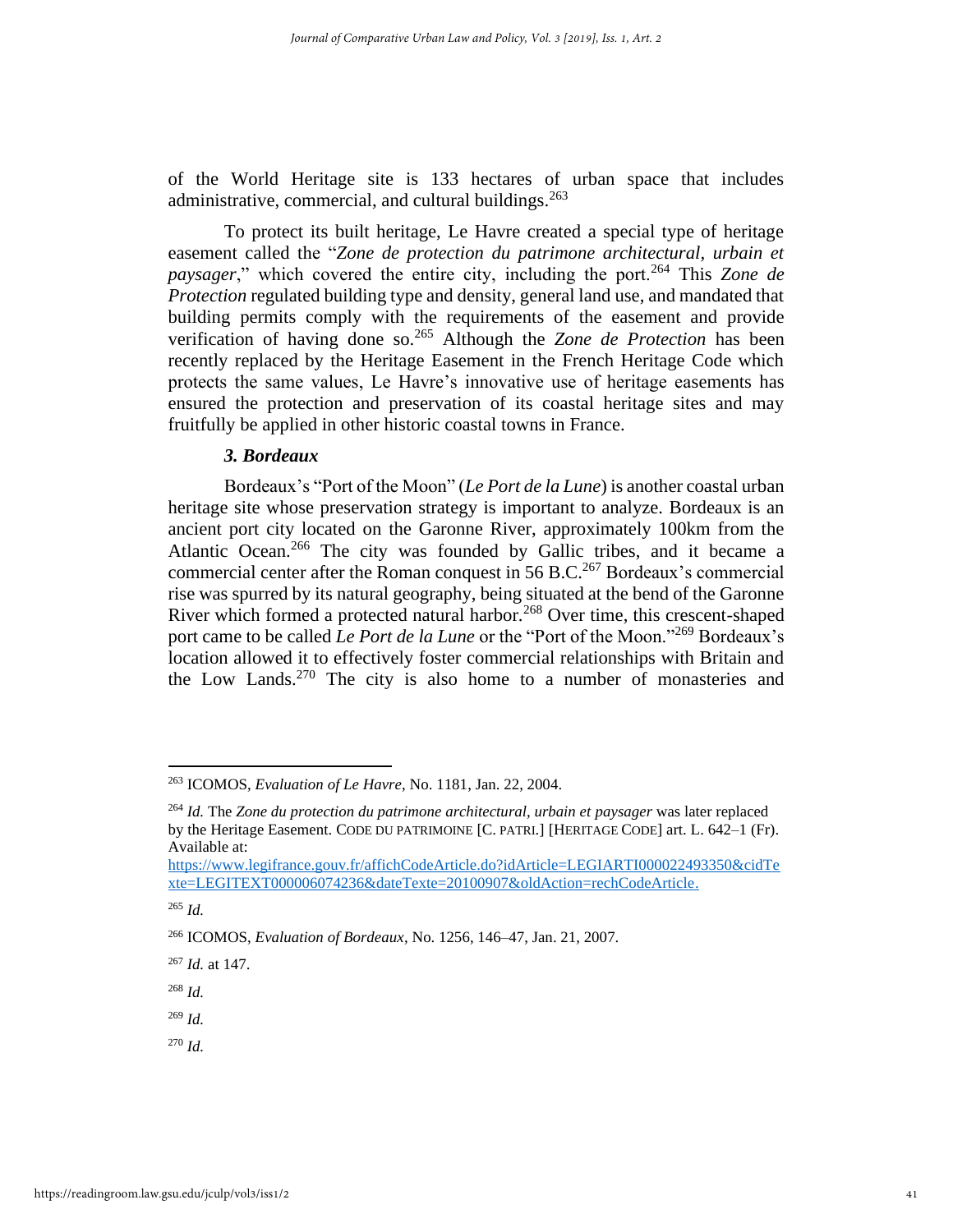of the World Heritage site is 133 hectares of urban space that includes administrative, commercial, and cultural buildings.[263]

To protect its built heritage, Le Havre created a special type of heritage easement called the "*Zone de protection du patrimone architectural, urbain et paysager*," which covered the entire city, including the port.[264] This *Zone de Protection* regulated building type and density, general land use, and mandated that building permits comply with the requirements of the easement and provide verification of having done so.[265] Although the *Zone de Protection* has been recently replaced by the Heritage Easement in the French Heritage Code which protects the same values, Le Havre's innovative use of heritage easements has ensured the protection and preservation of its coastal heritage sites and may fruitfully be applied in other historic coastal towns in France.

### *3. Bordeaux*

Bordeaux's "Port of the Moon" (*Le Port de la Lune*) is another coastal urban heritage site whose preservation strategy is important to analyze. Bordeaux is an ancient port city located on the Garonne River, approximately 100km from the Atlantic Ocean.[266] The city was founded by Gallic tribes, and it became a commercial center after the Roman conquest in 56 B.C.[267] Bordeaux's commercial rise was spurred by its natural geography, being situated at the bend of the Garonne River which formed a protected natural harbor.[268] Over time, this crescent-shaped port came to be called *Le Port de la Lune* or the "Port of the Moon."[269] Bordeaux's location allowed it to effectively foster commercial relationships with Britain and the Low Lands.[270] The city is also home to a number of monasteries and

---

[263] ICOMOS, *Evaluation of Le Havre*, No. 1181, Jan. 22, 2004.

[264] *Id.* The *Zone du protection du patrimone architectural, urbain et paysager* was later replaced by the Heritage Easement. CODE DU PATRIMOINE [C. PATRI.] [HERITAGE CODE] art. L. 642–1 (Fr). Available at: https://www.legifrance.gouv.fr/affichCodeArticle.do?idArticle=LEGIARTI000022493350&cidTexte=LEGITEXT000006074236&dateTexte=20100907&oldAction=rechCodeArticle.

[265] *Id.*

[266] ICOMOS, *Evaluation of Bordeaux*, No. 1256, 146–47, Jan. 21, 2007.

[267] *Id.* at 147.

[268] *Id.*

[269] *Id.*

[270] *Id.*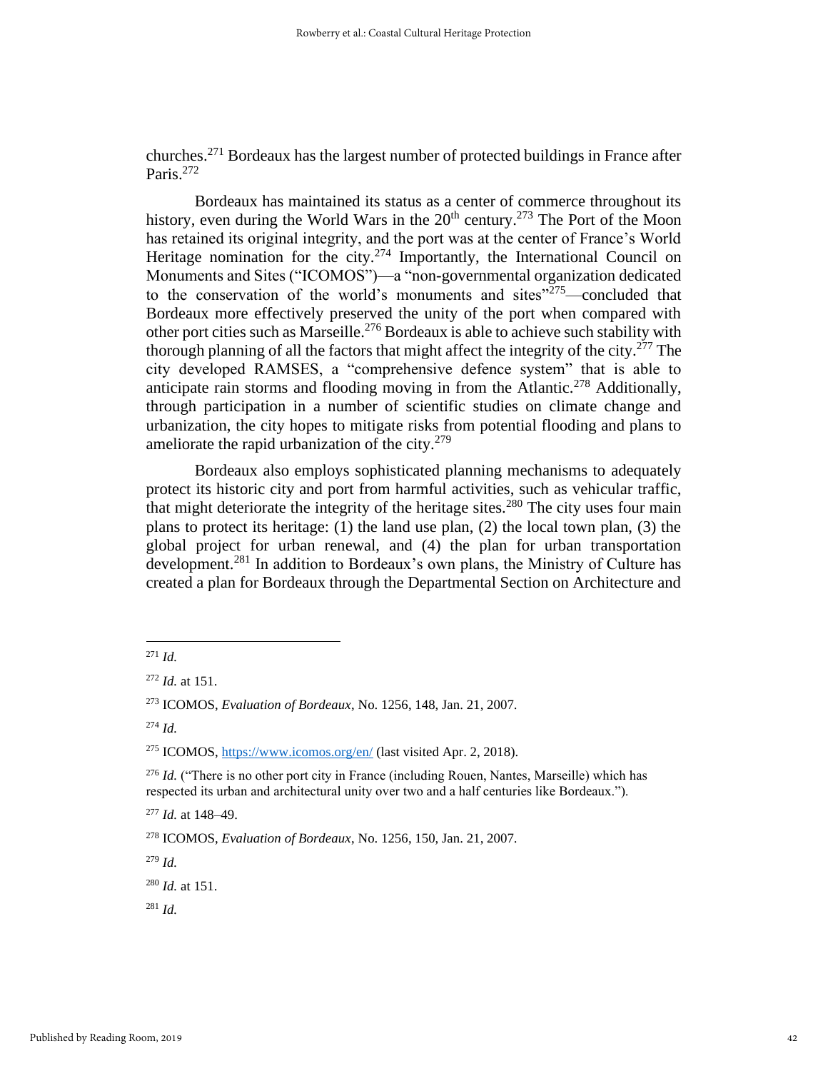churches.[271] Bordeaux has the largest number of protected buildings in France after Paris.[272]

Bordeaux has maintained its status as a center of commerce throughout its history, even during the World Wars in the 20th century.[273] The Port of the Moon has retained its original integrity, and the port was at the center of France's World Heritage nomination for the city.[274] Importantly, the International Council on Monuments and Sites ("ICOMOS")—a "non-governmental organization dedicated to the conservation of the world's monuments and sites"[275]—concluded that Bordeaux more effectively preserved the unity of the port when compared with other port cities such as Marseille.[276] Bordeaux is able to achieve such stability with thorough planning of all the factors that might affect the integrity of the city.[277] The city developed RAMSES, a "comprehensive defence system" that is able to anticipate rain storms and flooding moving in from the Atlantic.[278] Additionally, through participation in a number of scientific studies on climate change and urbanization, the city hopes to mitigate risks from potential flooding and plans to ameliorate the rapid urbanization of the city.[279]

Bordeaux also employs sophisticated planning mechanisms to adequately protect its historic city and port from harmful activities, such as vehicular traffic, that might deteriorate the integrity of the heritage sites.[280] The city uses four main plans to protect its heritage: (1) the land use plan, (2) the local town plan, (3) the global project for urban renewal, and (4) the plan for urban transportation development.[281] In addition to Bordeaux's own plans, the Ministry of Culture has created a plan for Bordeaux through the Departmental Section on Architecture and

---

[271] *Id.*

[272] *Id.* at 151.

[273] ICOMOS, *Evaluation of Bordeaux*, No. 1256, 148, Jan. 21, 2007.

[274] *Id.*

[275] ICOMOS, https://www.icomos.org/en/ (last visited Apr. 2, 2018).

[276] *Id.* ("There is no other port city in France (including Rouen, Nantes, Marseille) which has respected its urban and architectural unity over two and a half centuries like Bordeaux.").

[277] *Id.* at 148–49.

[278] ICOMOS, *Evaluation of Bordeaux*, No. 1256, 150, Jan. 21, 2007.

[279] *Id.*

[280] *Id.* at 151.

[281] *Id.*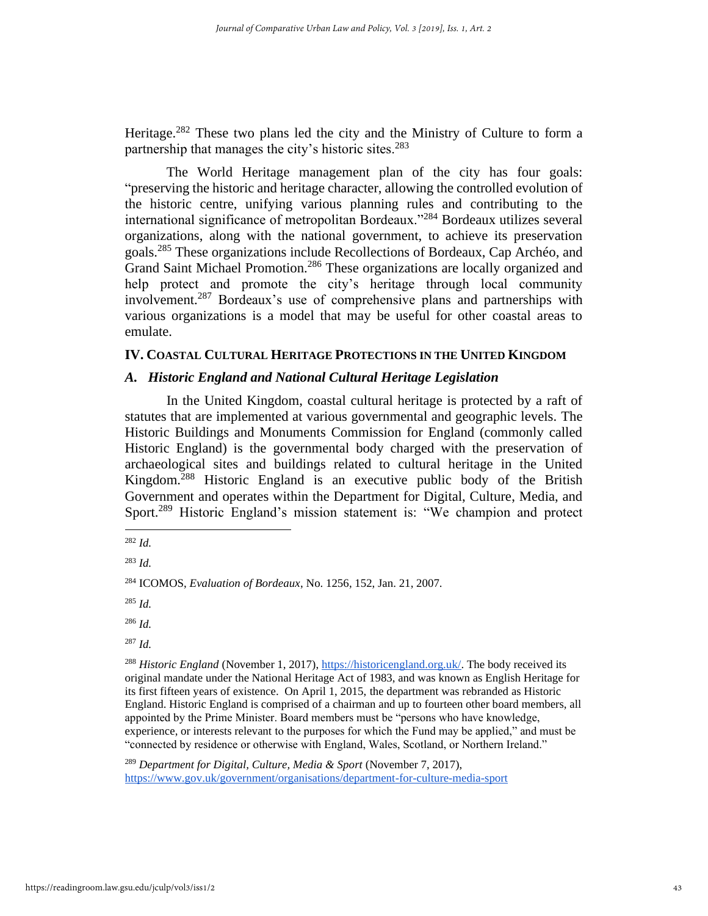Heritage.[282] These two plans led the city and the Ministry of Culture to form a partnership that manages the city's historic sites.[283]

The World Heritage management plan of the city has four goals: "preserving the historic and heritage character, allowing the controlled evolution of the historic centre, unifying various planning rules and contributing to the international significance of metropolitan Bordeaux."[284] Bordeaux utilizes several organizations, along with the national government, to achieve its preservation goals.[285] These organizations include Recollections of Bordeaux, Cap Archéo, and Grand Saint Michael Promotion.[286] These organizations are locally organized and help protect and promote the city's heritage through local community involvement.[287] Bordeaux's use of comprehensive plans and partnerships with various organizations is a model that may be useful for other coastal areas to emulate.

## IV. Coastal Cultural Heritage Protections in the United Kingdom

### A. *Historic England and National Cultural Heritage Legislation*

In the United Kingdom, coastal cultural heritage is protected by a raft of statutes that are implemented at various governmental and geographic levels. The Historic Buildings and Monuments Commission for England (commonly called Historic England) is the governmental body charged with the preservation of archaeological sites and buildings related to cultural heritage in the United Kingdom.[288] Historic England is an executive public body of the British Government and operates within the Department for Digital, Culture, Media, and Sport.[289] Historic England's mission statement is: "We champion and protect

---

[282] *Id.*

[283] *Id.*

[284] ICOMOS, *Evaluation of Bordeaux*, No. 1256, 152, Jan. 21, 2007.

[285] *Id.*

[286] *Id.*

[287] *Id.*

[288] *Historic England* (November 1, 2017), https://historicengland.org.uk/. The body received its original mandate under the National Heritage Act of 1983, and was known as English Heritage for its first fifteen years of existence. On April 1, 2015, the department was rebranded as Historic England. Historic England is comprised of a chairman and up to fourteen other board members, all appointed by the Prime Minister. Board members must be "persons who have knowledge, experience, or interests relevant to the purposes for which the Fund may be applied," and must be "connected by residence or otherwise with England, Wales, Scotland, or Northern Ireland."

[289] *Department for Digital, Culture, Media & Sport* (November 7, 2017), https://www.gov.uk/government/organisations/department-for-culture-media-sport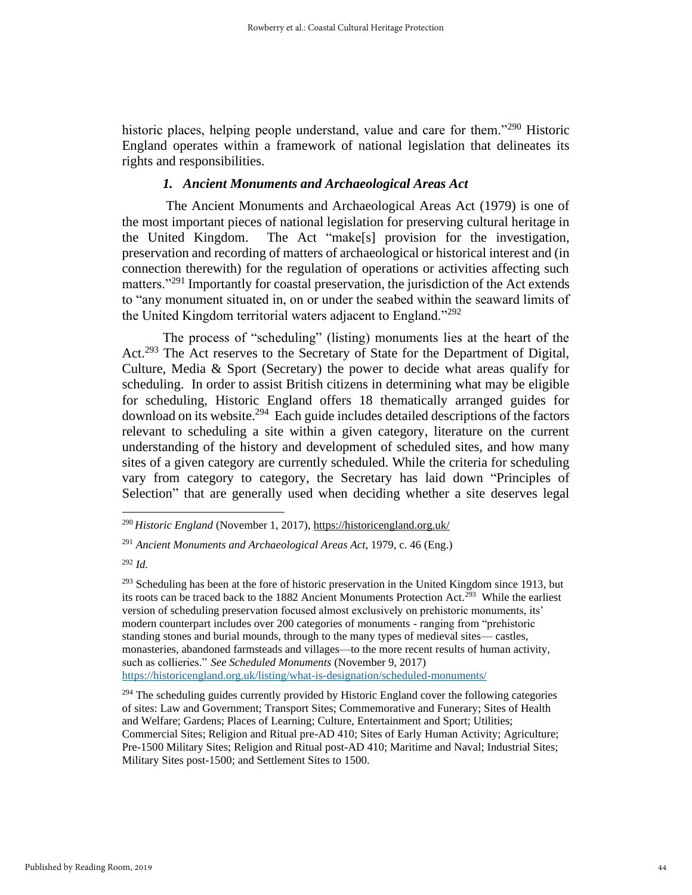historic places, helping people understand, value and care for them."[290] Historic England operates within a framework of national legislation that delineates its rights and responsibilities.

### *1. Ancient Monuments and Archaeological Areas Act*

The Ancient Monuments and Archaeological Areas Act (1979) is one of the most important pieces of national legislation for preserving cultural heritage in the United Kingdom. The Act "make[s] provision for the investigation, preservation and recording of matters of archaeological or historical interest and (in connection therewith) for the regulation of operations or activities affecting such matters."[291] Importantly for coastal preservation, the jurisdiction of the Act extends to "any monument situated in, on or under the seabed within the seaward limits of the United Kingdom territorial waters adjacent to England."[292]

The process of "scheduling" (listing) monuments lies at the heart of the Act.[293] The Act reserves to the Secretary of State for the Department of Digital, Culture, Media & Sport (Secretary) the power to decide what areas qualify for scheduling. In order to assist British citizens in determining what may be eligible for scheduling, Historic England offers 18 thematically arranged guides for download on its website.[294] Each guide includes detailed descriptions of the factors relevant to scheduling a site within a given category, literature on the current understanding of the history and development of scheduled sites, and how many sites of a given category are currently scheduled. While the criteria for scheduling vary from category to category, the Secretary has laid down "Principles of Selection" that are generally used when deciding whether a site deserves legal

---

[290] *Historic England* (November 1, 2017), https://historicengland.org.uk/

[291] *Ancient Monuments and Archaeological Areas Act*, 1979, c. 46 (Eng.)

[292] *Id.*

[293] Scheduling has been at the fore of historic preservation in the United Kingdom since 1913, but its roots can be traced back to the 1882 Ancient Monuments Protection Act.[293] While the earliest version of scheduling preservation focused almost exclusively on prehistoric monuments, its' modern counterpart includes over 200 categories of monuments - ranging from "prehistoric standing stones and burial mounds, through to the many types of medieval sites— castles, monasteries, abandoned farmsteads and villages—to the more recent results of human activity, such as collieries." *See Scheduled Monuments* (November 9, 2017) https://historicengland.org.uk/listing/what-is-designation/scheduled-monuments/

[294] The scheduling guides currently provided by Historic England cover the following categories of sites: Law and Government; Transport Sites; Commemorative and Funerary; Sites of Health and Welfare; Gardens; Places of Learning; Culture, Entertainment and Sport; Utilities; Commercial Sites; Religion and Ritual pre-AD 410; Sites of Early Human Activity; Agriculture; Pre-1500 Military Sites; Religion and Ritual post-AD 410; Maritime and Naval; Industrial Sites; Military Sites post-1500; and Settlement Sites to 1500.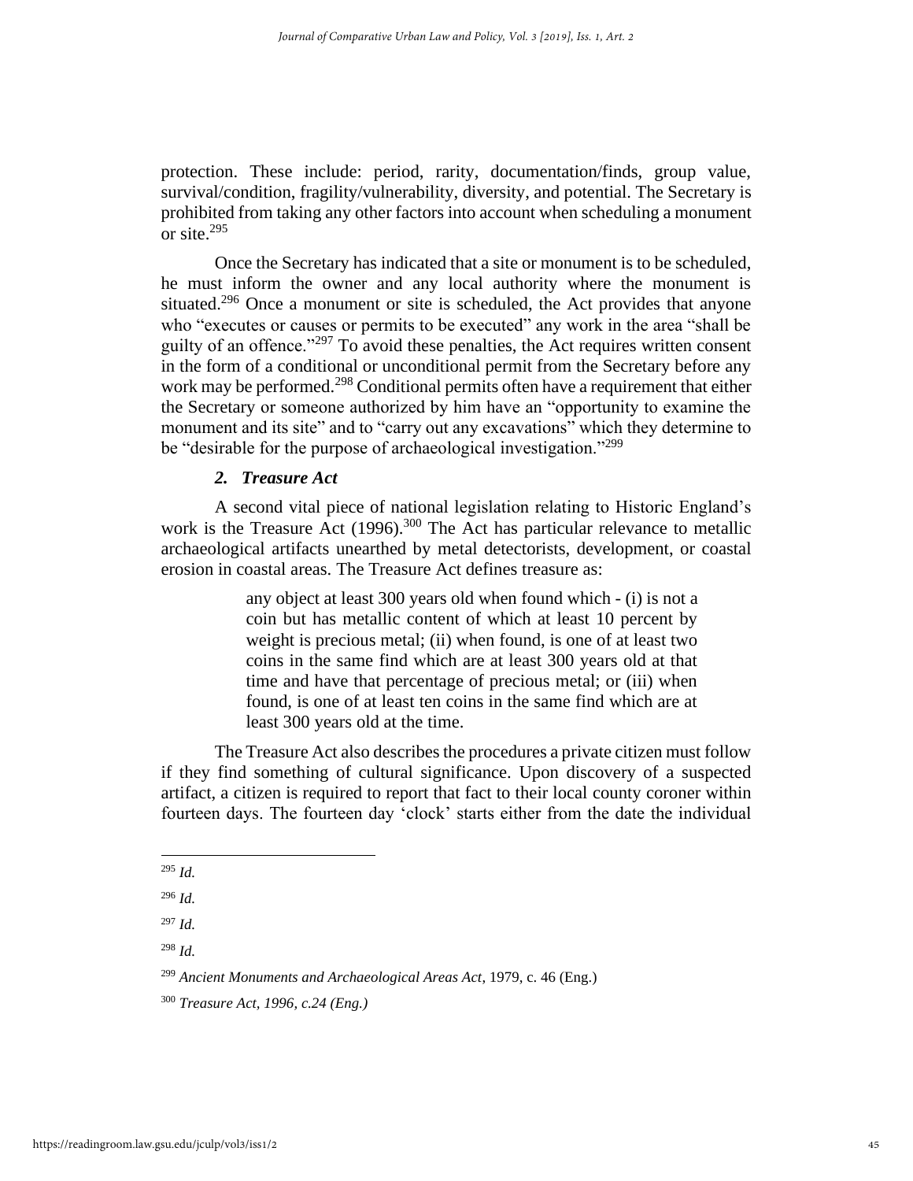protection. These include: period, rarity, documentation/finds, group value, survival/condition, fragility/vulnerability, diversity, and potential. The Secretary is prohibited from taking any other factors into account when scheduling a monument or site.[295]

Once the Secretary has indicated that a site or monument is to be scheduled, he must inform the owner and any local authority where the monument is situated.[296] Once a monument or site is scheduled, the Act provides that anyone who "executes or causes or permits to be executed" any work in the area "shall be guilty of an offence."[297] To avoid these penalties, the Act requires written consent in the form of a conditional or unconditional permit from the Secretary before any work may be performed.[298] Conditional permits often have a requirement that either the Secretary or someone authorized by him have an "opportunity to examine the monument and its site" and to "carry out any excavations" which they determine to be "desirable for the purpose of archaeological investigation."[299]

### *2. Treasure Act*

A second vital piece of national legislation relating to Historic England's work is the Treasure Act (1996).[300] The Act has particular relevance to metallic archaeological artifacts unearthed by metal detectorists, development, or coastal erosion in coastal areas. The Treasure Act defines treasure as:

> any object at least 300 years old when found which - (i) is not a coin but has metallic content of which at least 10 percent by weight is precious metal; (ii) when found, is one of at least two coins in the same find which are at least 300 years old at that time and have that percentage of precious metal; or (iii) when found, is one of at least ten coins in the same find which are at least 300 years old at the time.

The Treasure Act also describes the procedures a private citizen must follow if they find something of cultural significance. Upon discovery of a suspected artifact, a citizen is required to report that fact to their local county coroner within fourteen days. The fourteen day 'clock' starts either from the date the individual

---

[295] *Id.*

[296] *Id.*

[297] *Id.*

[298] *Id.*

[299] *Ancient Monuments and Archaeological Areas Act*, 1979, c. 46 (Eng.)

[300] *Treasure Act, 1996, c.24 (Eng.)*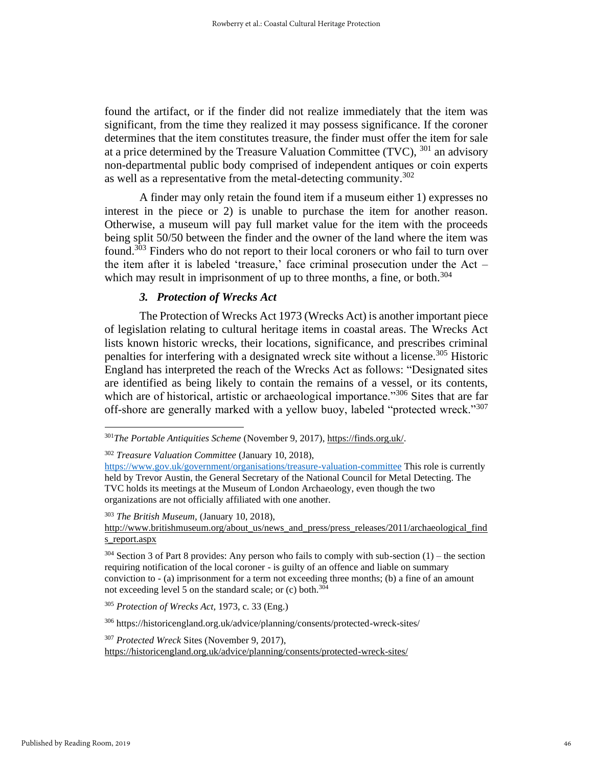found the artifact, or if the finder did not realize immediately that the item was significant, from the time they realized it may possess significance. If the coroner determines that the item constitutes treasure, the finder must offer the item for sale at a price determined by the Treasure Valuation Committee (TVC), [301] an advisory non-departmental public body comprised of independent antiques or coin experts as well as a representative from the metal-detecting community.[302]

A finder may only retain the found item if a museum either 1) expresses no interest in the piece or 2) is unable to purchase the item for another reason. Otherwise, a museum will pay full market value for the item with the proceeds being split 50/50 between the finder and the owner of the land where the item was found.[303] Finders who do not report to their local coroners or who fail to turn over the item after it is labeled 'treasure,' face criminal prosecution under the Act – which may result in imprisonment of up to three months, a fine, or both.[304]

### *3. Protection of Wrecks Act*

The Protection of Wrecks Act 1973 (Wrecks Act) is another important piece of legislation relating to cultural heritage items in coastal areas. The Wrecks Act lists known historic wrecks, their locations, significance, and prescribes criminal penalties for interfering with a designated wreck site without a license.[305] Historic England has interpreted the reach of the Wrecks Act as follows: "Designated sites are identified as being likely to contain the remains of a vessel, or its contents, which are of historical, artistic or archaeological importance."[306] Sites that are far off-shore are generally marked with a yellow buoy, labeled "protected wreck."[307]

---

[301] *The Portable Antiquities Scheme* (November 9, 2017), https://finds.org.uk/.

[302] *Treasure Valuation Committee* (January 10, 2018), https://www.gov.uk/government/organisations/treasure-valuation-committee This role is currently held by Trevor Austin, the General Secretary of the National Council for Metal Detecting. The TVC holds its meetings at the Museum of London Archaeology, even though the two organizations are not officially affiliated with one another.

[303] *The British Museum,* (January 10, 2018), http://www.britishmuseum.org/about_us/news_and_press/press_releases/2011/archaeological_finds_report.aspx

[304] Section 3 of Part 8 provides: Any person who fails to comply with sub-section (1) – the section requiring notification of the local coroner - is guilty of an offence and liable on summary conviction to - (a) imprisonment for a term not exceeding three months; (b) a fine of an amount not exceeding level 5 on the standard scale; or (c) both.[304]

[305] *Protection of Wrecks Act,* 1973, c. 33 (Eng.)

[306] https://historicengland.org.uk/advice/planning/consents/protected-wreck-sites/

[307] *Protected Wreck* Sites (November 9, 2017), https://historicengland.org.uk/advice/planning/consents/protected-wreck-sites/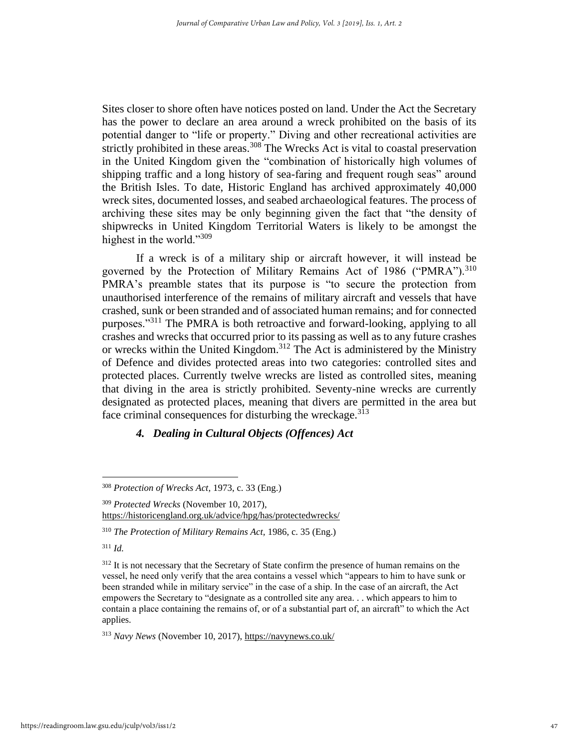Sites closer to shore often have notices posted on land. Under the Act the Secretary has the power to declare an area around a wreck prohibited on the basis of its potential danger to "life or property." Diving and other recreational activities are strictly prohibited in these areas.[308] The Wrecks Act is vital to coastal preservation in the United Kingdom given the "combination of historically high volumes of shipping traffic and a long history of sea-faring and frequent rough seas" around the British Isles. To date, Historic England has archived approximately 40,000 wreck sites, documented losses, and seabed archaeological features. The process of archiving these sites may be only beginning given the fact that "the density of shipwrecks in United Kingdom Territorial Waters is likely to be amongst the highest in the world."[309]

If a wreck is of a military ship or aircraft however, it will instead be governed by the Protection of Military Remains Act of 1986 ("PMRA").[310] PMRA's preamble states that its purpose is "to secure the protection from unauthorised interference of the remains of military aircraft and vessels that have crashed, sunk or been stranded and of associated human remains; and for connected purposes."[311] The PMRA is both retroactive and forward-looking, applying to all crashes and wrecks that occurred prior to its passing as well as to any future crashes or wrecks within the United Kingdom.[312] The Act is administered by the Ministry of Defence and divides protected areas into two categories: controlled sites and protected places. Currently twelve wrecks are listed as controlled sites, meaning that diving in the area is strictly prohibited. Seventy-nine wrecks are currently designated as protected places, meaning that divers are permitted in the area but face criminal consequences for disturbing the wreckage.[313]

#### *4. Dealing in Cultural Objects (Offences) Act*

---

[308] *Protection of Wrecks Act,* 1973, c. 33 (Eng.)

[309] *Protected Wrecks* (November 10, 2017), https://historicengland.org.uk/advice/hpg/has/protectedwrecks/

[310] *The Protection of Military Remains Act,* 1986, c. 35 (Eng.)

[311] *Id.*

[312] It is not necessary that the Secretary of State confirm the presence of human remains on the vessel, he need only verify that the area contains a vessel which "appears to him to have sunk or been stranded while in military service" in the case of a ship. In the case of an aircraft, the Act empowers the Secretary to "designate as a controlled site any area. . . which appears to him to contain a place containing the remains of, or of a substantial part of, an aircraft" to which the Act applies.

[313] *Navy News* (November 10, 2017), https://navynews.co.uk/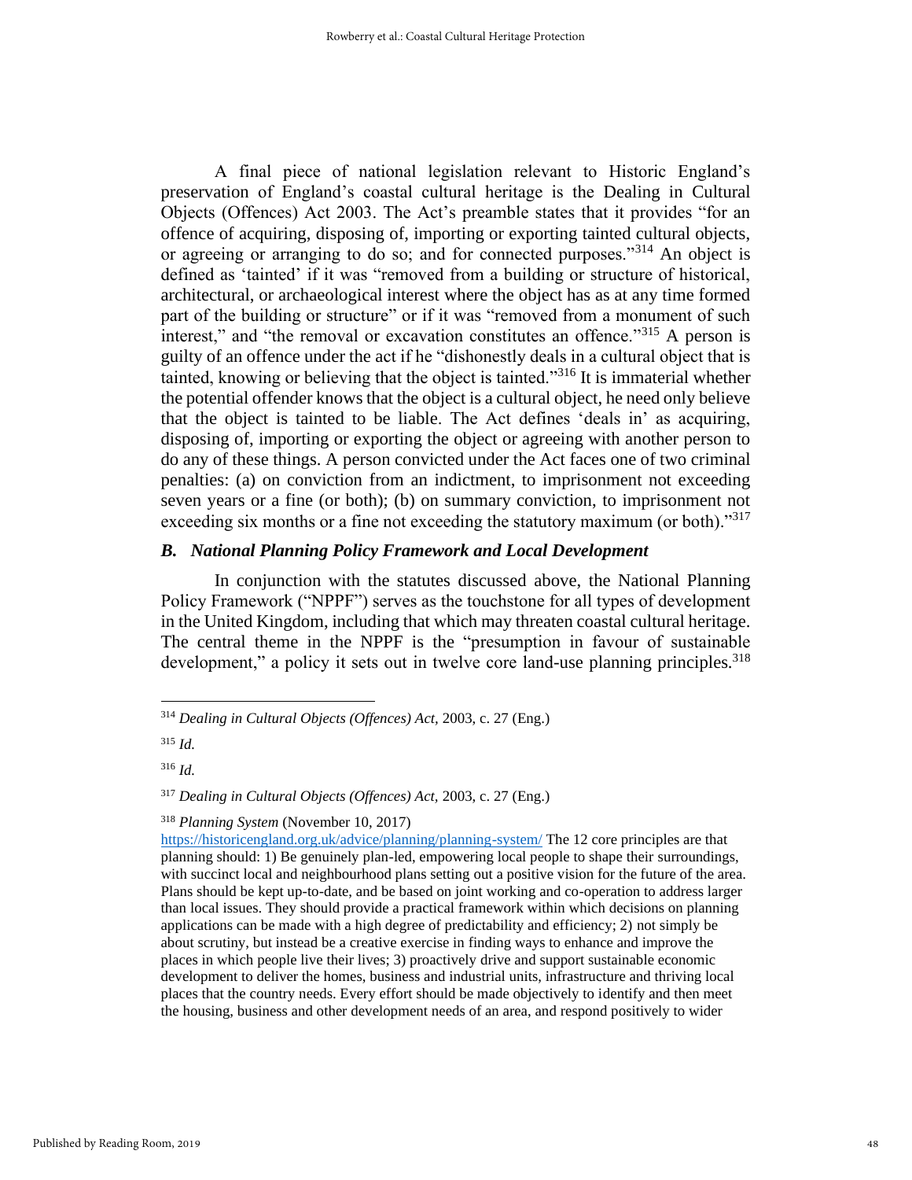A final piece of national legislation relevant to Historic England's preservation of England's coastal cultural heritage is the Dealing in Cultural Objects (Offences) Act 2003. The Act's preamble states that it provides "for an offence of acquiring, disposing of, importing or exporting tainted cultural objects, or agreeing or arranging to do so; and for connected purposes."[314] An object is defined as 'tainted' if it was "removed from a building or structure of historical, architectural, or archaeological interest where the object has as at any time formed part of the building or structure" or if it was "removed from a monument of such interest," and "the removal or excavation constitutes an offence."[315] A person is guilty of an offence under the act if he "dishonestly deals in a cultural object that is tainted, knowing or believing that the object is tainted."[316] It is immaterial whether the potential offender knows that the object is a cultural object, he need only believe that the object is tainted to be liable. The Act defines 'deals in' as acquiring, disposing of, importing or exporting the object or agreeing with another person to do any of these things. A person convicted under the Act faces one of two criminal penalties: (a) on conviction from an indictment, to imprisonment not exceeding seven years or a fine (or both); (b) on summary conviction, to imprisonment not exceeding six months or a fine not exceeding the statutory maximum (or both)."[317]

### *B. National Planning Policy Framework and Local Development*

In conjunction with the statutes discussed above, the National Planning Policy Framework ("NPPF") serves as the touchstone for all types of development in the United Kingdom, including that which may threaten coastal cultural heritage. The central theme in the NPPF is the "presumption in favour of sustainable development," a policy it sets out in twelve core land-use planning principles.[318]

---

[314] *Dealing in Cultural Objects (Offences) Act*, 2003, c. 27 (Eng.)

[315] *Id.*

[316] *Id.*

[317] *Dealing in Cultural Objects (Offences) Act*, 2003, c. 27 (Eng.)

[318] *Planning System* (November 10, 2017) https://historicengland.org.uk/advice/planning/planning-system/ The 12 core principles are that planning should: 1) Be genuinely plan-led, empowering local people to shape their surroundings, with succinct local and neighbourhood plans setting out a positive vision for the future of the area. Plans should be kept up-to-date, and be based on joint working and co-operation to address larger than local issues. They should provide a practical framework within which decisions on planning applications can be made with a high degree of predictability and efficiency; 2) not simply be about scrutiny, but instead be a creative exercise in finding ways to enhance and improve the places in which people live their lives; 3) proactively drive and support sustainable economic development to deliver the homes, business and industrial units, infrastructure and thriving local places that the country needs. Every effort should be made objectively to identify and then meet the housing, business and other development needs of an area, and respond positively to wider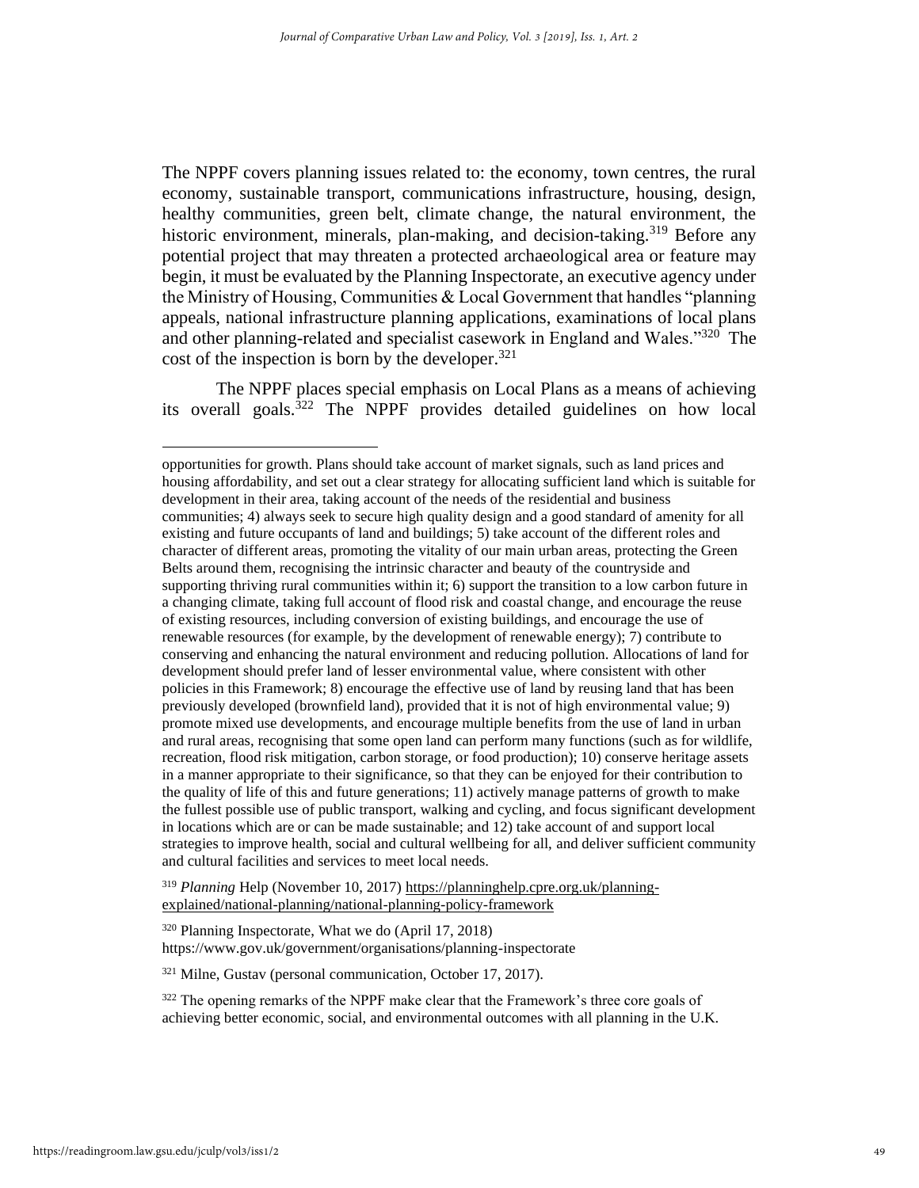The NPPF covers planning issues related to: the economy, town centres, the rural economy, sustainable transport, communications infrastructure, housing, design, healthy communities, green belt, climate change, the natural environment, the historic environment, minerals, plan-making, and decision-taking.[319] Before any potential project that may threaten a protected archaeological area or feature may begin, it must be evaluated by the Planning Inspectorate, an executive agency under the Ministry of Housing, Communities & Local Government that handles "planning appeals, national infrastructure planning applications, examinations of local plans and other planning-related and specialist casework in England and Wales."[320] The cost of the inspection is born by the developer.[321]

The NPPF places special emphasis on Local Plans as a means of achieving its overall goals.[322] The NPPF provides detailed guidelines on how local

---

opportunities for growth. Plans should take account of market signals, such as land prices and housing affordability, and set out a clear strategy for allocating sufficient land which is suitable for development in their area, taking account of the needs of the residential and business communities; 4) always seek to secure high quality design and a good standard of amenity for all existing and future occupants of land and buildings; 5) take account of the different roles and character of different areas, promoting the vitality of our main urban areas, protecting the Green Belts around them, recognising the intrinsic character and beauty of the countryside and supporting thriving rural communities within it; 6) support the transition to a low carbon future in a changing climate, taking full account of flood risk and coastal change, and encourage the reuse of existing resources, including conversion of existing buildings, and encourage the use of renewable resources (for example, by the development of renewable energy); 7) contribute to conserving and enhancing the natural environment and reducing pollution. Allocations of land for development should prefer land of lesser environmental value, where consistent with other policies in this Framework; 8) encourage the effective use of land by reusing land that has been previously developed (brownfield land), provided that it is not of high environmental value; 9) promote mixed use developments, and encourage multiple benefits from the use of land in urban and rural areas, recognising that some open land can perform many functions (such as for wildlife, recreation, flood risk mitigation, carbon storage, or food production); 10) conserve heritage assets in a manner appropriate to their significance, so that they can be enjoyed for their contribution to the quality of life of this and future generations; 11) actively manage patterns of growth to make the fullest possible use of public transport, walking and cycling, and focus significant development in locations which are or can be made sustainable; and 12) take account of and support local strategies to improve health, social and cultural wellbeing for all, and deliver sufficient community and cultural facilities and services to meet local needs.

[319] *Planning* Help (November 10, 2017) https://planninghelp.cpre.org.uk/planning-explained/national-planning/national-planning-policy-framework

[320] Planning Inspectorate, What we do (April 17, 2018) https://www.gov.uk/government/organisations/planning-inspectorate

[321] Milne, Gustav (personal communication, October 17, 2017).

[322] The opening remarks of the NPPF make clear that the Framework's three core goals of achieving better economic, social, and environmental outcomes with all planning in the U.K.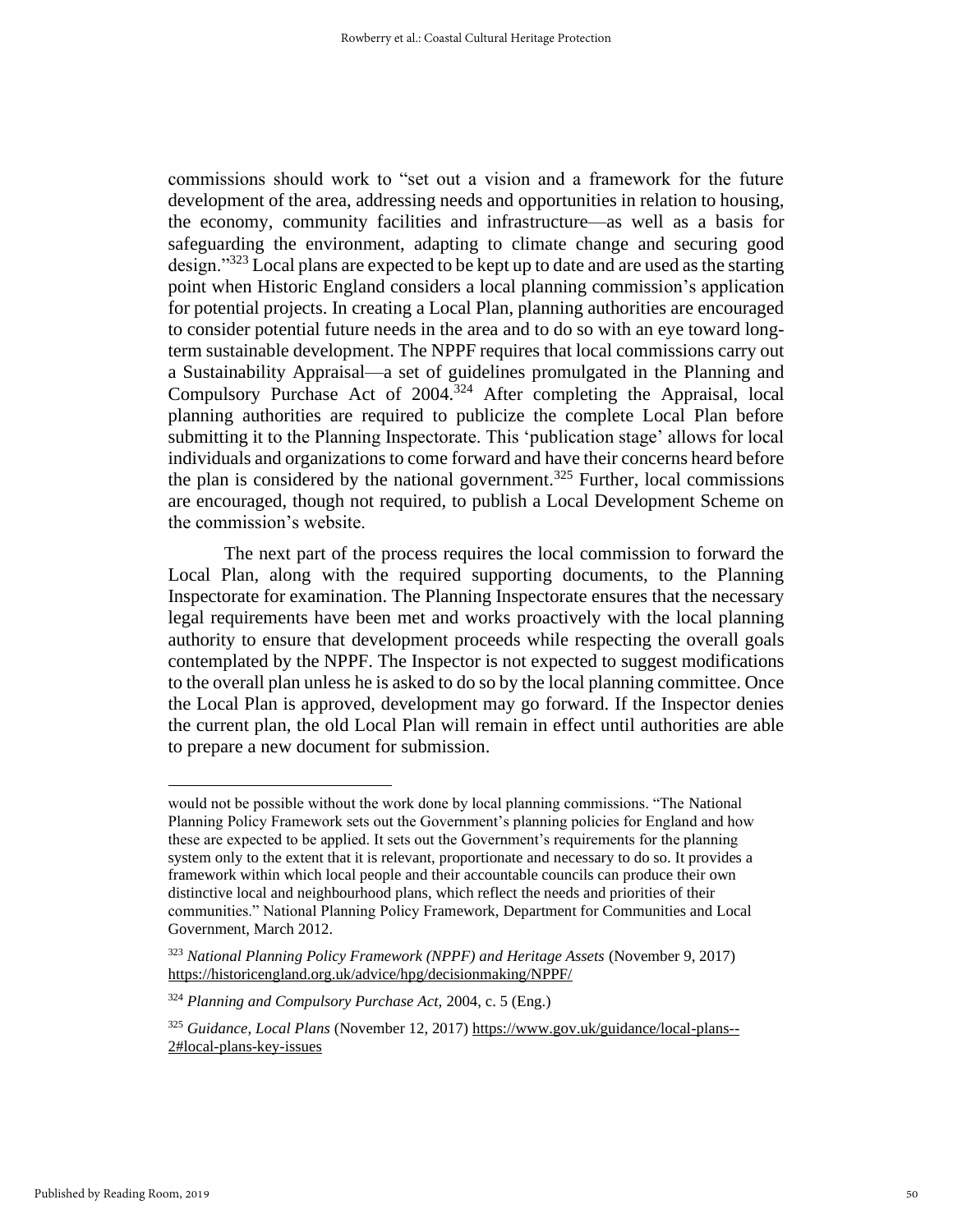commissions should work to "set out a vision and a framework for the future development of the area, addressing needs and opportunities in relation to housing, the economy, community facilities and infrastructure—as well as a basis for safeguarding the environment, adapting to climate change and securing good design."[323] Local plans are expected to be kept up to date and are used as the starting point when Historic England considers a local planning commission's application for potential projects. In creating a Local Plan, planning authorities are encouraged to consider potential future needs in the area and to do so with an eye toward long-term sustainable development. The NPPF requires that local commissions carry out a Sustainability Appraisal—a set of guidelines promulgated in the Planning and Compulsory Purchase Act of 2004.[324] After completing the Appraisal, local planning authorities are required to publicize the complete Local Plan before submitting it to the Planning Inspectorate. This 'publication stage' allows for local individuals and organizations to come forward and have their concerns heard before the plan is considered by the national government.[325] Further, local commissions are encouraged, though not required, to publish a Local Development Scheme on the commission's website.

The next part of the process requires the local commission to forward the Local Plan, along with the required supporting documents, to the Planning Inspectorate for examination. The Planning Inspectorate ensures that the necessary legal requirements have been met and works proactively with the local planning authority to ensure that development proceeds while respecting the overall goals contemplated by the NPPF. The Inspector is not expected to suggest modifications to the overall plan unless he is asked to do so by the local planning committee. Once the Local Plan is approved, development may go forward. If the Inspector denies the current plan, the old Local Plan will remain in effect until authorities are able to prepare a new document for submission.

---

would not be possible without the work done by local planning commissions. "The National Planning Policy Framework sets out the Government's planning policies for England and how these are expected to be applied. It sets out the Government's requirements for the planning system only to the extent that it is relevant, proportionate and necessary to do so. It provides a framework within which local people and their accountable councils can produce their own distinctive local and neighbourhood plans, which reflect the needs and priorities of their communities." National Planning Policy Framework, Department for Communities and Local Government, March 2012.

[323] *National Planning Policy Framework (NPPF) and Heritage Assets* (November 9, 2017) https://historicengland.org.uk/advice/hpg/decisionmaking/NPPF/

[324] *Planning and Compulsory Purchase Act,* 2004, c. 5 (Eng.)

[325] *Guidance, Local Plans* (November 12, 2017) https://www.gov.uk/guidance/local-plans--2#local-plans-key-issues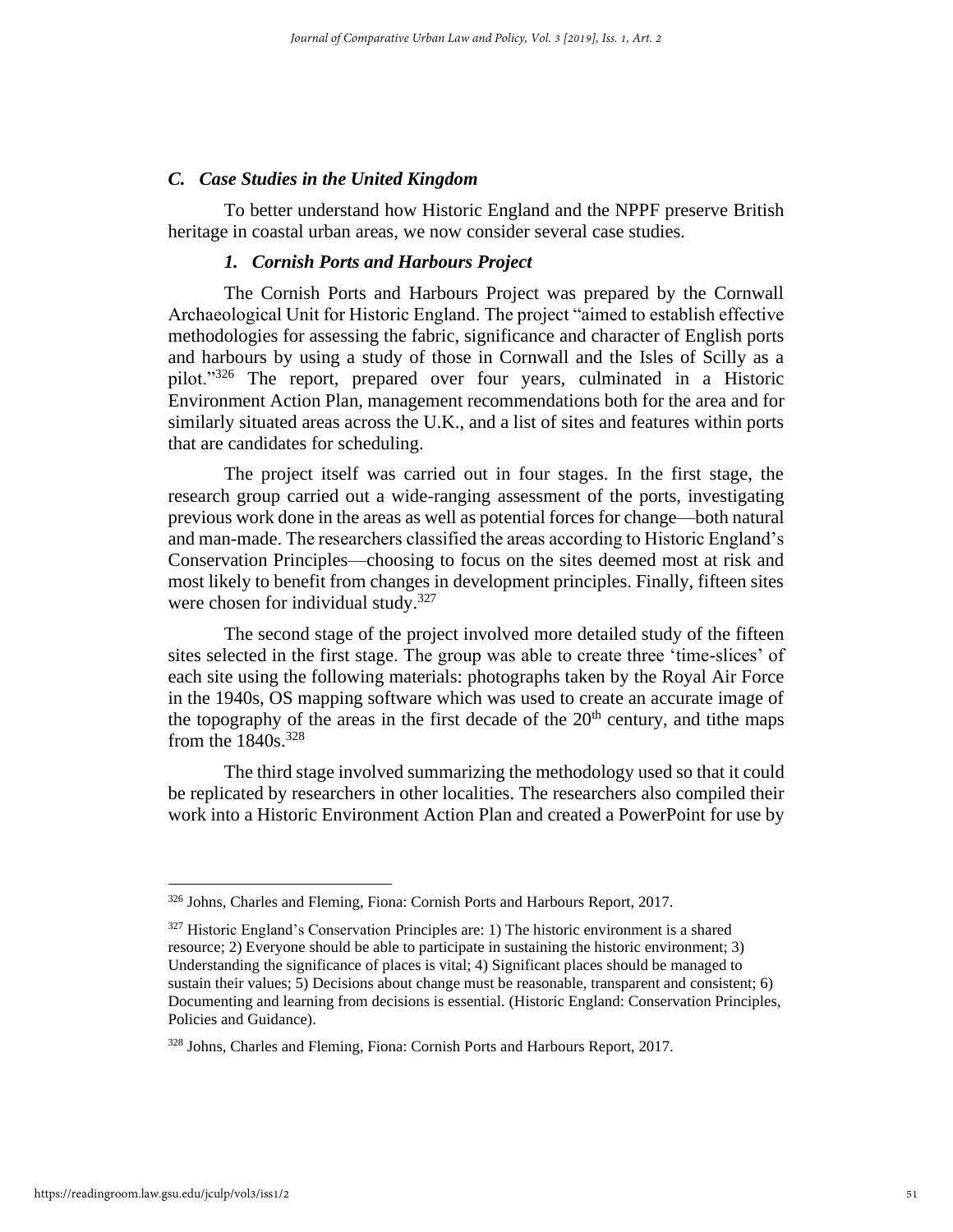### *C. Case Studies in the United Kingdom*

To better understand how Historic England and the NPPF preserve British heritage in coastal urban areas, we now consider several case studies.

#### *1. Cornish Ports and Harbours Project*

The Cornish Ports and Harbours Project was prepared by the Cornwall Archaeological Unit for Historic England. The project "aimed to establish effective methodologies for assessing the fabric, significance and character of English ports and harbours by using a study of those in Cornwall and the Isles of Scilly as a pilot."[326] The report, prepared over four years, culminated in a Historic Environment Action Plan, management recommendations both for the area and for similarly situated areas across the U.K., and a list of sites and features within ports that are candidates for scheduling.

The project itself was carried out in four stages. In the first stage, the research group carried out a wide-ranging assessment of the ports, investigating previous work done in the areas as well as potential forces for change—both natural and man-made. The researchers classified the areas according to Historic England's Conservation Principles—choosing to focus on the sites deemed most at risk and most likely to benefit from changes in development principles. Finally, fifteen sites were chosen for individual study.[327]

The second stage of the project involved more detailed study of the fifteen sites selected in the first stage. The group was able to create three 'time-slices' of each site using the following materials: photographs taken by the Royal Air Force in the 1940s, OS mapping software which was used to create an accurate image of the topography of the areas in the first decade of the 20th century, and tithe maps from the 1840s.[328]

The third stage involved summarizing the methodology used so that it could be replicated by researchers in other localities. The researchers also compiled their work into a Historic Environment Action Plan and created a PowerPoint for use by

---

[326] Johns, Charles and Fleming, Fiona: Cornish Ports and Harbours Report, 2017.

[327] Historic England's Conservation Principles are: 1) The historic environment is a shared resource; 2) Everyone should be able to participate in sustaining the historic environment; 3) Understanding the significance of places is vital; 4) Significant places should be managed to sustain their values; 5) Decisions about change must be reasonable, transparent and consistent; 6) Documenting and learning from decisions is essential. (Historic England: Conservation Principles, Policies and Guidance).

[328] Johns, Charles and Fleming, Fiona: Cornish Ports and Harbours Report, 2017.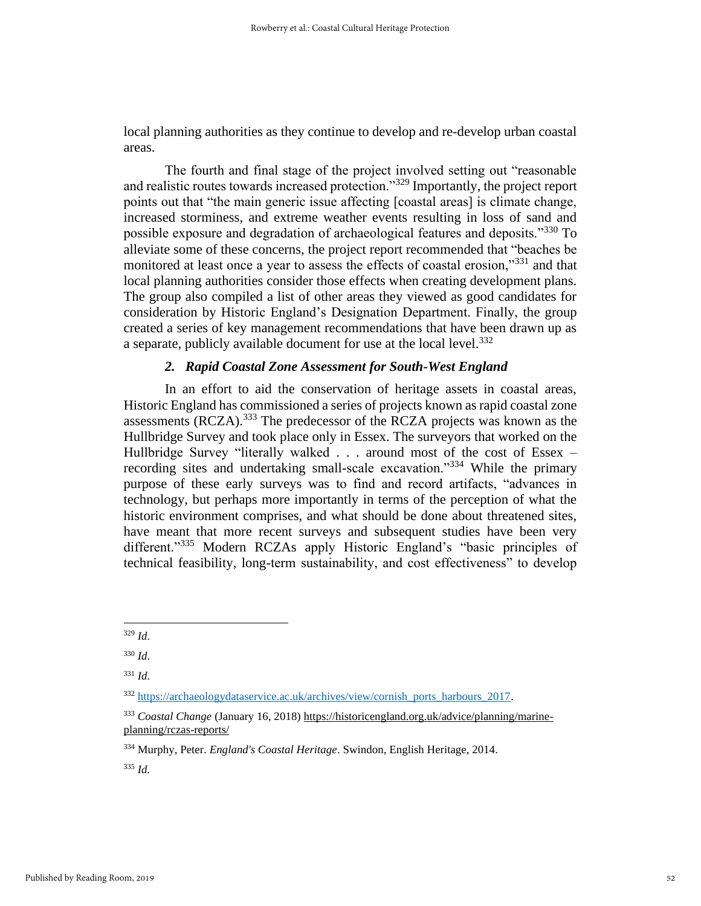local planning authorities as they continue to develop and re-develop urban coastal areas.

The fourth and final stage of the project involved setting out "reasonable and realistic routes towards increased protection."[329] Importantly, the project report points out that "the main generic issue affecting [coastal areas] is climate change, increased storminess, and extreme weather events resulting in loss of sand and possible exposure and degradation of archaeological features and deposits."[330] To alleviate some of these concerns, the project report recommended that "beaches be monitored at least once a year to assess the effects of coastal erosion,"[331] and that local planning authorities consider those effects when creating development plans. The group also compiled a list of other areas they viewed as good candidates for consideration by Historic England's Designation Department. Finally, the group created a series of key management recommendations that have been drawn up as a separate, publicly available document for use at the local level.[332]

### *2. Rapid Coastal Zone Assessment for South-West England*

In an effort to aid the conservation of heritage assets in coastal areas, Historic England has commissioned a series of projects known as rapid coastal zone assessments (RCZA).[333] The predecessor of the RCZA projects was known as the Hullbridge Survey and took place only in Essex. The surveyors that worked on the Hullbridge Survey "literally walked . . . around most of the cost of Essex – recording sites and undertaking small-scale excavation."[334] While the primary purpose of these early surveys was to find and record artifacts, "advances in technology, but perhaps more importantly in terms of the perception of what the historic environment comprises, and what should be done about threatened sites, have meant that more recent surveys and subsequent studies have been very different."[335] Modern RCZAs apply Historic England's "basic principles of technical feasibility, long-term sustainability, and cost effectiveness" to develop

---

[329] *Id*.

[330] *Id*.

[331] *Id*.

[332] https://archaeologydataservice.ac.uk/archives/view/cornish_ports_harbours_2017.

[333] *Coastal Change* (January 16, 2018) https://historicengland.org.uk/advice/planning/marine-planning/rczas-reports/

[334] Murphy, Peter. *England's Coastal Heritage*. Swindon, English Heritage, 2014.

[335] *Id.*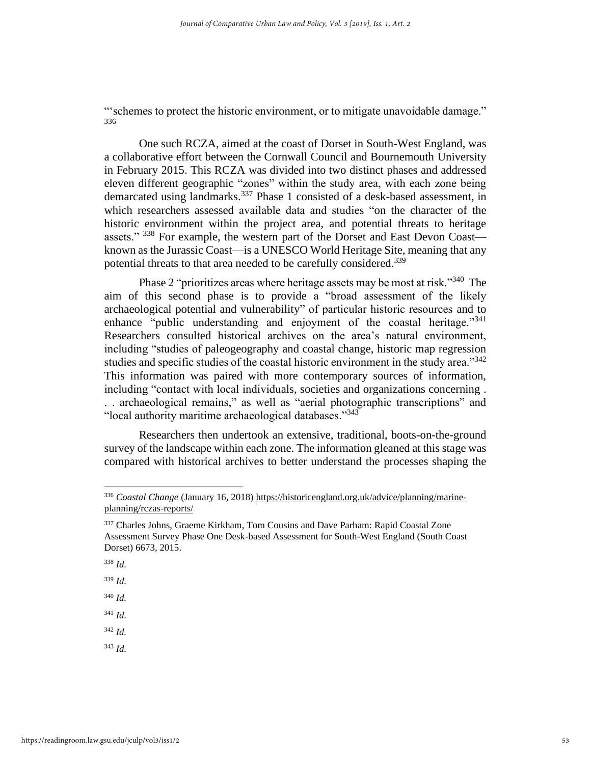"'schemes to protect the historic environment, or to mitigate unavoidable damage." [336]

One such RCZA, aimed at the coast of Dorset in South-West England, was a collaborative effort between the Cornwall Council and Bournemouth University in February 2015. This RCZA was divided into two distinct phases and addressed eleven different geographic "zones" within the study area, with each zone being demarcated using landmarks.[337] Phase 1 consisted of a desk-based assessment, in which researchers assessed available data and studies "on the character of the historic environment within the project area, and potential threats to heritage assets." [338] For example, the western part of the Dorset and East Devon Coast—known as the Jurassic Coast—is a UNESCO World Heritage Site, meaning that any potential threats to that area needed to be carefully considered.[339]

Phase 2 "prioritizes areas where heritage assets may be most at risk."[340] The aim of this second phase is to provide a "broad assessment of the likely archaeological potential and vulnerability" of particular historic resources and to enhance "public understanding and enjoyment of the coastal heritage."[341] Researchers consulted historical archives on the area's natural environment, including "studies of paleogeography and coastal change, historic map regression studies and specific studies of the coastal historic environment in the study area."[342] This information was paired with more contemporary sources of information, including "contact with local individuals, societies and organizations concerning . . . archaeological remains," as well as "aerial photographic transcriptions" and "local authority maritime archaeological databases."[343]

Researchers then undertook an extensive, traditional, boots-on-the-ground survey of the landscape within each zone. The information gleaned at this stage was compared with historical archives to better understand the processes shaping the

---

[336] *Coastal Change* (January 16, 2018) https://historicengland.org.uk/advice/planning/marine-planning/rczas-reports/

[337] Charles Johns, Graeme Kirkham, Tom Cousins and Dave Parham: Rapid Coastal Zone Assessment Survey Phase One Desk-based Assessment for South-West England (South Coast Dorset) 6673, 2015.

[338] *Id.*

[339] *Id.*

[340] *Id.*

[341] *Id.*

[342] *Id.*

[343] *Id.*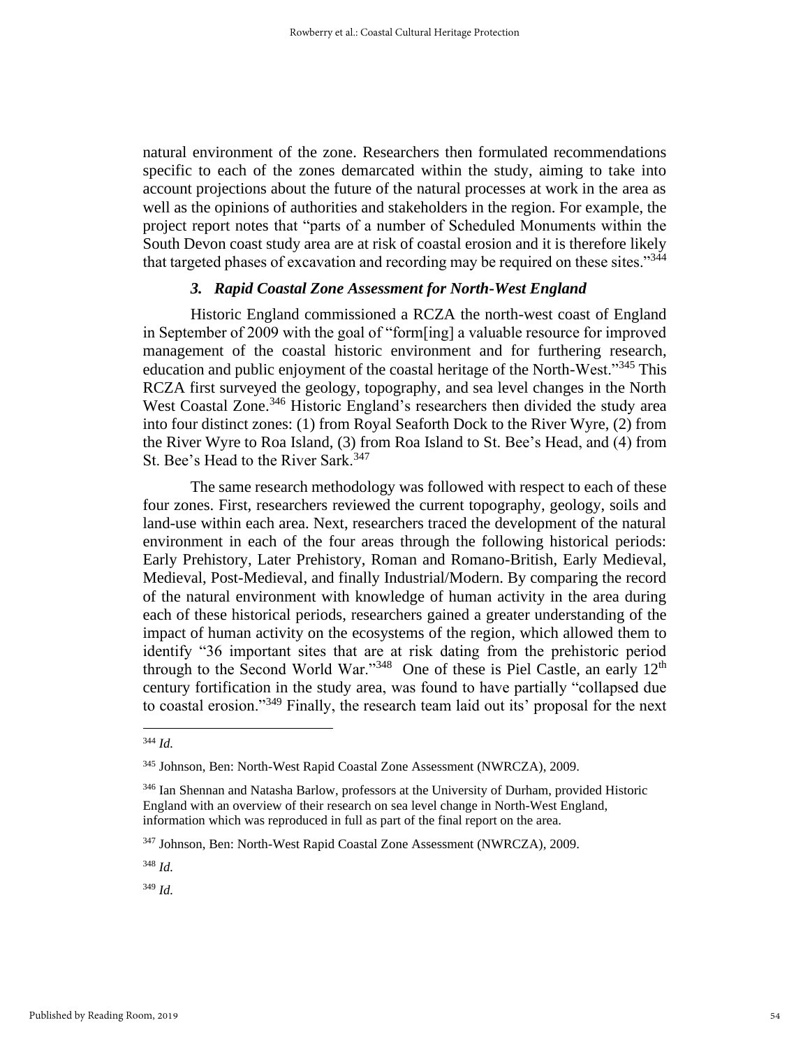natural environment of the zone. Researchers then formulated recommendations specific to each of the zones demarcated within the study, aiming to take into account projections about the future of the natural processes at work in the area as well as the opinions of authorities and stakeholders in the region. For example, the project report notes that "parts of a number of Scheduled Monuments within the South Devon coast study area are at risk of coastal erosion and it is therefore likely that targeted phases of excavation and recording may be required on these sites."[344]

### *3. Rapid Coastal Zone Assessment for North-West England*

Historic England commissioned a RCZA the north-west coast of England in September of 2009 with the goal of "form[ing] a valuable resource for improved management of the coastal historic environment and for furthering research, education and public enjoyment of the coastal heritage of the North-West."[345] This RCZA first surveyed the geology, topography, and sea level changes in the North West Coastal Zone.[346] Historic England's researchers then divided the study area into four distinct zones: (1) from Royal Seaforth Dock to the River Wyre, (2) from the River Wyre to Roa Island, (3) from Roa Island to St. Bee's Head, and (4) from St. Bee's Head to the River Sark.[347]

The same research methodology was followed with respect to each of these four zones. First, researchers reviewed the current topography, geology, soils and land-use within each area. Next, researchers traced the development of the natural environment in each of the four areas through the following historical periods: Early Prehistory, Later Prehistory, Roman and Romano-British, Early Medieval, Medieval, Post-Medieval, and finally Industrial/Modern. By comparing the record of the natural environment with knowledge of human activity in the area during each of these historical periods, researchers gained a greater understanding of the impact of human activity on the ecosystems of the region, which allowed them to identify "36 important sites that are at risk dating from the prehistoric period through to the Second World War."[348] One of these is Piel Castle, an early 12th century fortification in the study area, was found to have partially "collapsed due to coastal erosion."[349] Finally, the research team laid out its' proposal for the next

---

[344] *Id.*

[345] Johnson, Ben: North-West Rapid Coastal Zone Assessment (NWRCZA), 2009.

[346] Ian Shennan and Natasha Barlow, professors at the University of Durham, provided Historic England with an overview of their research on sea level change in North-West England, information which was reproduced in full as part of the final report on the area.

[347] Johnson, Ben: North-West Rapid Coastal Zone Assessment (NWRCZA), 2009.

[348] *Id.*

[349] *Id.*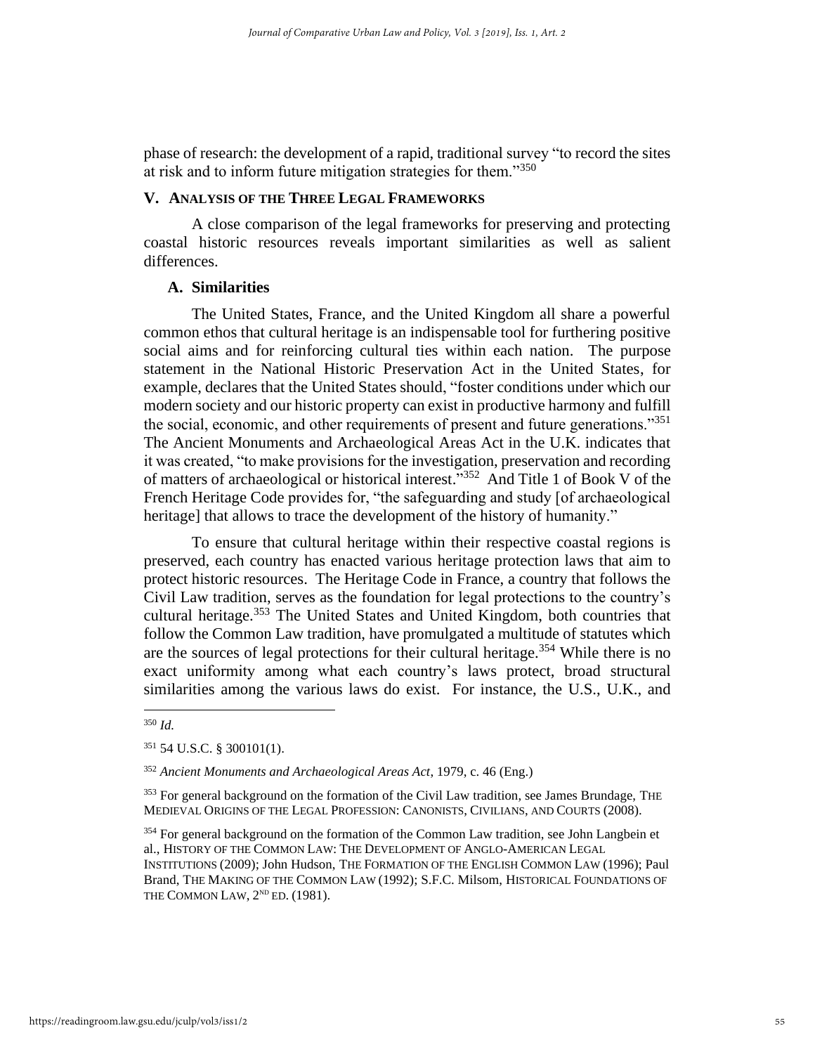phase of research: the development of a rapid, traditional survey "to record the sites at risk and to inform future mitigation strategies for them."[350]

## V. Analysis of the Three Legal Frameworks

A close comparison of the legal frameworks for preserving and protecting coastal historic resources reveals important similarities as well as salient differences.

### A. Similarities

The United States, France, and the United Kingdom all share a powerful common ethos that cultural heritage is an indispensable tool for furthering positive social aims and for reinforcing cultural ties within each nation. The purpose statement in the National Historic Preservation Act in the United States, for example, declares that the United States should, "foster conditions under which our modern society and our historic property can exist in productive harmony and fulfill the social, economic, and other requirements of present and future generations."[351] The Ancient Monuments and Archaeological Areas Act in the U.K. indicates that it was created, "to make provisions for the investigation, preservation and recording of matters of archaeological or historical interest."[352] And Title 1 of Book V of the French Heritage Code provides for, "the safeguarding and study [of archaeological heritage] that allows to trace the development of the history of humanity."

To ensure that cultural heritage within their respective coastal regions is preserved, each country has enacted various heritage protection laws that aim to protect historic resources. The Heritage Code in France, a country that follows the Civil Law tradition, serves as the foundation for legal protections to the country's cultural heritage.[353] The United States and United Kingdom, both countries that follow the Common Law tradition, have promulgated a multitude of statutes which are the sources of legal protections for their cultural heritage.[354] While there is no exact uniformity among what each country's laws protect, broad structural similarities among the various laws do exist. For instance, the U.S., U.K., and

---

[350] *Id.*

[351] 54 U.S.C. § 300101(1).

[352] *Ancient Monuments and Archaeological Areas Act*, 1979, c. 46 (Eng.)

[353] For general background on the formation of the Civil Law tradition, see James Brundage, The Medieval Origins of the Legal Profession: Canonists, Civilians, and Courts (2008).

[354] For general background on the formation of the Common Law tradition, see John Langbein et al., History of the Common Law: The Development of Anglo-American Legal Institutions (2009); John Hudson, The Formation of the English Common Law (1996); Paul Brand, The Making of the Common Law (1992); S.F.C. Milsom, Historical Foundations of the Common Law, 2nd ed. (1981).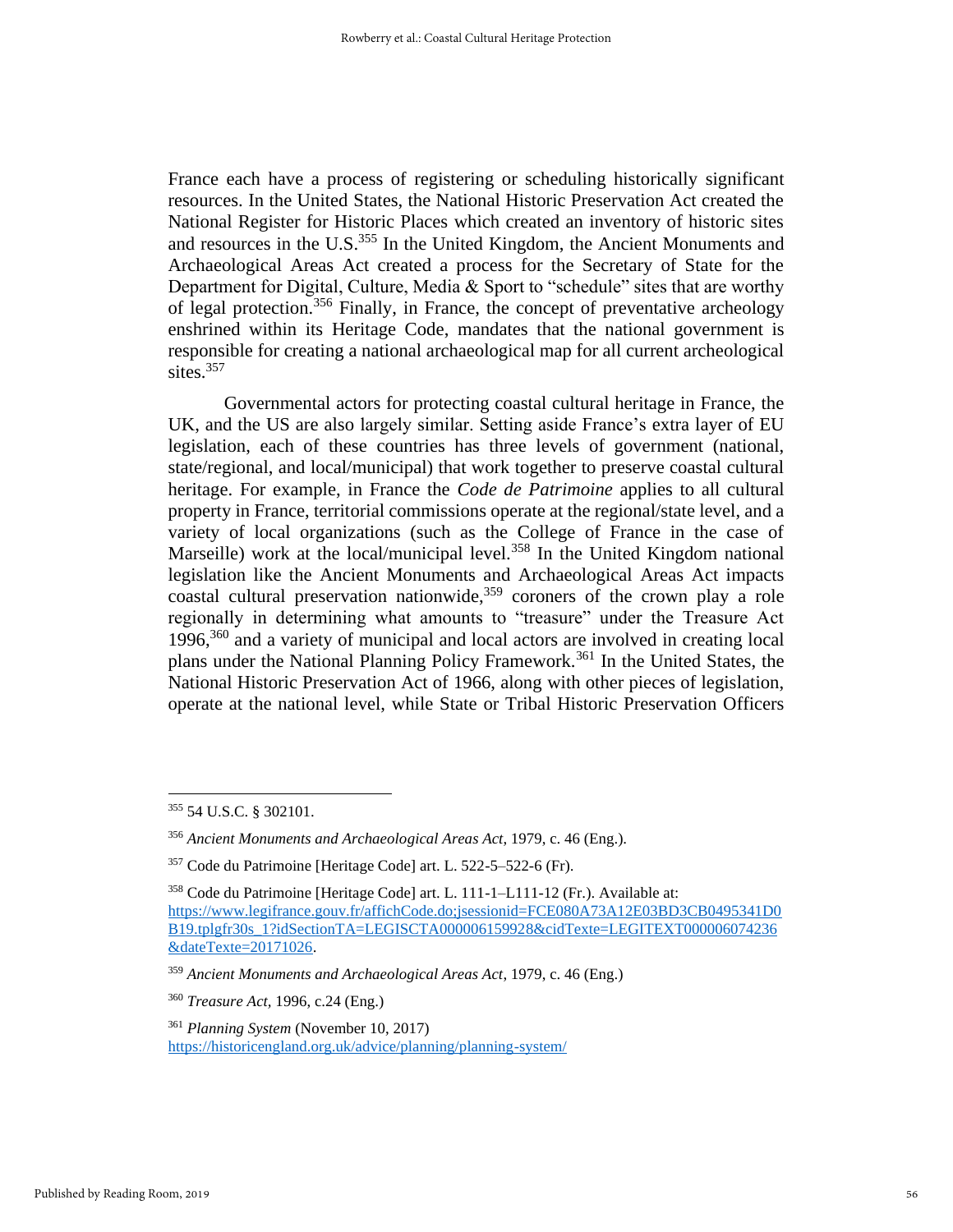France each have a process of registering or scheduling historically significant resources. In the United States, the National Historic Preservation Act created the National Register for Historic Places which created an inventory of historic sites and resources in the U.S.[355] In the United Kingdom, the Ancient Monuments and Archaeological Areas Act created a process for the Secretary of State for the Department for Digital, Culture, Media & Sport to "schedule" sites that are worthy of legal protection.[356] Finally, in France, the concept of preventative archeology enshrined within its Heritage Code, mandates that the national government is responsible for creating a national archaeological map for all current archeological sites.[357]

Governmental actors for protecting coastal cultural heritage in France, the UK, and the US are also largely similar. Setting aside France's extra layer of EU legislation, each of these countries has three levels of government (national, state/regional, and local/municipal) that work together to preserve coastal cultural heritage. For example, in France the *Code de Patrimoine* applies to all cultural property in France, territorial commissions operate at the regional/state level, and a variety of local organizations (such as the College of France in the case of Marseille) work at the local/municipal level.[358] In the United Kingdom national legislation like the Ancient Monuments and Archaeological Areas Act impacts coastal cultural preservation nationwide,[359] coroners of the crown play a role regionally in determining what amounts to "treasure" under the Treasure Act 1996,[360] and a variety of municipal and local actors are involved in creating local plans under the National Planning Policy Framework.[361] In the United States, the National Historic Preservation Act of 1966, along with other pieces of legislation, operate at the national level, while State or Tribal Historic Preservation Officers

---

[355] 54 U.S.C. § 302101.

[356] *Ancient Monuments and Archaeological Areas Act*, 1979, c. 46 (Eng.).

[357] Code du Patrimoine [Heritage Code] art. L. 522-5–522-6 (Fr).

[358] Code du Patrimoine [Heritage Code] art. L. 111-1–L111-12 (Fr.). Available at: https://www.legifrance.gouv.fr/affichCode.do;jsessionid=FCE080A73A12E03BD3CB0495341D0B19.tplgfr30s_1?idSectionTA=LEGISCTA000006159928&cidTexte=LEGITEXT000006074236&dateTexte=20171026.

[359] *Ancient Monuments and Archaeological Areas Act*, 1979, c. 46 (Eng.)

[360] *Treasure Act*, 1996, c.24 (Eng.)

[361] *Planning System* (November 10, 2017) https://historicengland.org.uk/advice/planning/planning-system/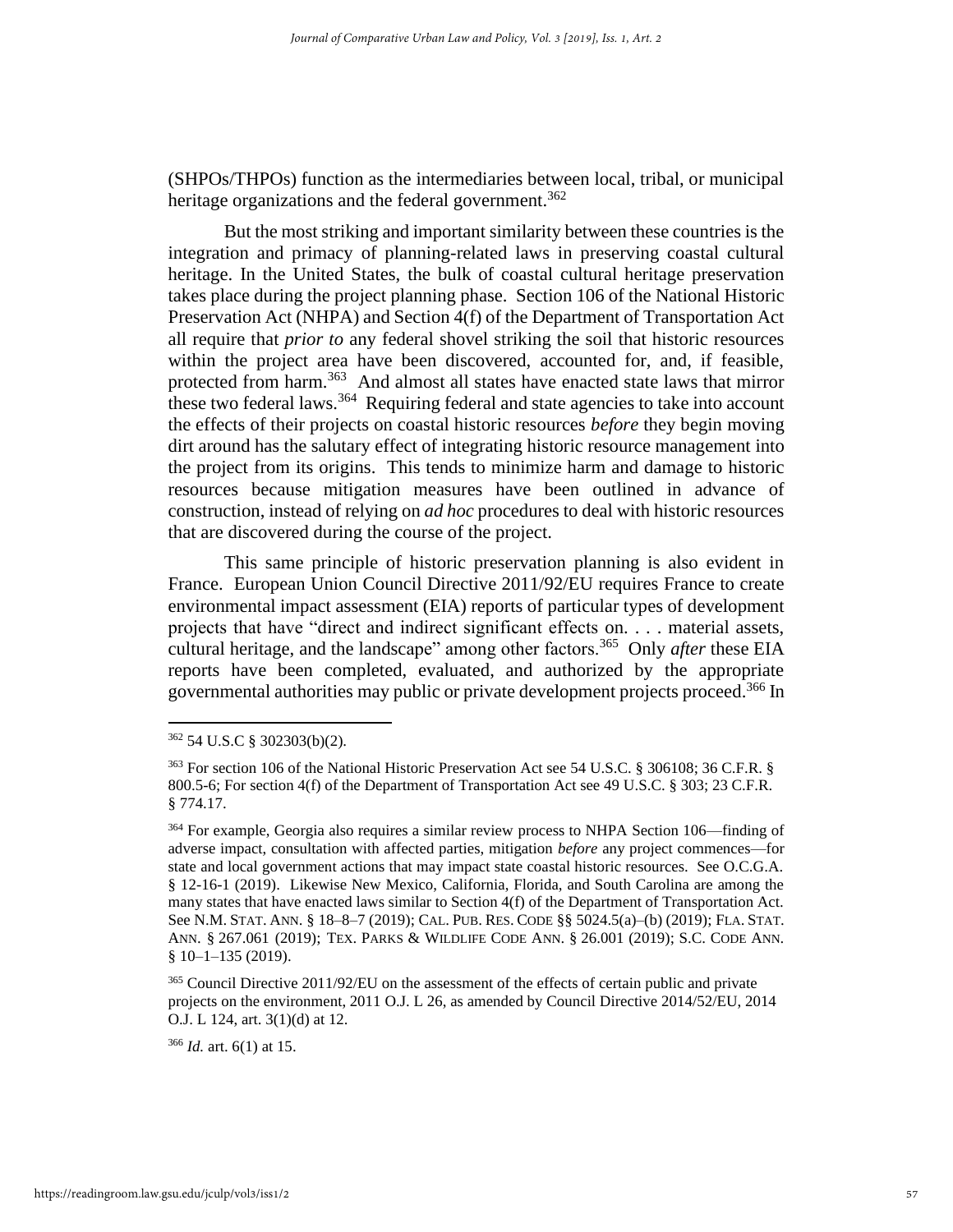(SHPOs/THPOs) function as the intermediaries between local, tribal, or municipal heritage organizations and the federal government.[362]

But the most striking and important similarity between these countries is the integration and primacy of planning-related laws in preserving coastal cultural heritage. In the United States, the bulk of coastal cultural heritage preservation takes place during the project planning phase. Section 106 of the National Historic Preservation Act (NHPA) and Section 4(f) of the Department of Transportation Act all require that *prior to* any federal shovel striking the soil that historic resources within the project area have been discovered, accounted for, and, if feasible, protected from harm.[363] And almost all states have enacted state laws that mirror these two federal laws.[364] Requiring federal and state agencies to take into account the effects of their projects on coastal historic resources *before* they begin moving dirt around has the salutary effect of integrating historic resource management into the project from its origins. This tends to minimize harm and damage to historic resources because mitigation measures have been outlined in advance of construction, instead of relying on *ad hoc* procedures to deal with historic resources that are discovered during the course of the project.

This same principle of historic preservation planning is also evident in France. European Union Council Directive 2011/92/EU requires France to create environmental impact assessment (EIA) reports of particular types of development projects that have "direct and indirect significant effects on. . . . material assets, cultural heritage, and the landscape" among other factors.[365] Only *after* these EIA reports have been completed, evaluated, and authorized by the appropriate governmental authorities may public or private development projects proceed.[366] In

---

[362] 54 U.S.C § 302303(b)(2).

[363] For section 106 of the National Historic Preservation Act see 54 U.S.C. § 306108; 36 C.F.R. § 800.5-6; For section 4(f) of the Department of Transportation Act see 49 U.S.C. § 303; 23 C.F.R. § 774.17.

[364] For example, Georgia also requires a similar review process to NHPA Section 106—finding of adverse impact, consultation with affected parties, mitigation *before* any project commences—for state and local government actions that may impact state coastal historic resources. See O.C.G.A. § 12-16-1 (2019). Likewise New Mexico, California, Florida, and South Carolina are among the many states that have enacted laws similar to Section 4(f) of the Department of Transportation Act. See N.M. STAT. ANN. § 18–8–7 (2019); CAL. PUB. RES. CODE §§ 5024.5(a)–(b) (2019); FLA. STAT. ANN. § 267.061 (2019); TEX. PARKS & WILDLIFE CODE ANN. § 26.001 (2019); S.C. CODE ANN. § 10–1–135 (2019).

[365] Council Directive 2011/92/EU on the assessment of the effects of certain public and private projects on the environment, 2011 O.J. L 26, as amended by Council Directive 2014/52/EU, 2014 O.J. L 124, art. 3(1)(d) at 12.

[366] *Id.* art. 6(1) at 15.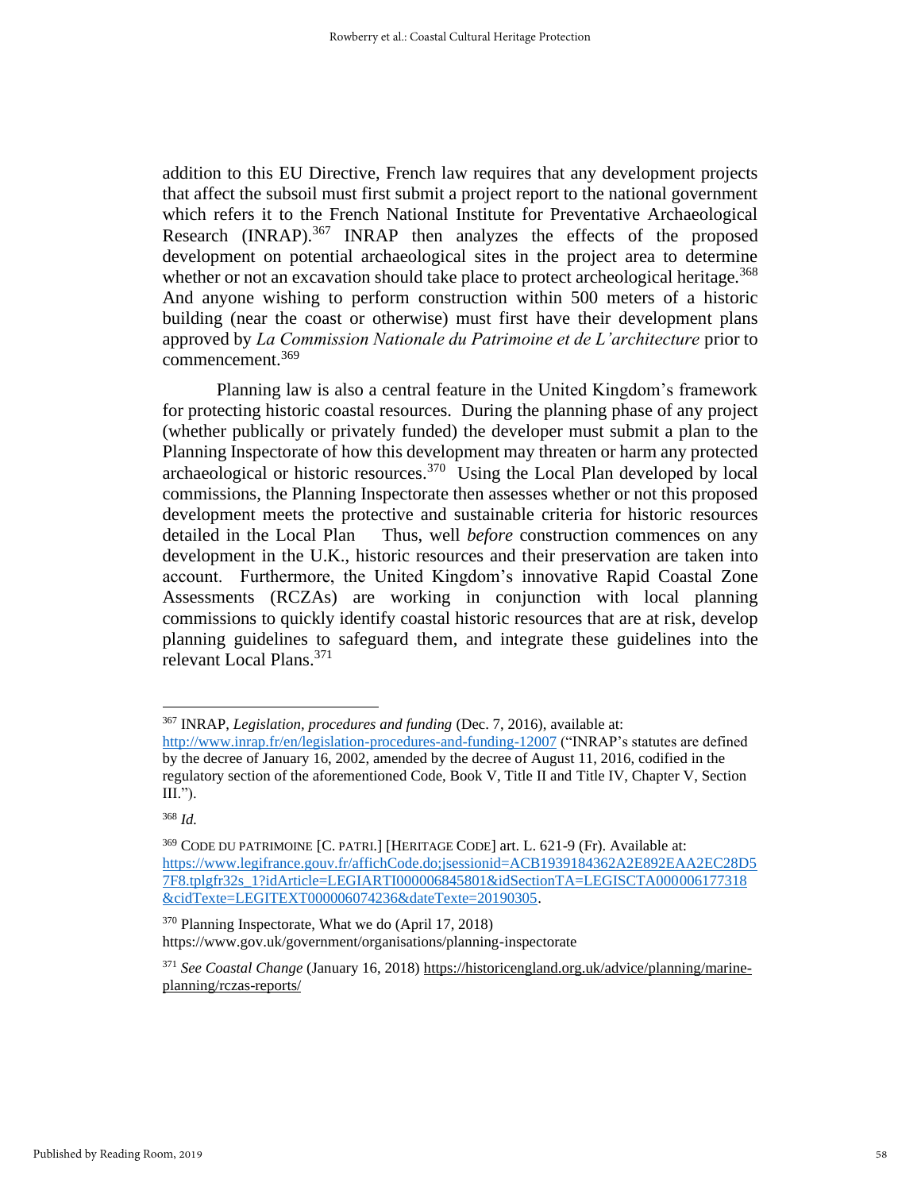addition to this EU Directive, French law requires that any development projects that affect the subsoil must first submit a project report to the national government which refers it to the French National Institute for Preventative Archaeological Research (INRAP).[367] INRAP then analyzes the effects of the proposed development on potential archaeological sites in the project area to determine whether or not an excavation should take place to protect archeological heritage.[368] And anyone wishing to perform construction within 500 meters of a historic building (near the coast or otherwise) must first have their development plans approved by *La Commission Nationale du Patrimoine et de L'architecture* prior to commencement.[369]

Planning law is also a central feature in the United Kingdom's framework for protecting historic coastal resources. During the planning phase of any project (whether publically or privately funded) the developer must submit a plan to the Planning Inspectorate of how this development may threaten or harm any protected archaeological or historic resources.[370] Using the Local Plan developed by local commissions, the Planning Inspectorate then assesses whether or not this proposed development meets the protective and sustainable criteria for historic resources detailed in the Local Plan Thus, well *before* construction commences on any development in the U.K., historic resources and their preservation are taken into account. Furthermore, the United Kingdom's innovative Rapid Coastal Zone Assessments (RCZAs) are working in conjunction with local planning commissions to quickly identify coastal historic resources that are at risk, develop planning guidelines to safeguard them, and integrate these guidelines into the relevant Local Plans.[371]

---

[367] INRAP, *Legislation, procedures and funding* (Dec. 7, 2016), available at: http://www.inrap.fr/en/legislation-procedures-and-funding-12007 ("INRAP's statutes are defined by the decree of January 16, 2002, amended by the decree of August 11, 2016, codified in the regulatory section of the aforementioned Code, Book V, Title II and Title IV, Chapter V, Section III.").

[368] *Id.*

[369] CODE DU PATRIMOINE [C. PATRI.] [HERITAGE CODE] art. L. 621-9 (Fr). Available at: https://www.legifrance.gouv.fr/affichCode.do;jsessionid=ACB1939184362A2E892EAA2EC28D57F8.tplgfr32s_1?idArticle=LEGIARTI000006845801&idSectionTA=LEGISCTA000006177318&cidTexte=LEGITEXT000006074236&dateTexte=20190305.

[370] Planning Inspectorate, What we do (April 17, 2018) https://www.gov.uk/government/organisations/planning-inspectorate

[371] *See Coastal Change* (January 16, 2018) https://historicengland.org.uk/advice/planning/marine-planning/rczas-reports/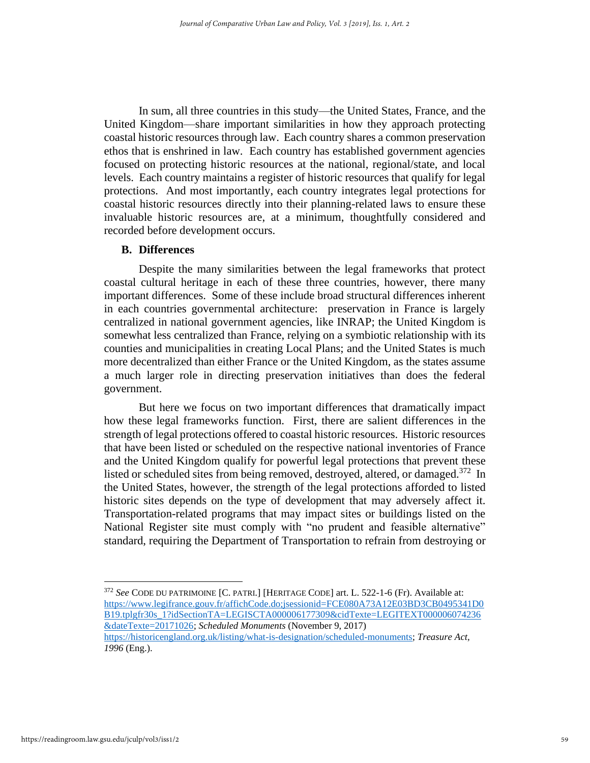In sum, all three countries in this study—the United States, France, and the United Kingdom—share important similarities in how they approach protecting coastal historic resources through law. Each country shares a common preservation ethos that is enshrined in law. Each country has established government agencies focused on protecting historic resources at the national, regional/state, and local levels. Each country maintains a register of historic resources that qualify for legal protections. And most importantly, each country integrates legal protections for coastal historic resources directly into their planning-related laws to ensure these invaluable historic resources are, at a minimum, thoughtfully considered and recorded before development occurs.

### B. Differences

Despite the many similarities between the legal frameworks that protect coastal cultural heritage in each of these three countries, however, there many important differences. Some of these include broad structural differences inherent in each countries governmental architecture: preservation in France is largely centralized in national government agencies, like INRAP; the United Kingdom is somewhat less centralized than France, relying on a symbiotic relationship with its counties and municipalities in creating Local Plans; and the United States is much more decentralized than either France or the United Kingdom, as the states assume a much larger role in directing preservation initiatives than does the federal government.

But here we focus on two important differences that dramatically impact how these legal frameworks function. First, there are salient differences in the strength of legal protections offered to coastal historic resources. Historic resources that have been listed or scheduled on the respective national inventories of France and the United Kingdom qualify for powerful legal protections that prevent these listed or scheduled sites from being removed, destroyed, altered, or damaged.[372] In the United States, however, the strength of the legal protections afforded to listed historic sites depends on the type of development that may adversely affect it. Transportation-related programs that may impact sites or buildings listed on the National Register site must comply with "no prudent and feasible alternative" standard, requiring the Department of Transportation to refrain from destroying or

---

[372] *See* CODE DU PATRIMOINE [C. PATRI.] [HERITAGE CODE] art. L. 522-1-6 (Fr). Available at: https://www.legifrance.gouv.fr/affichCode.do;jsessionid=FCE080A73A12E03BD3CB0495341D0B19.tplgfr30s_1?idSectionTA=LEGISCTA000006177309&cidTexte=LEGITEXT000006074236&dateTexte=20171026; *Scheduled Monuments* (November 9, 2017) https://historicengland.org.uk/listing/what-is-designation/scheduled-monuments; *Treasure Act, 1996* (Eng.).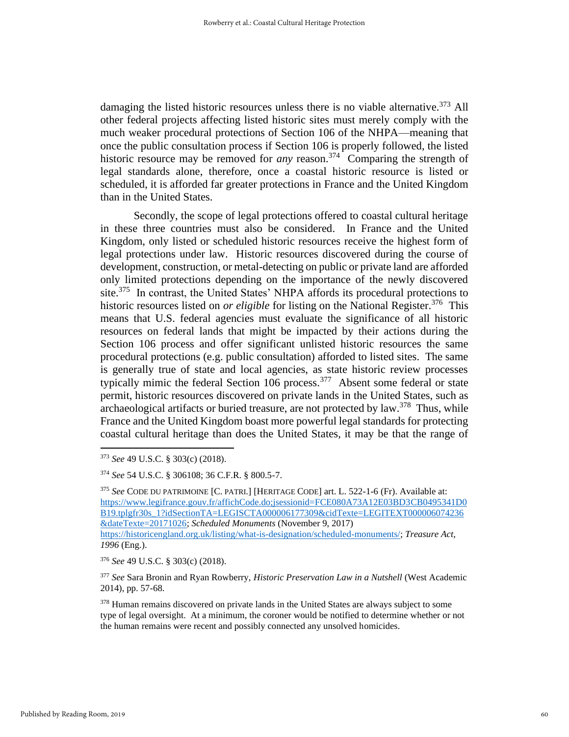damaging the listed historic resources unless there is no viable alternative.[373] All other federal projects affecting listed historic sites must merely comply with the much weaker procedural protections of Section 106 of the NHPA—meaning that once the public consultation process if Section 106 is properly followed, the listed historic resource may be removed for *any* reason.[374] Comparing the strength of legal standards alone, therefore, once a coastal historic resource is listed or scheduled, it is afforded far greater protections in France and the United Kingdom than in the United States.

Secondly, the scope of legal protections offered to coastal cultural heritage in these three countries must also be considered. In France and the United Kingdom, only listed or scheduled historic resources receive the highest form of legal protections under law. Historic resources discovered during the course of development, construction, or metal-detecting on public or private land are afforded only limited protections depending on the importance of the newly discovered site.[375] In contrast, the United States' NHPA affords its procedural protections to historic resources listed on *or eligible* for listing on the National Register.[376] This means that U.S. federal agencies must evaluate the significance of all historic resources on federal lands that might be impacted by their actions during the Section 106 process and offer significant unlisted historic resources the same procedural protections (e.g. public consultation) afforded to listed sites. The same is generally true of state and local agencies, as state historic review processes typically mimic the federal Section 106 process.[377] Absent some federal or state permit, historic resources discovered on private lands in the United States, such as archaeological artifacts or buried treasure, are not protected by law.[378] Thus, while France and the United Kingdom boast more powerful legal standards for protecting coastal cultural heritage than does the United States, it may be that the range of

---

[373] *See* 49 U.S.C. § 303(c) (2018).

[374] *See* 54 U.S.C. § 306108; 36 C.F.R. § 800.5-7.

[375] *See* CODE DU PATRIMOINE [C. PATRI.] [HERITAGE CODE] art. L. 522-1-6 (Fr). Available at: https://www.legifrance.gouv.fr/affichCode.do;jsessionid=FCE080A73A12E03BD3CB0495341D0B19.tplgfr30s_1?idSectionTA=LEGISCTA000006177309&cidTexte=LEGITEXT000006074236&dateTexte=20171026; *Scheduled Monuments* (November 9, 2017) https://historicengland.org.uk/listing/what-is-designation/scheduled-monuments/; *Treasure Act, 1996* (Eng.).

[376] *See* 49 U.S.C. § 303(c) (2018).

[377] *See* Sara Bronin and Ryan Rowberry, *Historic Preservation Law in a Nutshell* (West Academic 2014), pp. 57-68.

[378] Human remains discovered on private lands in the United States are always subject to some type of legal oversight. At a minimum, the coroner would be notified to determine whether or not the human remains were recent and possibly connected any unsolved homicides.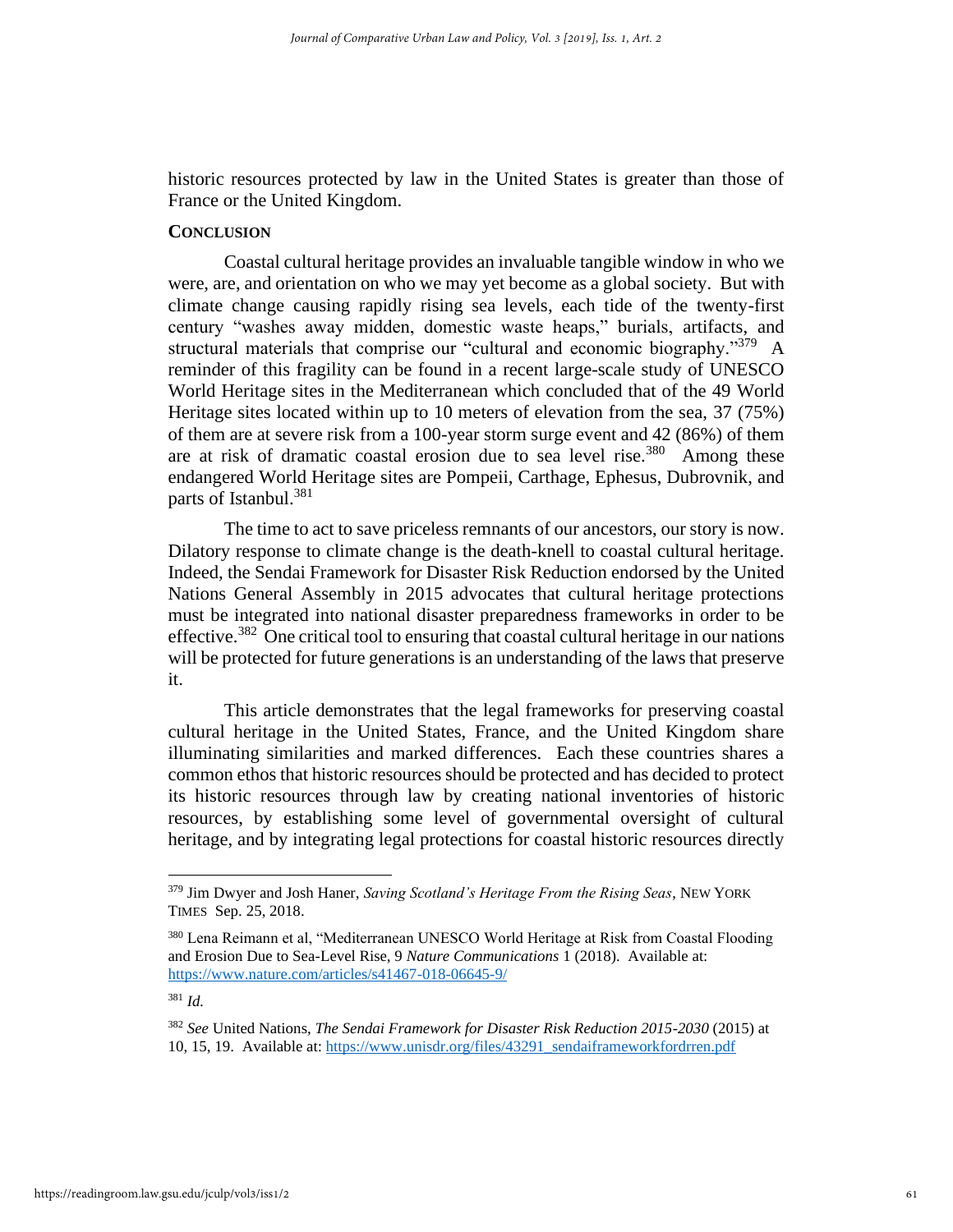historic resources protected by law in the United States is greater than those of France or the United Kingdom.

## CONCLUSION

Coastal cultural heritage provides an invaluable tangible window in who we were, are, and orientation on who we may yet become as a global society. But with climate change causing rapidly rising sea levels, each tide of the twenty-first century "washes away midden, domestic waste heaps," burials, artifacts, and structural materials that comprise our "cultural and economic biography."[379] A reminder of this fragility can be found in a recent large-scale study of UNESCO World Heritage sites in the Mediterranean which concluded that of the 49 World Heritage sites located within up to 10 meters of elevation from the sea, 37 (75%) of them are at severe risk from a 100-year storm surge event and 42 (86%) of them are at risk of dramatic coastal erosion due to sea level rise.[380] Among these endangered World Heritage sites are Pompeii, Carthage, Ephesus, Dubrovnik, and parts of Istanbul.[381]

The time to act to save priceless remnants of our ancestors, our story is now. Dilatory response to climate change is the death-knell to coastal cultural heritage. Indeed, the Sendai Framework for Disaster Risk Reduction endorsed by the United Nations General Assembly in 2015 advocates that cultural heritage protections must be integrated into national disaster preparedness frameworks in order to be effective.[382] One critical tool to ensuring that coastal cultural heritage in our nations will be protected for future generations is an understanding of the laws that preserve it.

This article demonstrates that the legal frameworks for preserving coastal cultural heritage in the United States, France, and the United Kingdom share illuminating similarities and marked differences. Each these countries shares a common ethos that historic resources should be protected and has decided to protect its historic resources through law by creating national inventories of historic resources, by establishing some level of governmental oversight of cultural heritage, and by integrating legal protections for coastal historic resources directly

---

[379] Jim Dwyer and Josh Haner, *Saving Scotland's Heritage From the Rising Seas*, NEW YORK TIMES Sep. 25, 2018.

[380] Lena Reimann et al, "Mediterranean UNESCO World Heritage at Risk from Coastal Flooding and Erosion Due to Sea-Level Rise, 9 *Nature Communications* 1 (2018). Available at: https://www.nature.com/articles/s41467-018-06645-9/

[381] *Id.*

[382] *See* United Nations, *The Sendai Framework for Disaster Risk Reduction 2015-2030* (2015) at 10, 15, 19. Available at: https://www.unisdr.org/files/43291_sendaiframeworkfordrren.pdf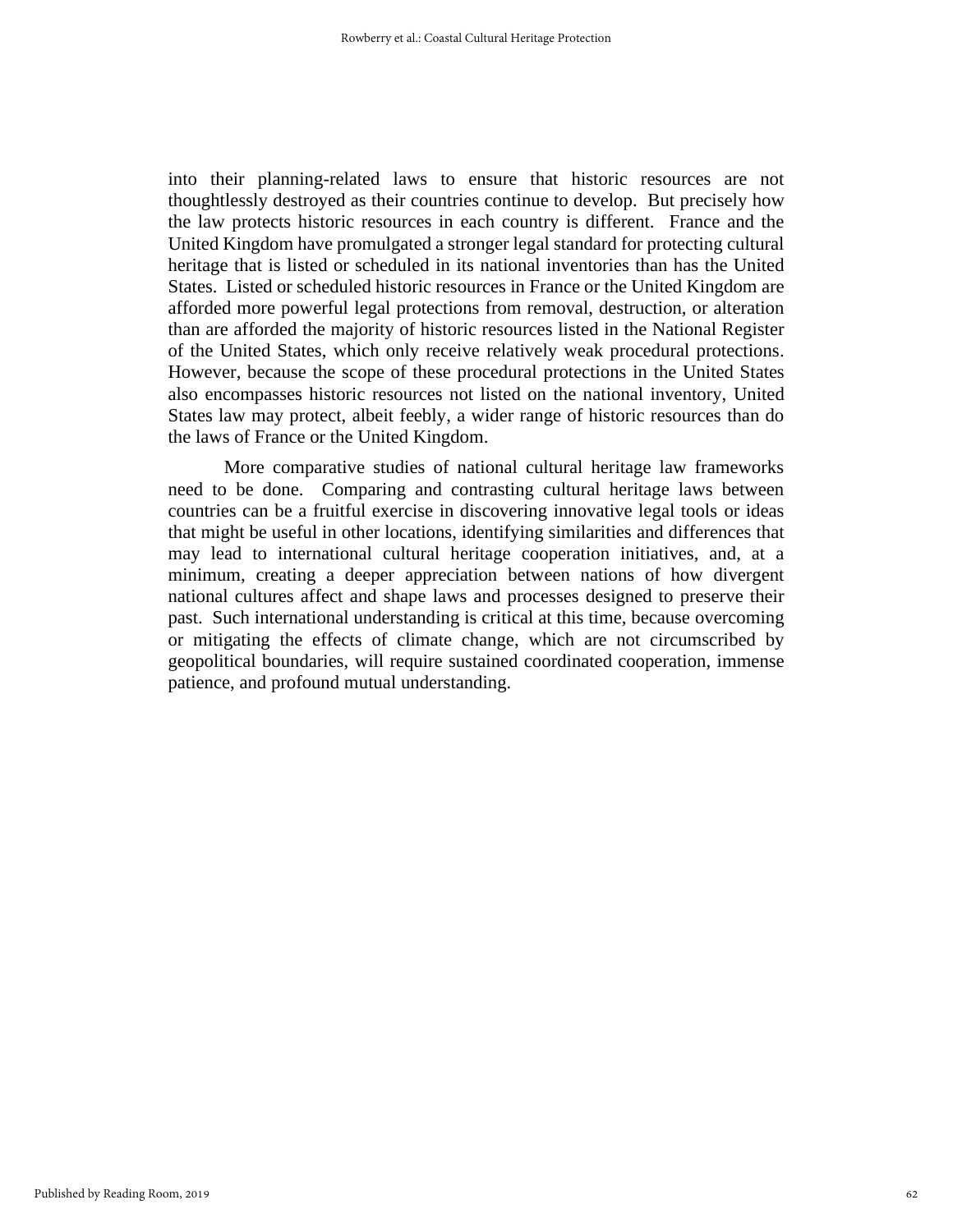into their planning-related laws to ensure that historic resources are not thoughtlessly destroyed as their countries continue to develop. But precisely how the law protects historic resources in each country is different. France and the United Kingdom have promulgated a stronger legal standard for protecting cultural heritage that is listed or scheduled in its national inventories than has the United States. Listed or scheduled historic resources in France or the United Kingdom are afforded more powerful legal protections from removal, destruction, or alteration than are afforded the majority of historic resources listed in the National Register of the United States, which only receive relatively weak procedural protections. However, because the scope of these procedural protections in the United States also encompasses historic resources not listed on the national inventory, United States law may protect, albeit feebly, a wider range of historic resources than do the laws of France or the United Kingdom.

More comparative studies of national cultural heritage law frameworks need to be done. Comparing and contrasting cultural heritage laws between countries can be a fruitful exercise in discovering innovative legal tools or ideas that might be useful in other locations, identifying similarities and differences that may lead to international cultural heritage cooperation initiatives, and, at a minimum, creating a deeper appreciation between nations of how divergent national cultures affect and shape laws and processes designed to preserve their past. Such international understanding is critical at this time, because overcoming or mitigating the effects of climate change, which are not circumscribed by geopolitical boundaries, will require sustained coordinated cooperation, immense patience, and profound mutual understanding.